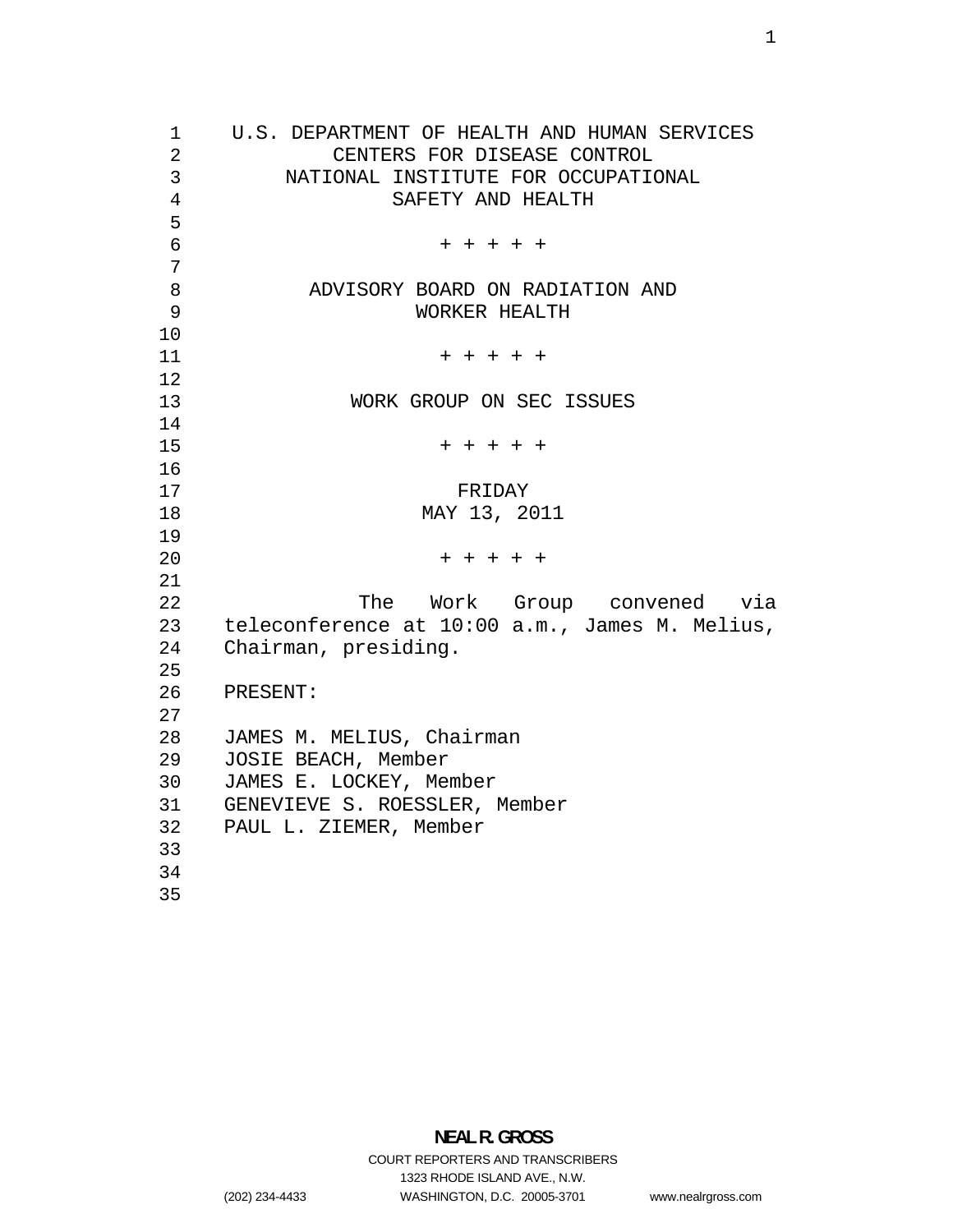U.S. DEPARTMENT OF HEALTH AND HUMAN SERVICES
CENTERS FOR DISEASE CONTROL
NATIONAL INSTITUTE FOR OCCUPATIONAL
SAFETY AND HEALTH

+ + + + +

ADVISORY BOARD ON RADIATION AND
WORKER HEALTH

+ + + + +

WORK GROUP ON SEC ISSUES

+ + + + +

FRIDAY
MAY 13, 2011

+ + + + +

The Work Group convened via teleconference at 10:00 a.m., James M. Melius, Chairman, presiding.

PRESENT:

JAMES M. MELIUS, Chairman
JOSIE BEACH, Member
JAMES E. LOCKEY, Member
GENEVIEVE S. ROESSLER, Member
PAUL L. ZIEMER, Member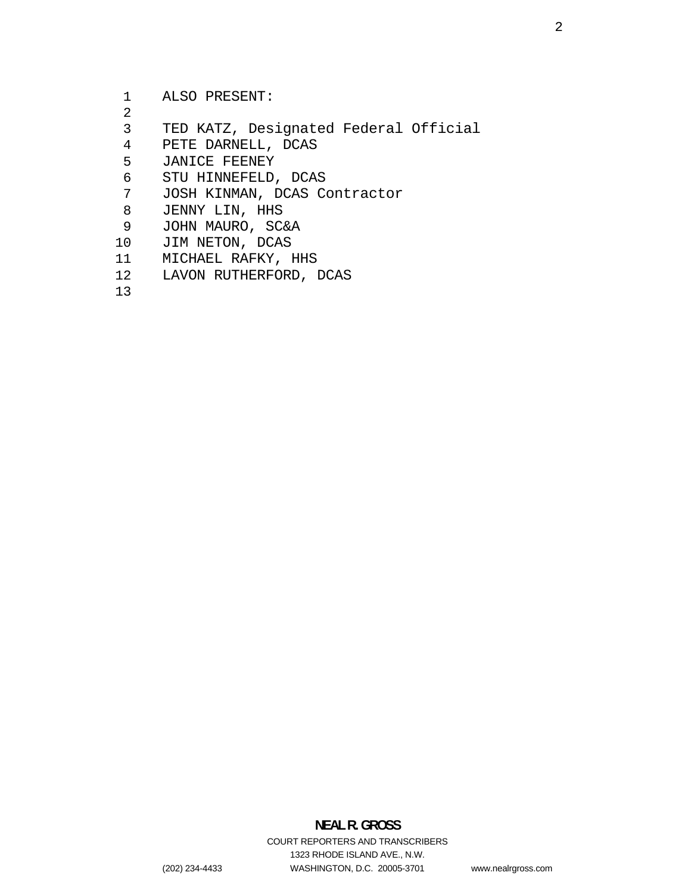ALSO PRESENT:

TED KATZ, Designated Federal Official
PETE DARNELL, DCAS
JANICE FEENEY
STU HINNEFELD, DCAS
JOSH KINMAN, DCAS Contractor
JENNY LIN, HHS
JOHN MAURO, SC&A
JIM NETON, DCAS
MICHAEL RAFKY, HHS
LAVON RUTHERFORD, DCAS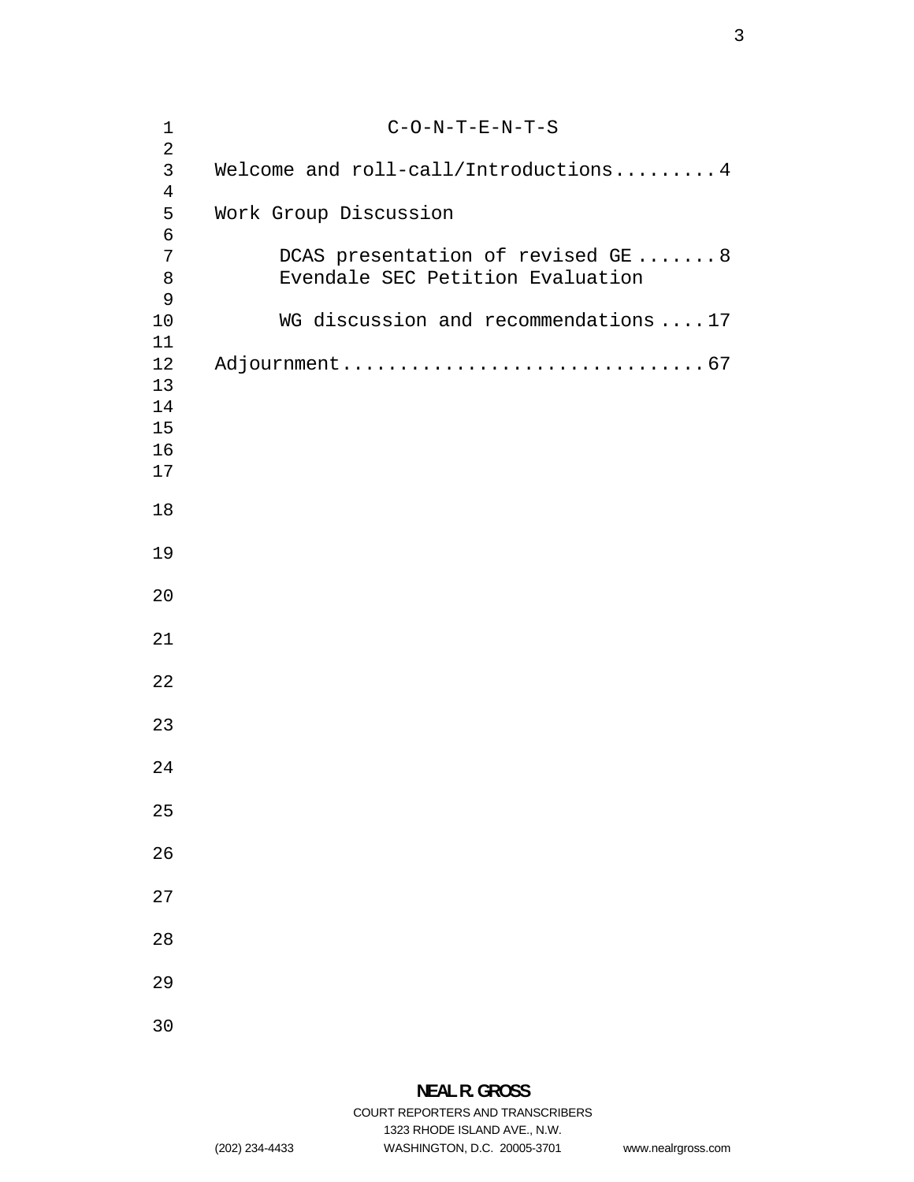# C-O-N-T-E-N-T-S

Welcome and roll-call/Introductions.........4

Work Group Discussion

DCAS presentation of revised GE .......8
Evendale SEC Petition Evaluation

WG discussion and recommendations ....17

Adjournment...............................67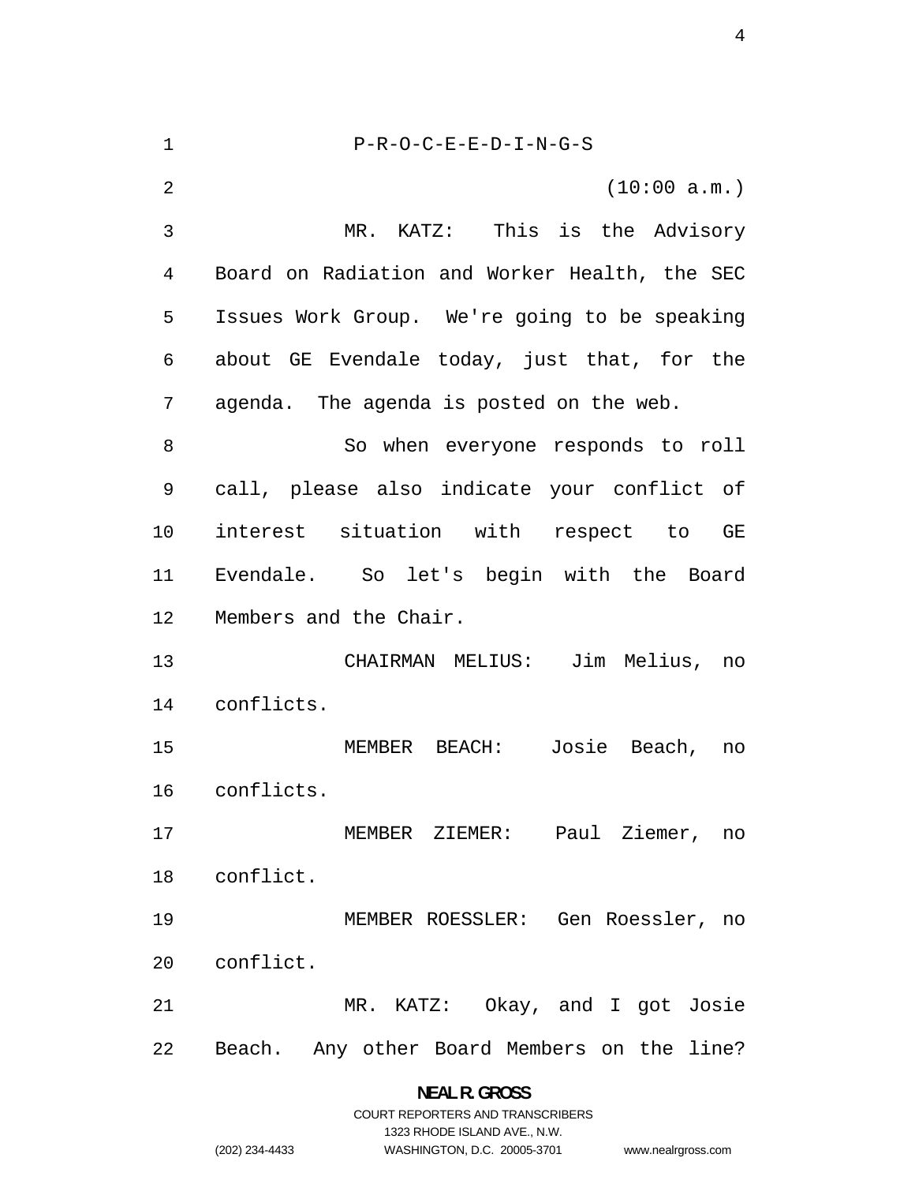P-R-O-C-E-E-D-I-N-G-S

(10:00 a.m.)

MR. KATZ: This is the Advisory Board on Radiation and Worker Health, the SEC Issues Work Group. We're going to be speaking about GE Evendale today, just that, for the agenda. The agenda is posted on the web.

So when everyone responds to roll call, please also indicate your conflict of interest situation with respect to GE Evendale. So let's begin with the Board Members and the Chair.

CHAIRMAN MELIUS: Jim Melius, no conflicts.

MEMBER BEACH: Josie Beach, no conflicts.

MEMBER ZIEMER: Paul Ziemer, no conflict.

MEMBER ROESSLER: Gen Roessler, no conflict.

MR. KATZ: Okay, and I got Josie Beach. Any other Board Members on the line?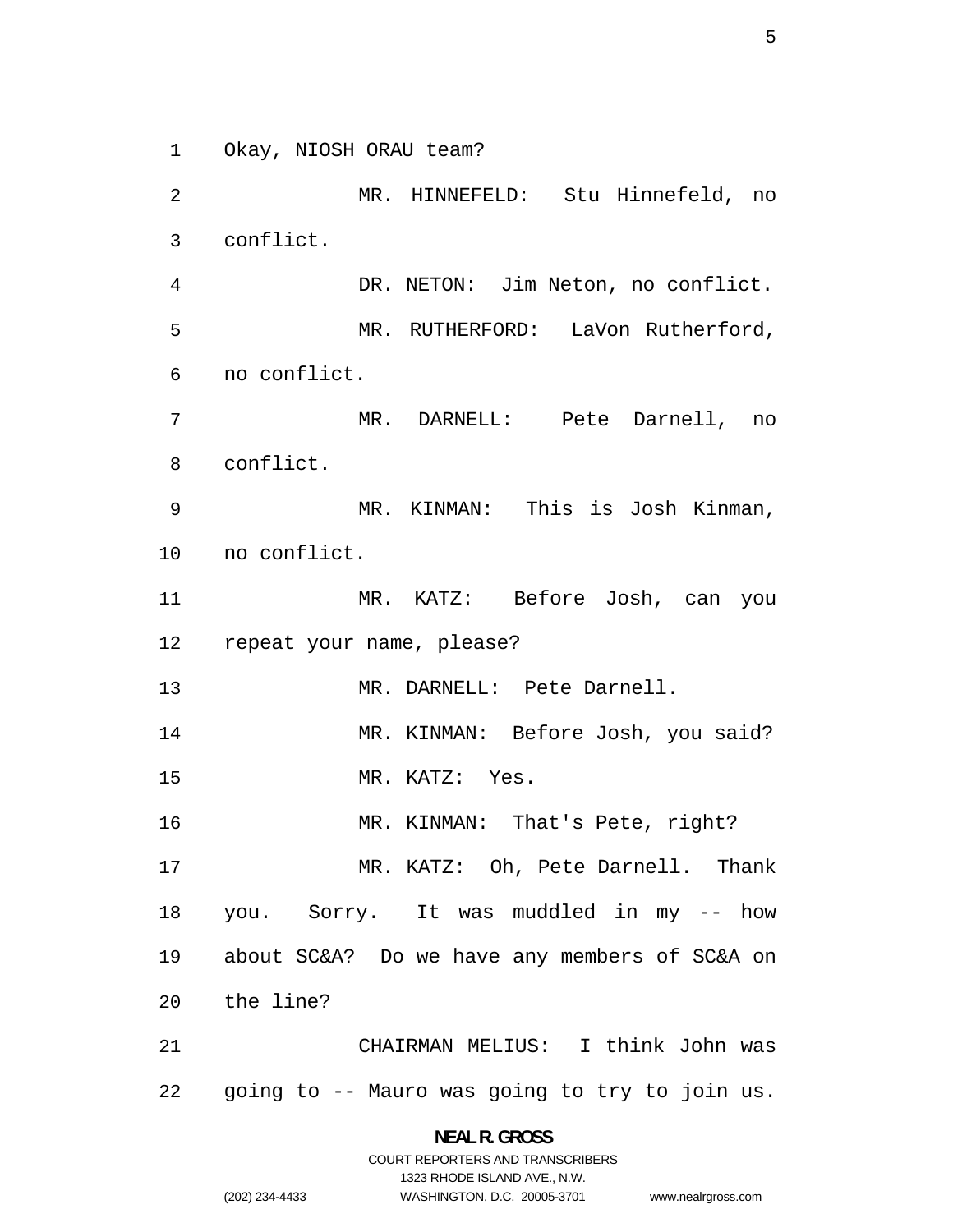Okay, NIOSH ORAU team?

MR. HINNEFELD: Stu Hinnefeld, no conflict.

DR. NETON: Jim Neton, no conflict.

MR. RUTHERFORD: LaVon Rutherford, no conflict.

MR. DARNELL: Pete Darnell, no conflict.

MR. KINMAN: This is Josh Kinman, no conflict.

MR. KATZ: Before Josh, can you repeat your name, please?

MR. DARNELL: Pete Darnell.

MR. KINMAN: Before Josh, you said?

MR. KATZ: Yes.

MR. KINMAN: That's Pete, right?

MR. KATZ: Oh, Pete Darnell. Thank you. Sorry. It was muddled in my -- how about SC&A? Do we have any members of SC&A on the line?

CHAIRMAN MELIUS: I think John was going to -- Mauro was going to try to join us.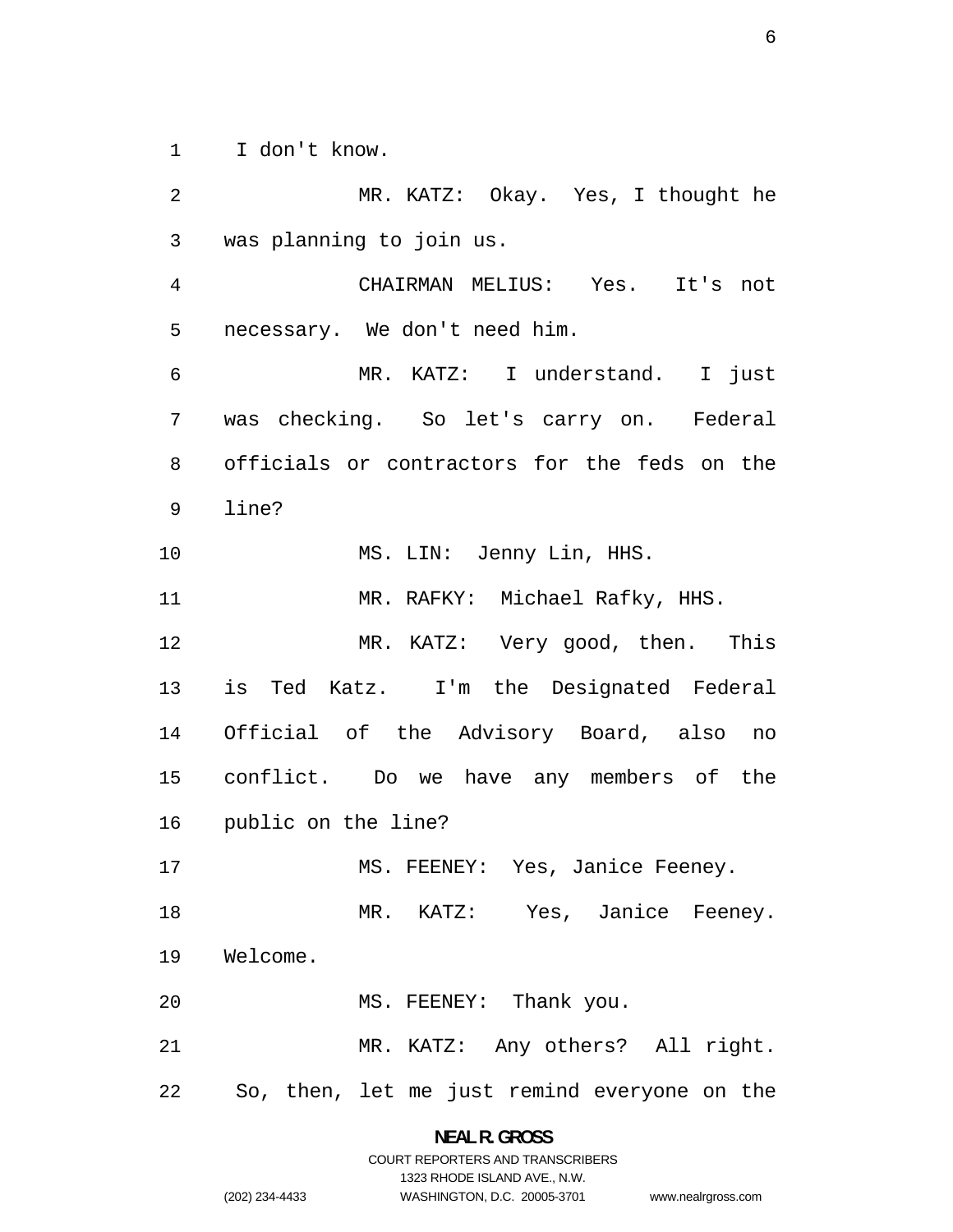I don't know.

MR. KATZ: Okay. Yes, I thought he was planning to join us.

CHAIRMAN MELIUS: Yes. It's not necessary. We don't need him.

MR. KATZ: I understand. I just was checking. So let's carry on. Federal officials or contractors for the feds on the line?

MS. LIN: Jenny Lin, HHS.

MR. RAFKY: Michael Rafky, HHS.

MR. KATZ: Very good, then. This is Ted Katz. I'm the Designated Federal Official of the Advisory Board, also no conflict. Do we have any members of the public on the line?

MS. FEENEY: Yes, Janice Feeney.

MR. KATZ: Yes, Janice Feeney. Welcome.

MS. FEENEY: Thank you.

MR. KATZ: Any others? All right. So, then, let me just remind everyone on the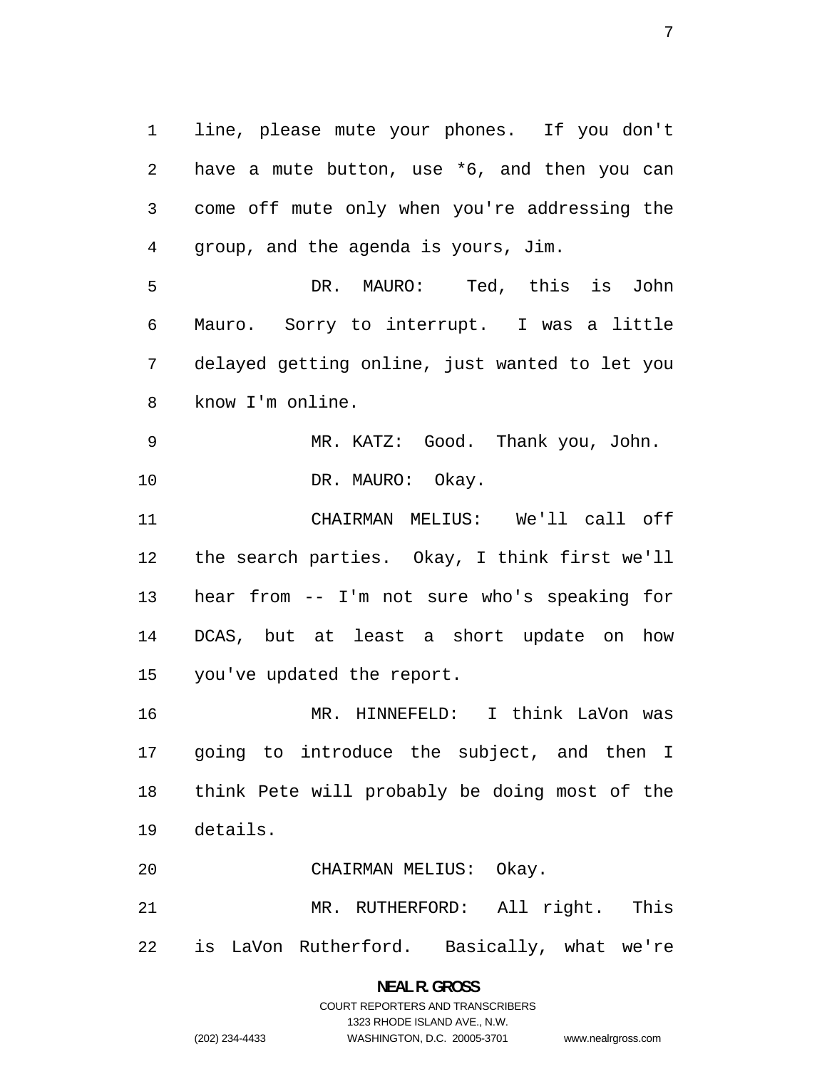line, please mute your phones. If you don't have a mute button, use *6, and then you can come off mute only when you're addressing the group, and the agenda is yours, Jim.

DR. MAURO: Ted, this is John Mauro. Sorry to interrupt. I was a little delayed getting online, just wanted to let you know I'm online.

MR. KATZ: Good. Thank you, John.

DR. MAURO: Okay.

CHAIRMAN MELIUS: We'll call off the search parties. Okay, I think first we'll hear from -- I'm not sure who's speaking for DCAS, but at least a short update on how you've updated the report.

MR. HINNEFELD: I think LaVon was going to introduce the subject, and then I think Pete will probably be doing most of the details.

CHAIRMAN MELIUS: Okay.

MR. RUTHERFORD: All right. This is LaVon Rutherford. Basically, what we're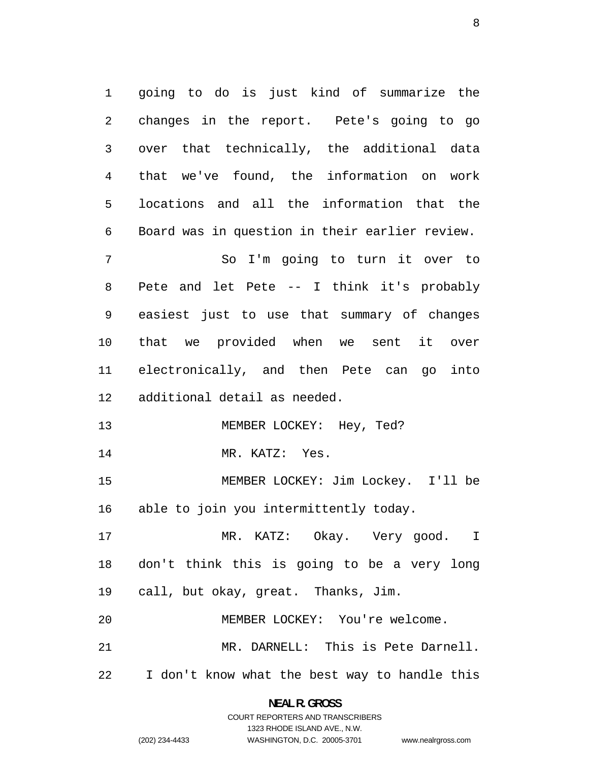going to do is just kind of summarize the changes in the report. Pete's going to go over that technically, the additional data that we've found, the information on work locations and all the information that the Board was in question in their earlier review.

So I'm going to turn it over to Pete and let Pete -- I think it's probably easiest just to use that summary of changes that we provided when we sent it over electronically, and then Pete can go into additional detail as needed.

MEMBER LOCKEY: Hey, Ted?

MR. KATZ: Yes.

MEMBER LOCKEY: Jim Lockey. I'll be able to join you intermittently today.

MR. KATZ: Okay. Very good. I don't think this is going to be a very long call, but okay, great. Thanks, Jim.

MEMBER LOCKEY: You're welcome.

MR. DARNELL: This is Pete Darnell. I don't know what the best way to handle this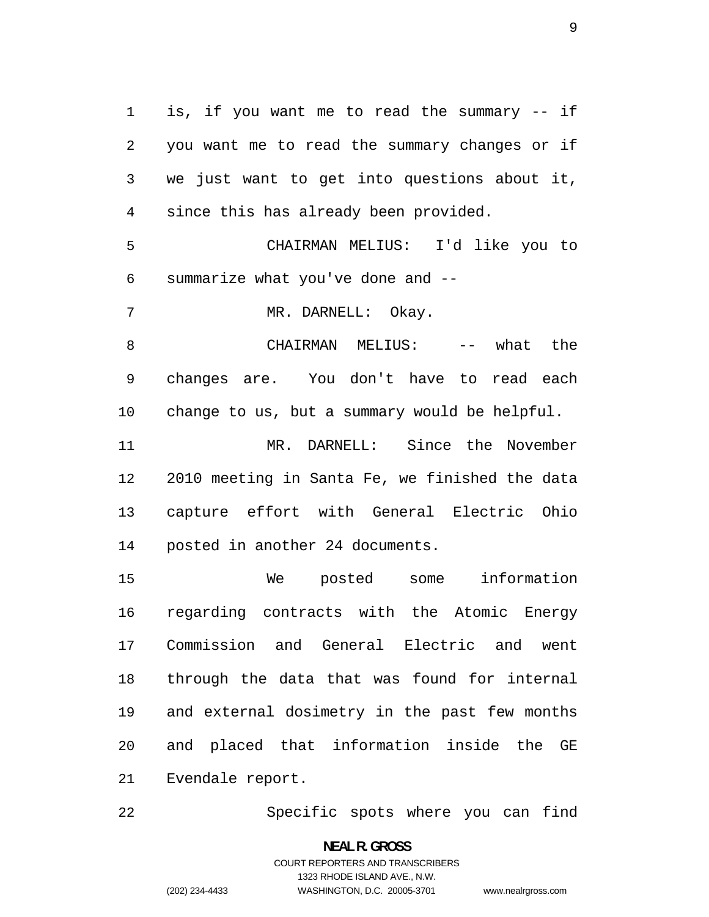is, if you want me to read the summary -- if you want me to read the summary changes or if we just want to get into questions about it, since this has already been provided.

CHAIRMAN MELIUS: I'd like you to summarize what you've done and --

MR. DARNELL: Okay.

CHAIRMAN MELIUS: -- what the changes are. You don't have to read each change to us, but a summary would be helpful.

MR. DARNELL: Since the November 2010 meeting in Santa Fe, we finished the data capture effort with General Electric Ohio posted in another 24 documents.

We posted some information regarding contracts with the Atomic Energy Commission and General Electric and went through the data that was found for internal and external dosimetry in the past few months and placed that information inside the GE Evendale report.

Specific spots where you can find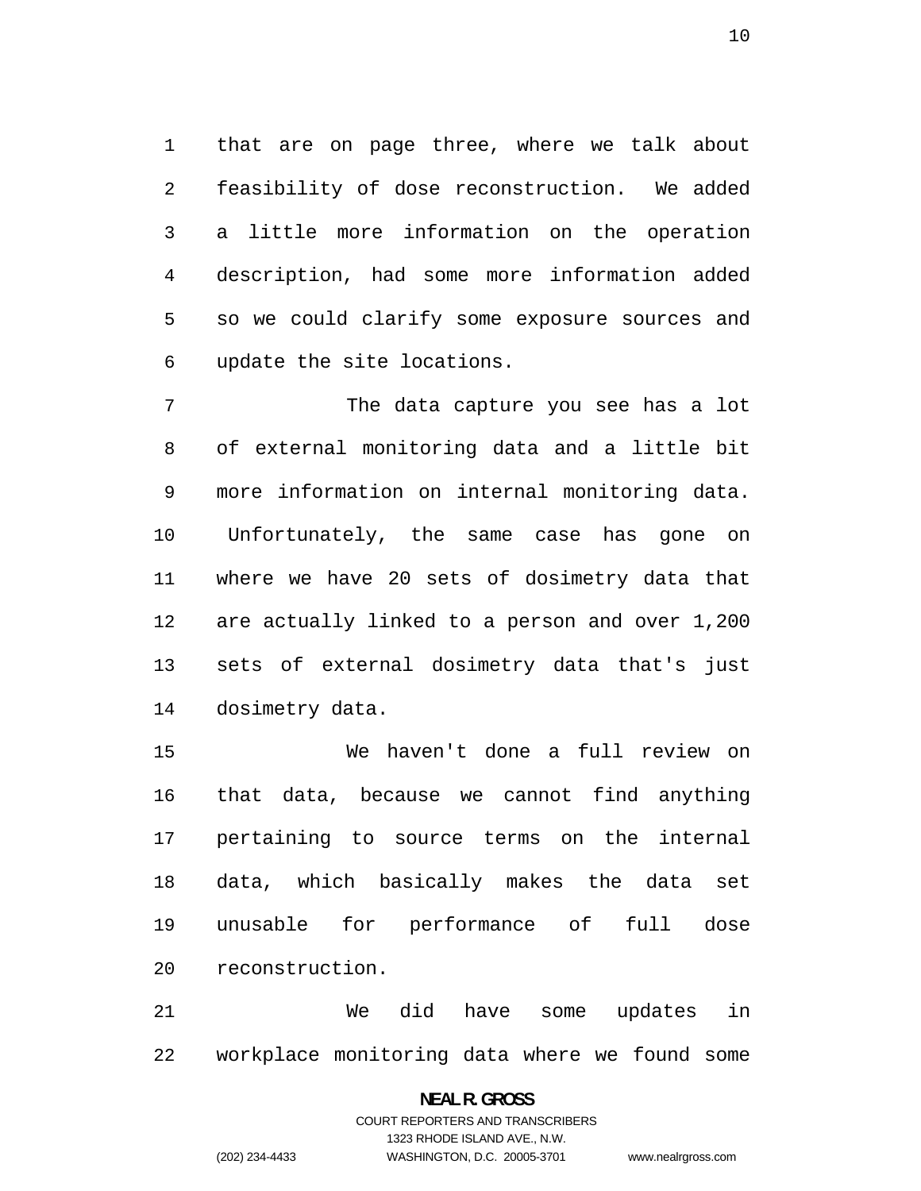that are on page three, where we talk about feasibility of dose reconstruction. We added a little more information on the operation description, had some more information added so we could clarify some exposure sources and update the site locations.

The data capture you see has a lot of external monitoring data and a little bit more information on internal monitoring data. Unfortunately, the same case has gone on where we have 20 sets of dosimetry data that are actually linked to a person and over 1,200 sets of external dosimetry data that's just dosimetry data.

We haven't done a full review on that data, because we cannot find anything pertaining to source terms on the internal data, which basically makes the data set unusable for performance of full dose reconstruction.

We did have some updates in workplace monitoring data where we found some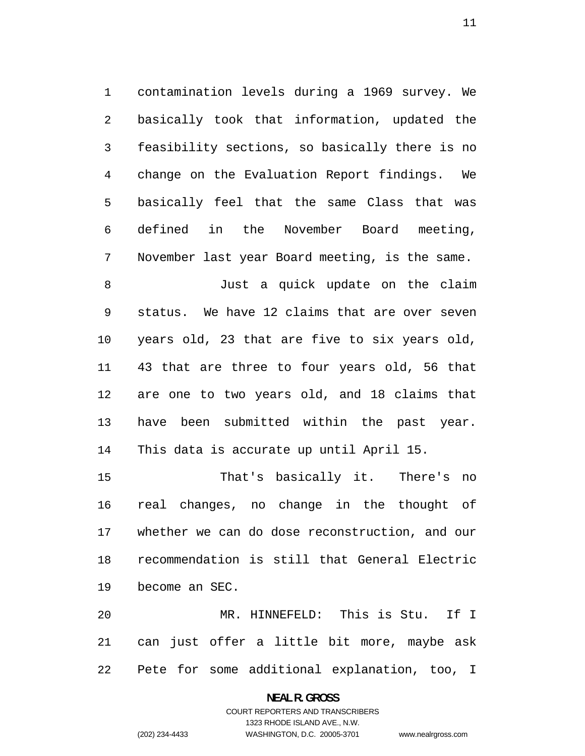contamination levels during a 1969 survey. We basically took that information, updated the feasibility sections, so basically there is no change on the Evaluation Report findings. We basically feel that the same Class that was defined in the November Board meeting, November last year Board meeting, is the same.

Just a quick update on the claim status. We have 12 claims that are over seven years old, 23 that are five to six years old, 43 that are three to four years old, 56 that are one to two years old, and 18 claims that have been submitted within the past year. This data is accurate up until April 15.

That's basically it. There's no real changes, no change in the thought of whether we can do dose reconstruction, and our recommendation is still that General Electric become an SEC.

MR. HINNEFELD: This is Stu. If I can just offer a little bit more, maybe ask Pete for some additional explanation, too, I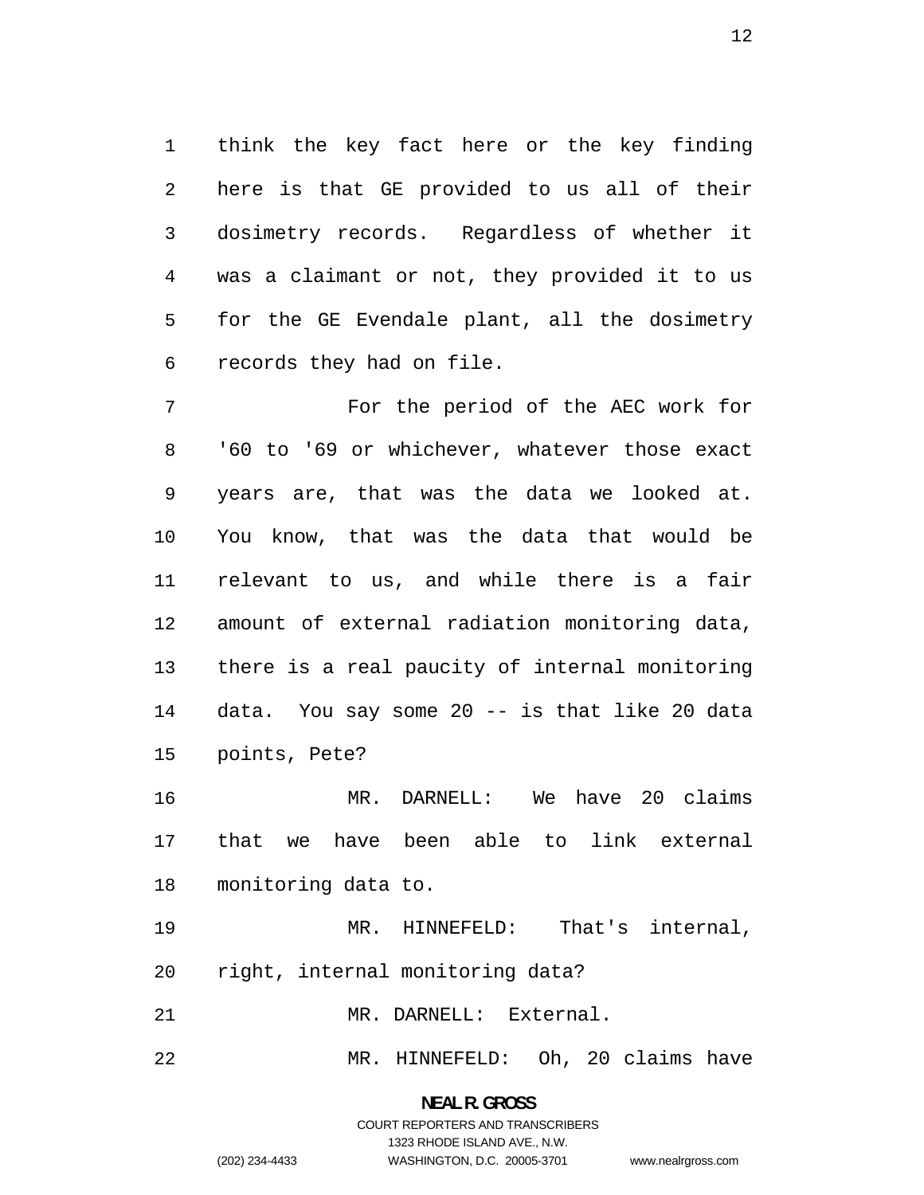think the key fact here or the key finding here is that GE provided to us all of their dosimetry records. Regardless of whether it was a claimant or not, they provided it to us for the GE Evendale plant, all the dosimetry records they had on file.

For the period of the AEC work for '60 to '69 or whichever, whatever those exact years are, that was the data we looked at. You know, that was the data that would be relevant to us, and while there is a fair amount of external radiation monitoring data, there is a real paucity of internal monitoring data. You say some 20 -- is that like 20 data points, Pete?

MR. DARNELL: We have 20 claims that we have been able to link external monitoring data to.

MR. HINNEFELD: That's internal, right, internal monitoring data?

MR. DARNELL: External.

MR. HINNEFELD: Oh, 20 claims have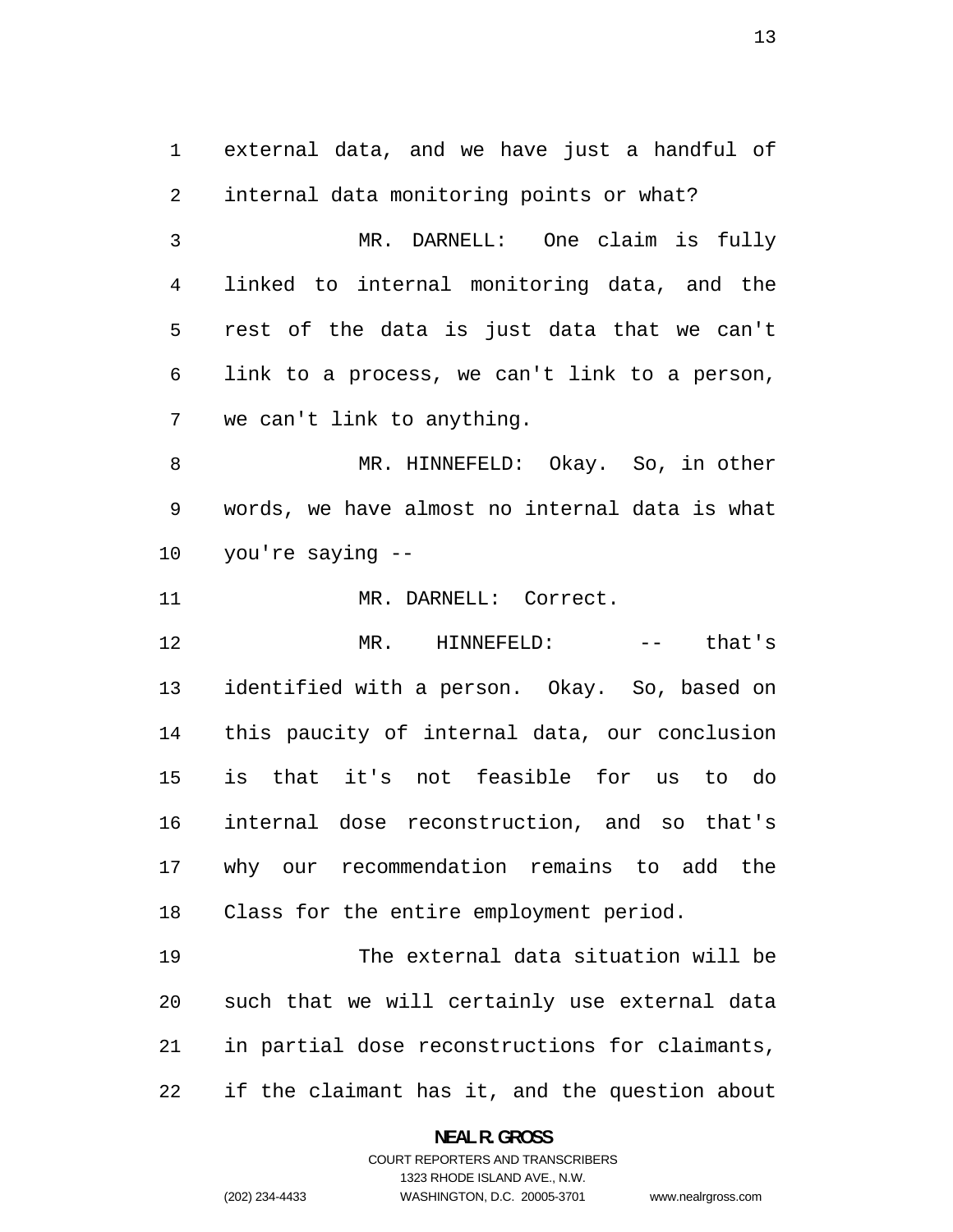external data, and we have just a handful of internal data monitoring points or what?

MR. DARNELL: One claim is fully linked to internal monitoring data, and the rest of the data is just data that we can't link to a process, we can't link to a person, we can't link to anything.

MR. HINNEFELD: Okay. So, in other words, we have almost no internal data is what you're saying --

MR. DARNELL: Correct.

MR. HINNEFELD: -- that's identified with a person. Okay. So, based on this paucity of internal data, our conclusion is that it's not feasible for us to do internal dose reconstruction, and so that's why our recommendation remains to add the Class for the entire employment period.

The external data situation will be such that we will certainly use external data in partial dose reconstructions for claimants, if the claimant has it, and the question about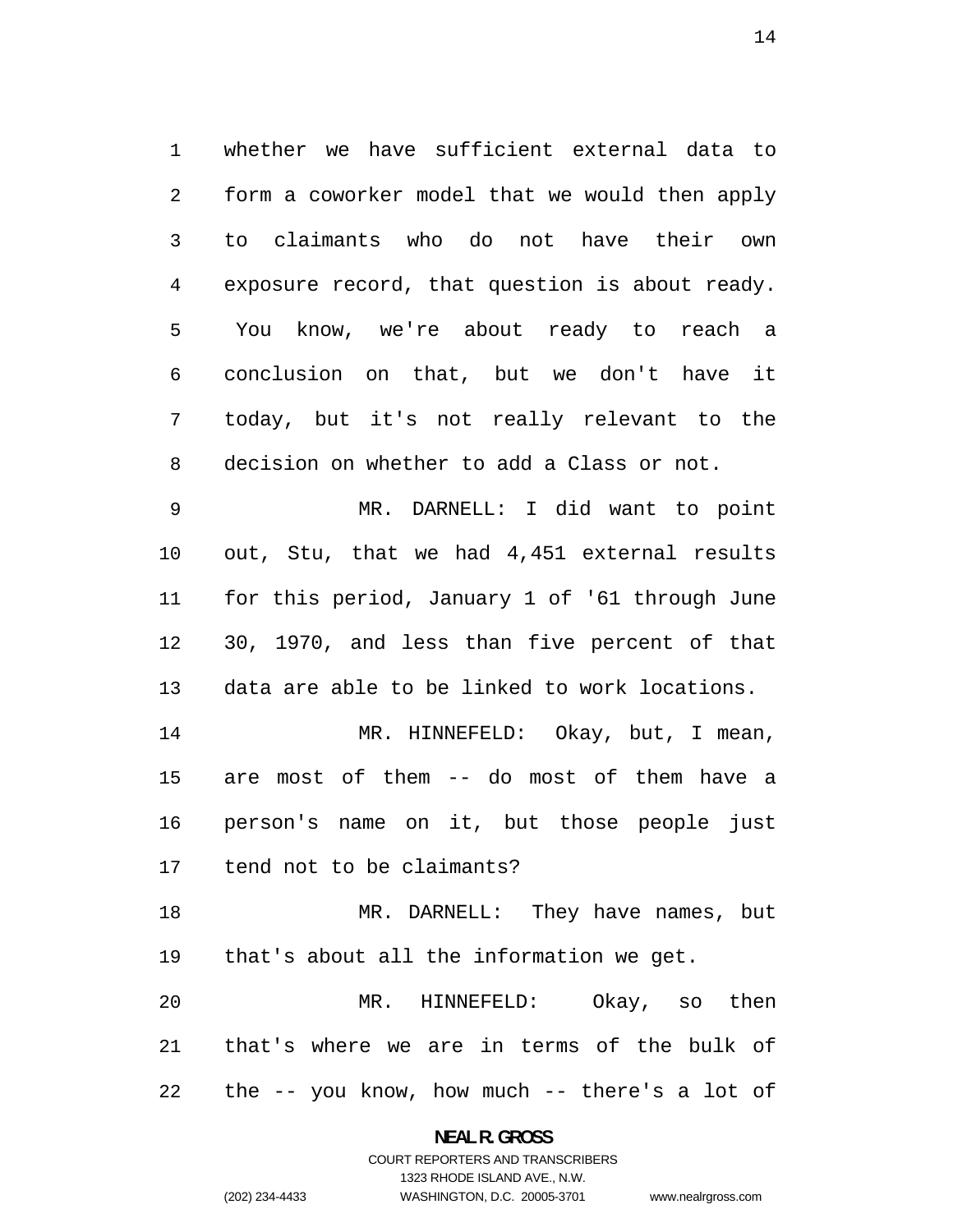whether we have sufficient external data to form a coworker model that we would then apply to claimants who do not have their own exposure record, that question is about ready. You know, we're about ready to reach a conclusion on that, but we don't have it today, but it's not really relevant to the decision on whether to add a Class or not.

MR. DARNELL: I did want to point out, Stu, that we had 4,451 external results for this period, January 1 of '61 through June 30, 1970, and less than five percent of that data are able to be linked to work locations.

MR. HINNEFELD: Okay, but, I mean, are most of them -- do most of them have a person's name on it, but those people just tend not to be claimants?

MR. DARNELL: They have names, but that's about all the information we get.

MR. HINNEFELD: Okay, so then that's where we are in terms of the bulk of the -- you know, how much -- there's a lot of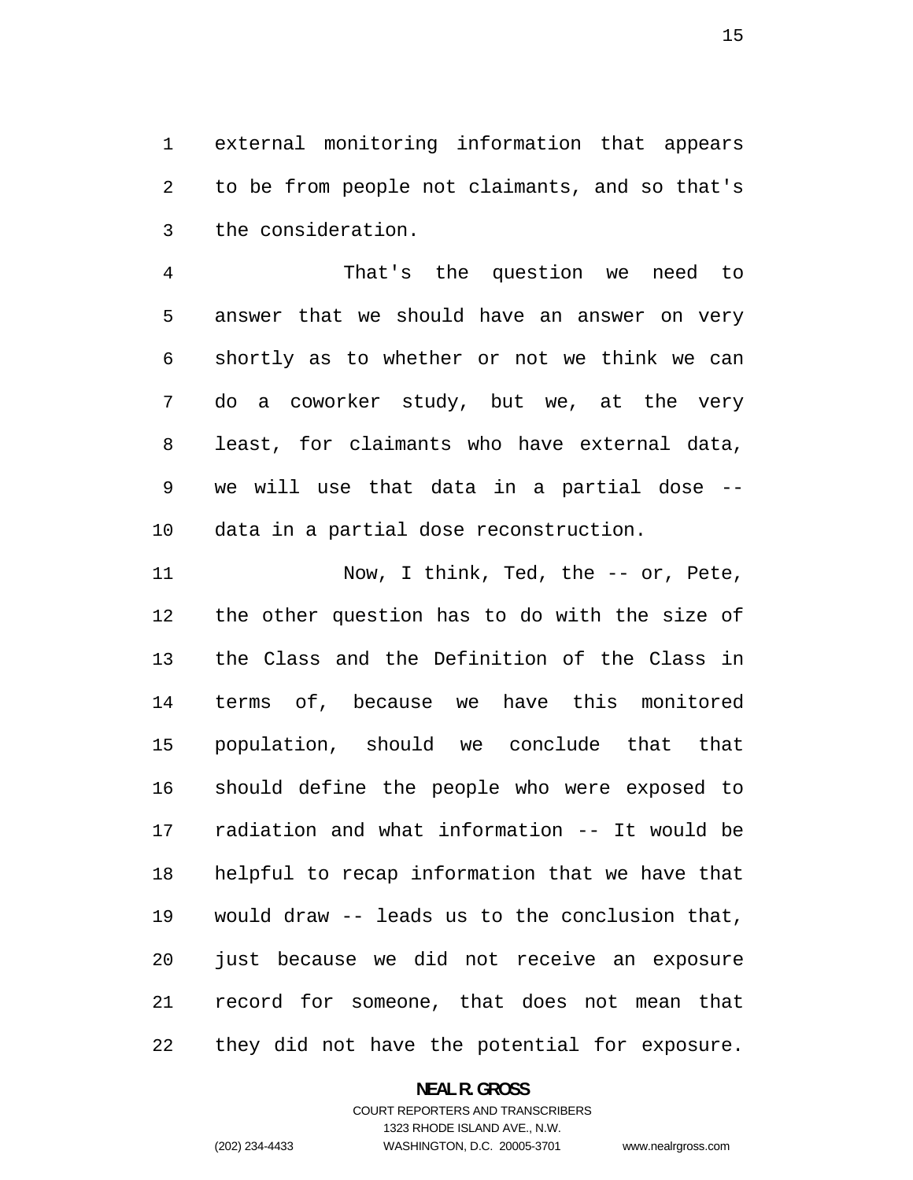external monitoring information that appears to be from people not claimants, and so that's the consideration.

That's the question we need to answer that we should have an answer on very shortly as to whether or not we think we can do a coworker study, but we, at the very least, for claimants who have external data, we will use that data in a partial dose -- data in a partial dose reconstruction.

Now, I think, Ted, the -- or, Pete, the other question has to do with the size of the Class and the Definition of the Class in terms of, because we have this monitored population, should we conclude that that should define the people who were exposed to radiation and what information -- It would be helpful to recap information that we have that would draw -- leads us to the conclusion that, just because we did not receive an exposure record for someone, that does not mean that they did not have the potential for exposure.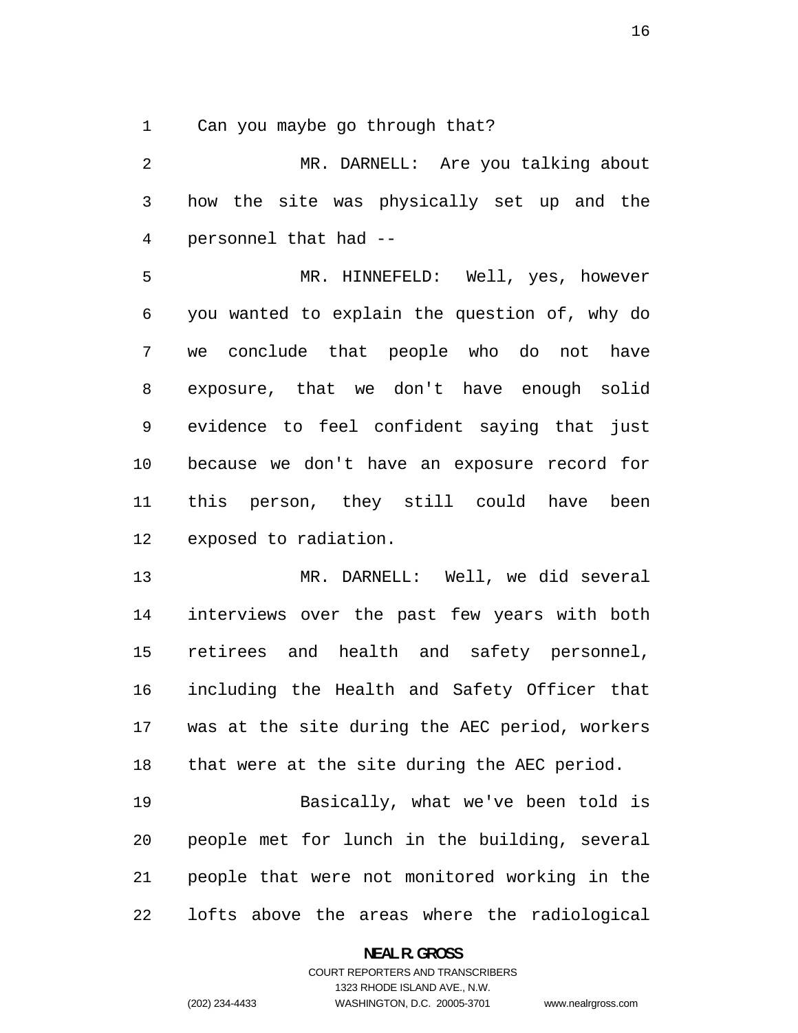Can you maybe go through that?

MR. DARNELL: Are you talking about how the site was physically set up and the personnel that had --

MR. HINNEFELD: Well, yes, however you wanted to explain the question of, why do we conclude that people who do not have exposure, that we don't have enough solid evidence to feel confident saying that just because we don't have an exposure record for this person, they still could have been exposed to radiation.

MR. DARNELL: Well, we did several interviews over the past few years with both retirees and health and safety personnel, including the Health and Safety Officer that was at the site during the AEC period, workers that were at the site during the AEC period.

Basically, what we've been told is people met for lunch in the building, several people that were not monitored working in the lofts above the areas where the radiological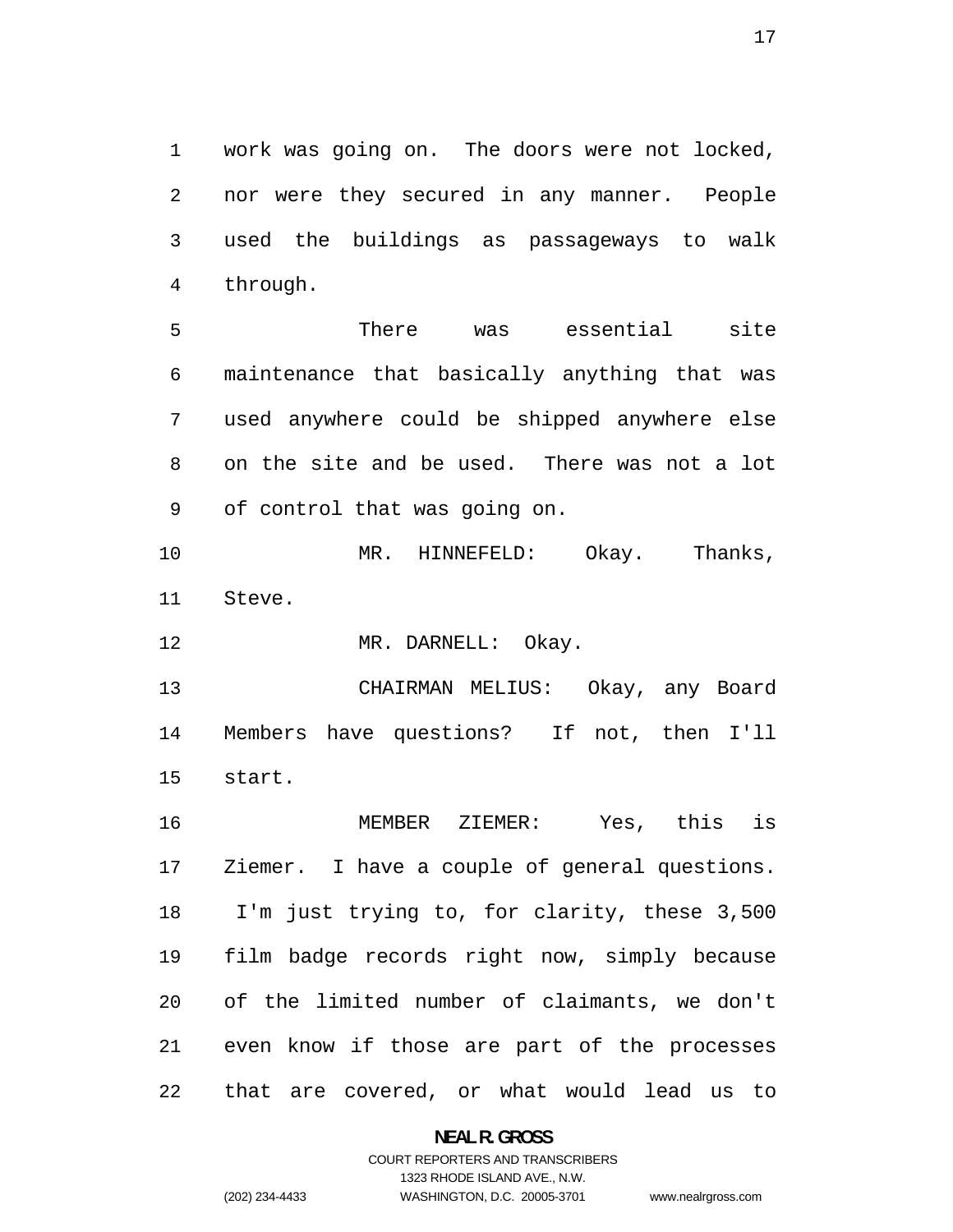work was going on. The doors were not locked, nor were they secured in any manner. People used the buildings as passageways to walk through.

There was essential site maintenance that basically anything that was used anywhere could be shipped anywhere else on the site and be used. There was not a lot of control that was going on.

MR. HINNEFELD: Okay. Thanks, Steve.

MR. DARNELL: Okay.

CHAIRMAN MELIUS: Okay, any Board Members have questions? If not, then I'll start.

MEMBER ZIEMER: Yes, this is Ziemer. I have a couple of general questions. I'm just trying to, for clarity, these 3,500 film badge records right now, simply because of the limited number of claimants, we don't even know if those are part of the processes that are covered, or what would lead us to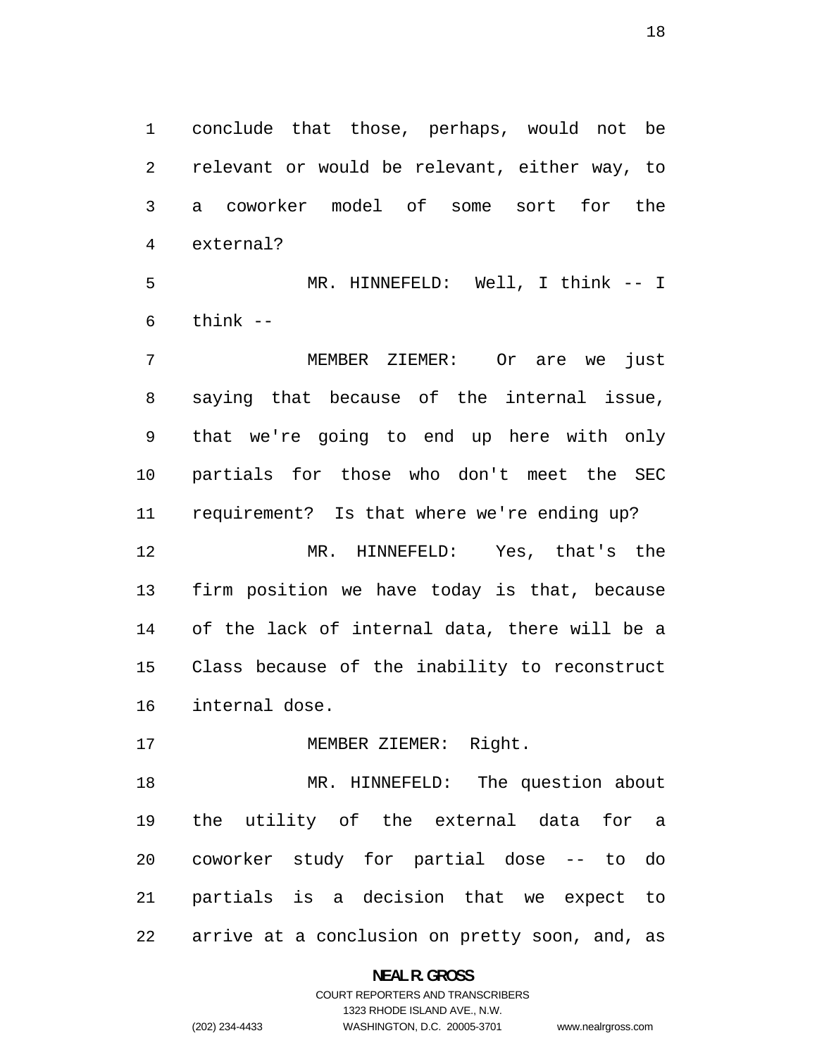conclude that those, perhaps, would not be relevant or would be relevant, either way, to a coworker model of some sort for the external?

MR. HINNEFELD: Well, I think -- I think --

MEMBER ZIEMER: Or are we just saying that because of the internal issue, that we're going to end up here with only partials for those who don't meet the SEC requirement? Is that where we're ending up?

MR. HINNEFELD: Yes, that's the firm position we have today is that, because of the lack of internal data, there will be a Class because of the inability to reconstruct internal dose.

MEMBER ZIEMER: Right.

MR. HINNEFELD: The question about the utility of the external data for a coworker study for partial dose -- to do partials is a decision that we expect to arrive at a conclusion on pretty soon, and, as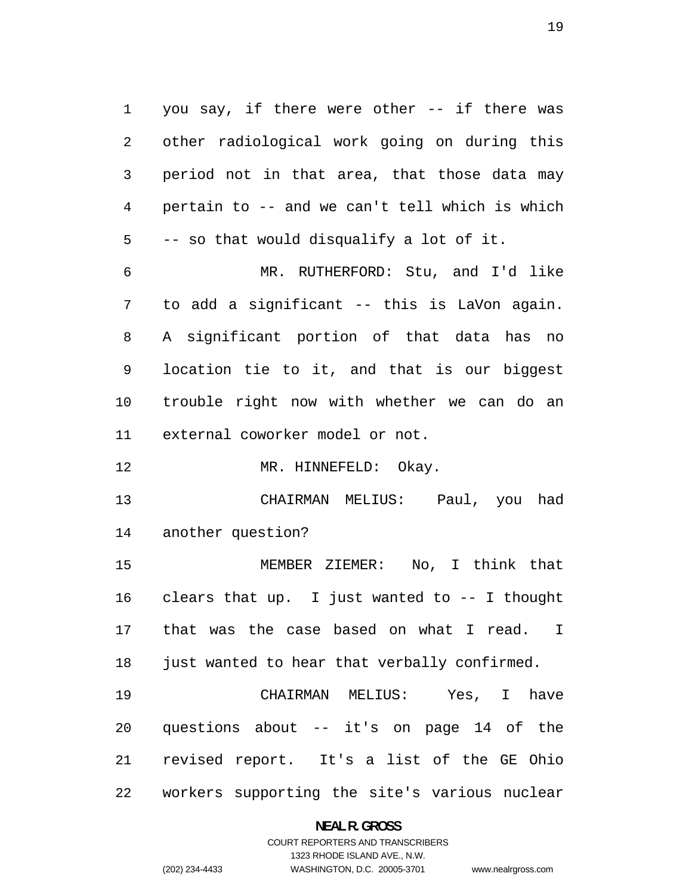you say, if there were other -- if there was other radiological work going on during this period not in that area, that those data may pertain to -- and we can't tell which is which -- so that would disqualify a lot of it.

MR. RUTHERFORD: Stu, and I'd like to add a significant -- this is LaVon again. A significant portion of that data has no location tie to it, and that is our biggest trouble right now with whether we can do an external coworker model or not.

MR. HINNEFELD: Okay.

CHAIRMAN MELIUS: Paul, you had another question?

MEMBER ZIEMER: No, I think that clears that up. I just wanted to -- I thought that was the case based on what I read. I just wanted to hear that verbally confirmed.

CHAIRMAN MELIUS: Yes, I have questions about -- it's on page 14 of the revised report. It's a list of the GE Ohio workers supporting the site's various nuclear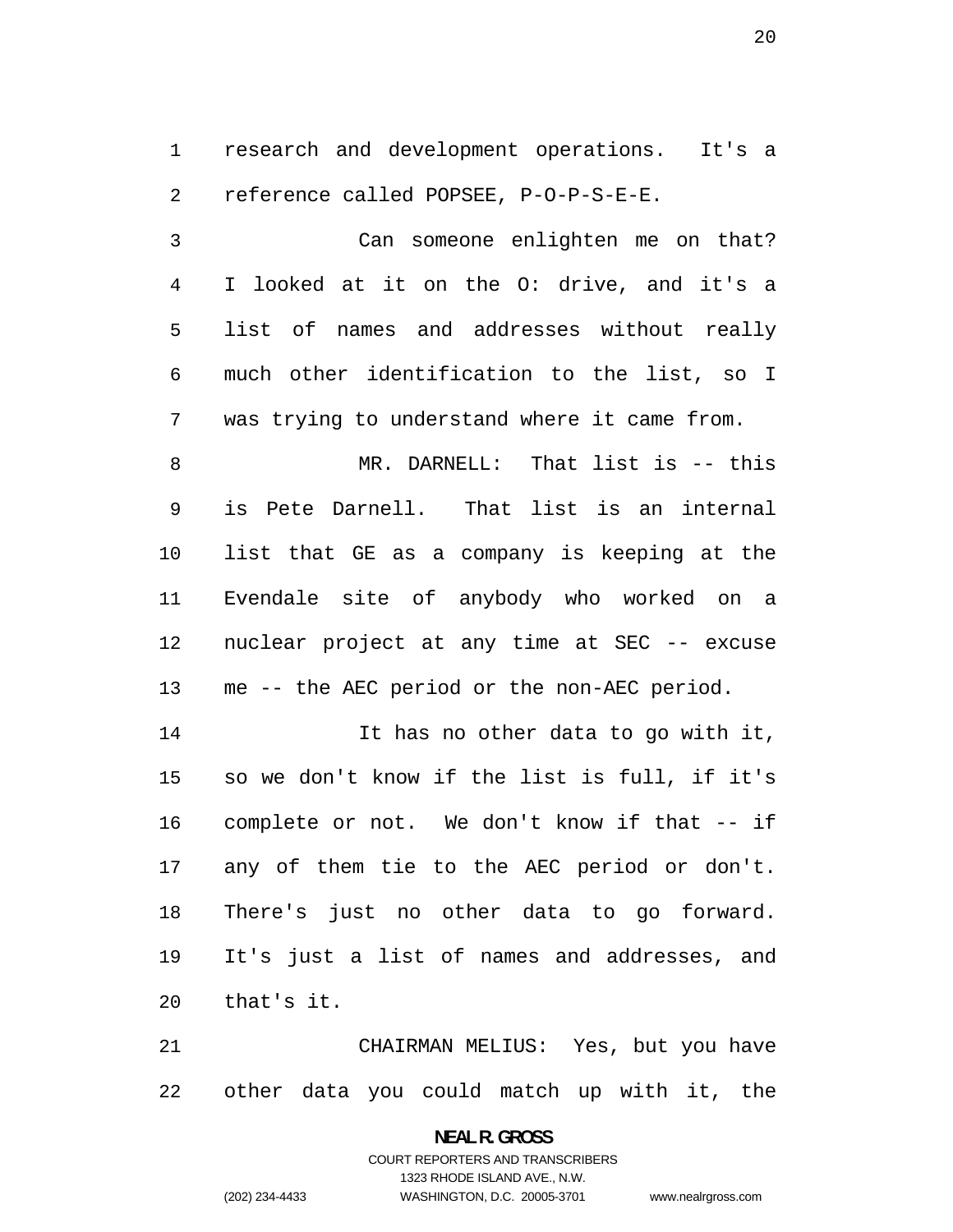research and development operations. It's a reference called POPSEE, P-O-P-S-E-E.

Can someone enlighten me on that? I looked at it on the O: drive, and it's a list of names and addresses without really much other identification to the list, so I was trying to understand where it came from.

MR. DARNELL: That list is -- this is Pete Darnell. That list is an internal list that GE as a company is keeping at the Evendale site of anybody who worked on a nuclear project at any time at SEC -- excuse me -- the AEC period or the non-AEC period.

It has no other data to go with it, so we don't know if the list is full, if it's complete or not. We don't know if that -- if any of them tie to the AEC period or don't. There's just no other data to go forward. It's just a list of names and addresses, and that's it.

CHAIRMAN MELIUS: Yes, but you have other data you could match up with it, the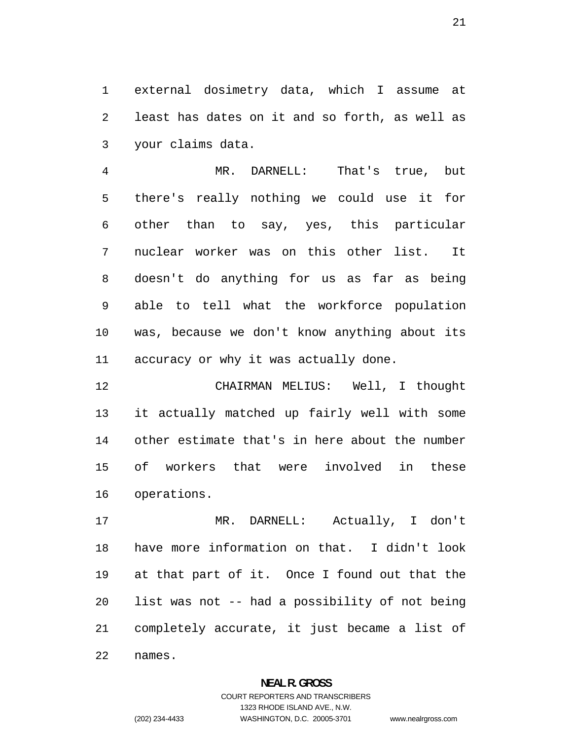external dosimetry data, which I assume at least has dates on it and so forth, as well as your claims data.

MR. DARNELL: That's true, but there's really nothing we could use it for other than to say, yes, this particular nuclear worker was on this other list. It doesn't do anything for us as far as being able to tell what the workforce population was, because we don't know anything about its accuracy or why it was actually done.

CHAIRMAN MELIUS: Well, I thought it actually matched up fairly well with some other estimate that's in here about the number of workers that were involved in these operations.

MR. DARNELL: Actually, I don't have more information on that. I didn't look at that part of it. Once I found out that the list was not -- had a possibility of not being completely accurate, it just became a list of names.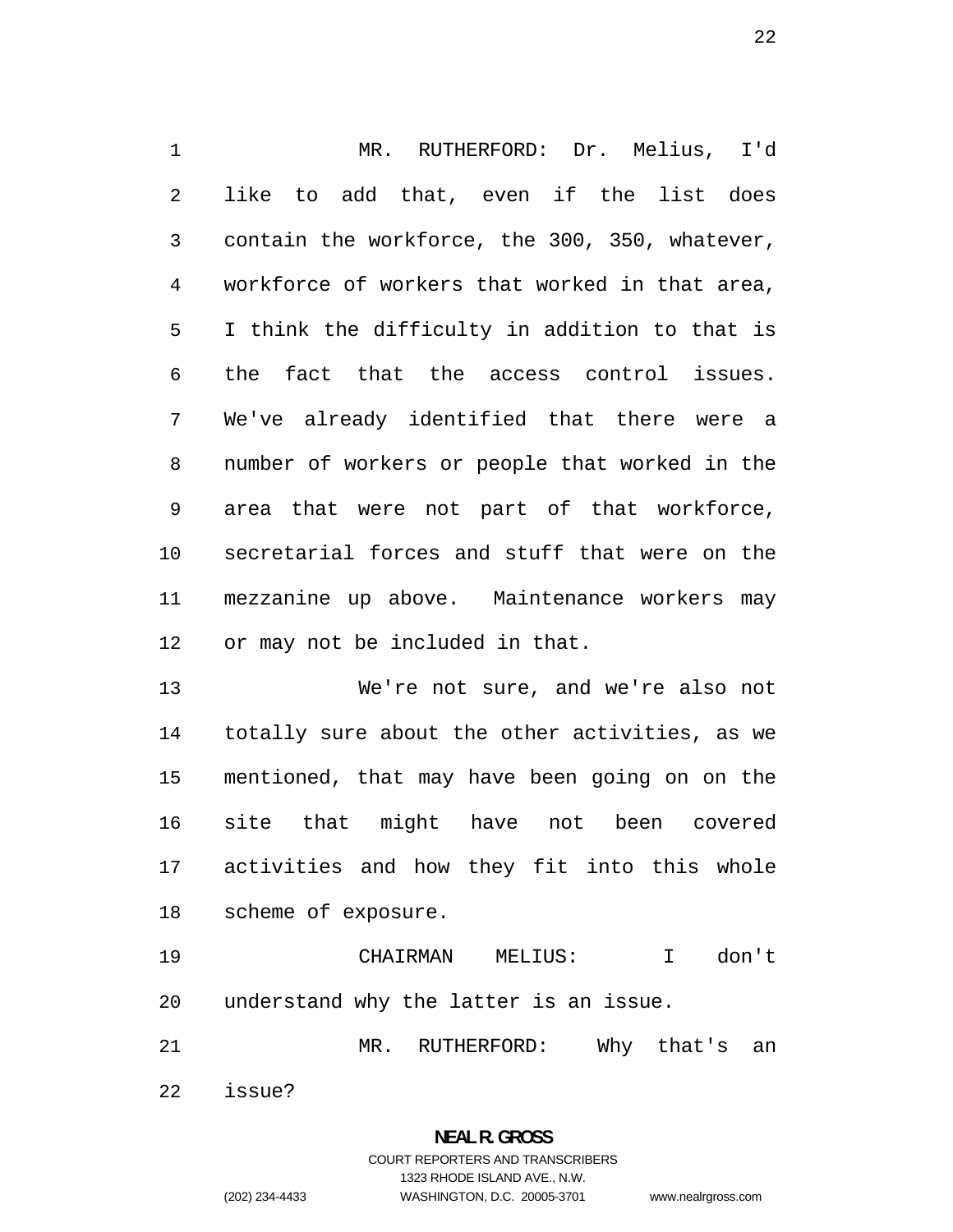MR. RUTHERFORD: Dr. Melius, I'd like to add that, even if the list does contain the workforce, the 300, 350, whatever, workforce of workers that worked in that area, I think the difficulty in addition to that is the fact that the access control issues. We've already identified that there were a number of workers or people that worked in the area that were not part of that workforce, secretarial forces and stuff that were on the mezzanine up above. Maintenance workers may or may not be included in that.

We're not sure, and we're also not totally sure about the other activities, as we mentioned, that may have been going on on the site that might have not been covered activities and how they fit into this whole scheme of exposure.

CHAIRMAN MELIUS: I don't understand why the latter is an issue.

MR. RUTHERFORD: Why that's an issue?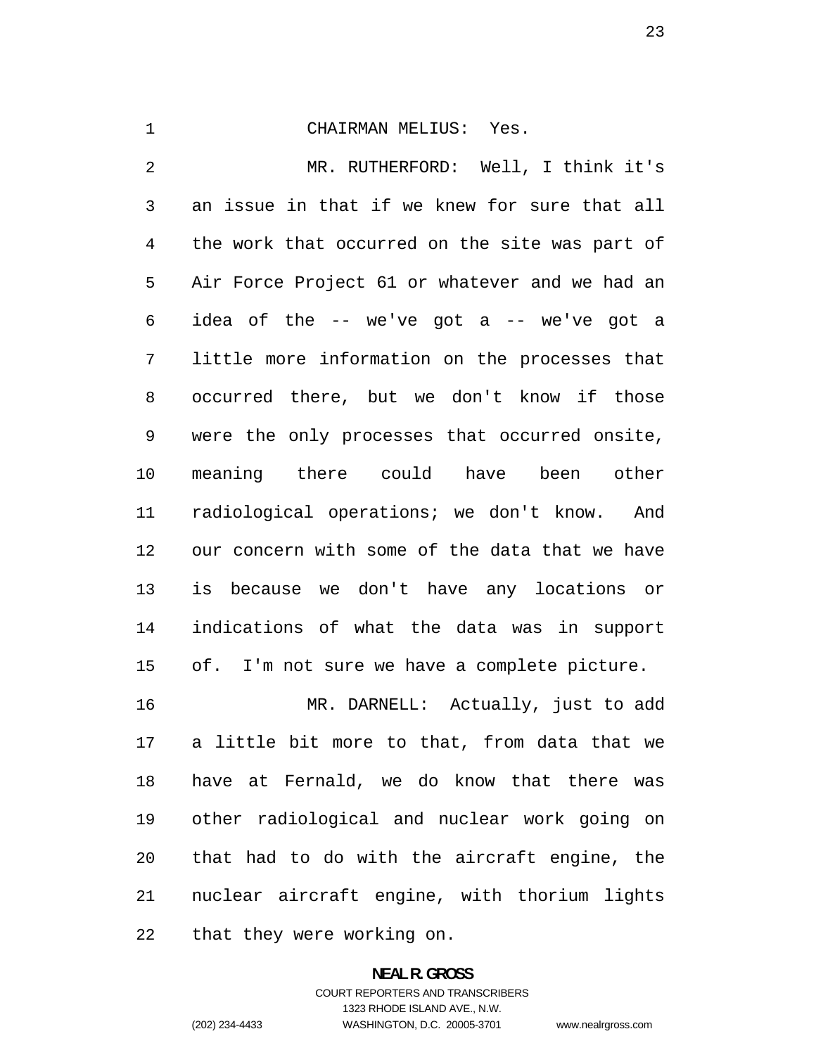CHAIRMAN MELIUS: Yes.

MR. RUTHERFORD: Well, I think it's an issue in that if we knew for sure that all the work that occurred on the site was part of Air Force Project 61 or whatever and we had an idea of the -- we've got a -- we've got a little more information on the processes that occurred there, but we don't know if those were the only processes that occurred onsite, meaning there could have been other radiological operations; we don't know. And our concern with some of the data that we have is because we don't have any locations or indications of what the data was in support of. I'm not sure we have a complete picture.

MR. DARNELL: Actually, just to add a little bit more to that, from data that we have at Fernald, we do know that there was other radiological and nuclear work going on that had to do with the aircraft engine, the nuclear aircraft engine, with thorium lights that they were working on.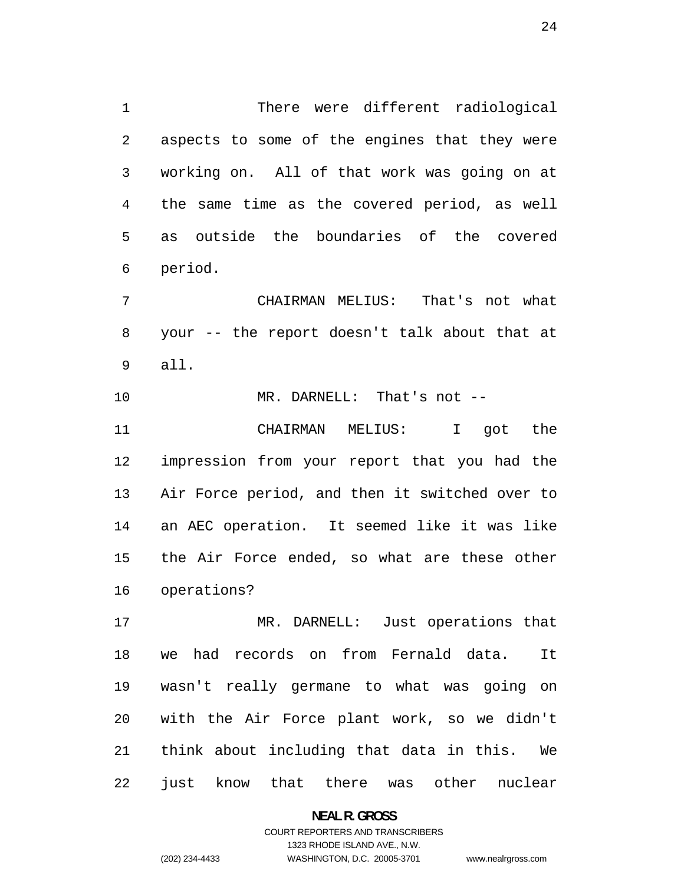There were different radiological aspects to some of the engines that they were working on. All of that work was going on at the same time as the covered period, as well as outside the boundaries of the covered period.

CHAIRMAN MELIUS: That's not what your -- the report doesn't talk about that at all.

MR. DARNELL: That's not --

CHAIRMAN MELIUS: I got the impression from your report that you had the Air Force period, and then it switched over to an AEC operation. It seemed like it was like the Air Force ended, so what are these other operations?

MR. DARNELL: Just operations that we had records on from Fernald data. It wasn't really germane to what was going on with the Air Force plant work, so we didn't think about including that data in this. We just know that there was other nuclear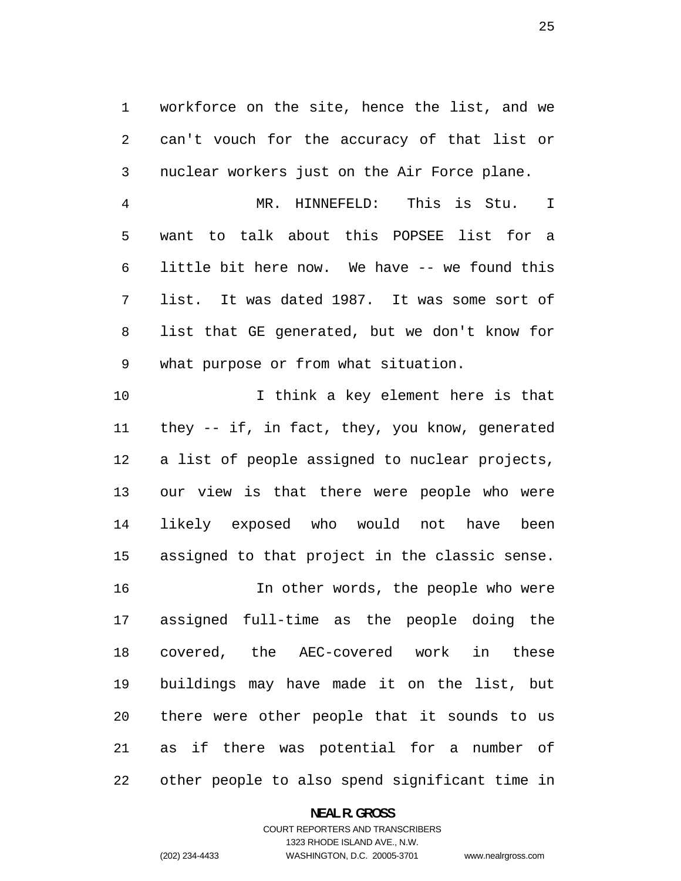workforce on the site, hence the list, and we can't vouch for the accuracy of that list or nuclear workers just on the Air Force plane.

MR. HINNEFELD: This is Stu. I want to talk about this POPSEE list for a little bit here now. We have -- we found this list. It was dated 1987. It was some sort of list that GE generated, but we don't know for what purpose or from what situation.

I think a key element here is that they -- if, in fact, they, you know, generated a list of people assigned to nuclear projects, our view is that there were people who were likely exposed who would not have been assigned to that project in the classic sense.

In other words, the people who were assigned full-time as the people doing the covered, the AEC-covered work in these buildings may have made it on the list, but there were other people that it sounds to us as if there was potential for a number of other people to also spend significant time in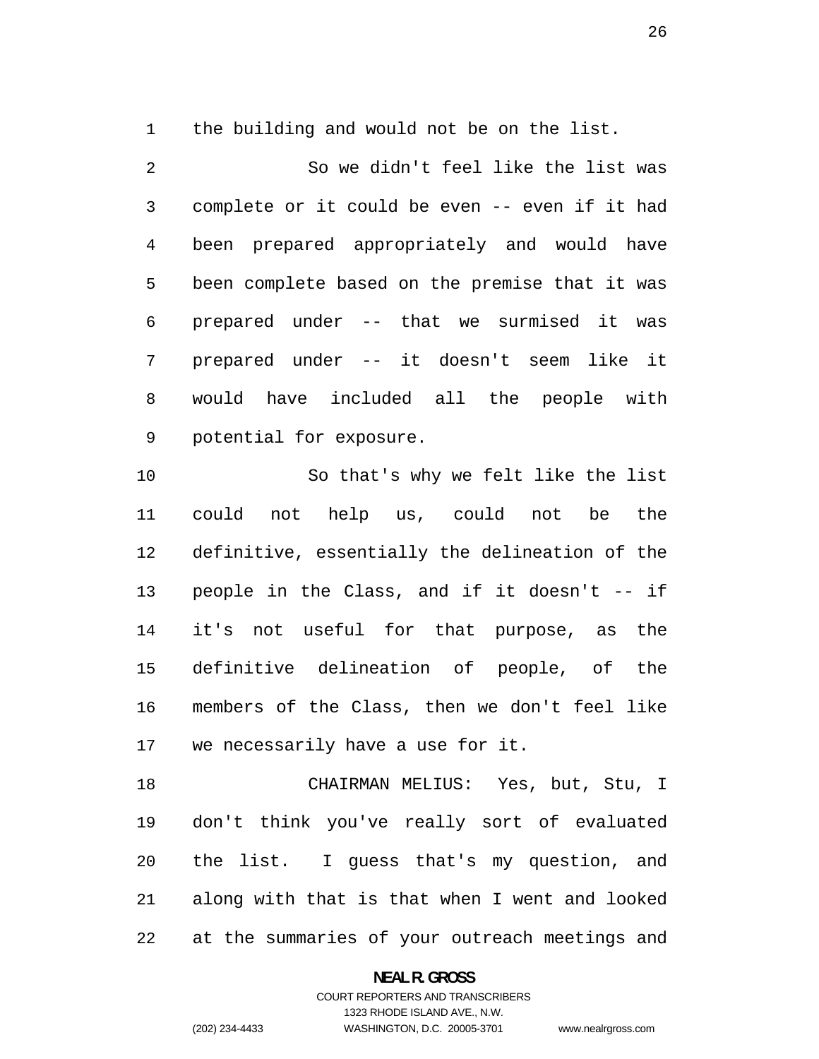the building and would not be on the list.

So we didn't feel like the list was complete or it could be even -- even if it had been prepared appropriately and would have been complete based on the premise that it was prepared under -- that we surmised it was prepared under -- it doesn't seem like it would have included all the people with potential for exposure.

So that's why we felt like the list could not help us, could not be the definitive, essentially the delineation of the people in the Class, and if it doesn't -- if it's not useful for that purpose, as the definitive delineation of people, of the members of the Class, then we don't feel like we necessarily have a use for it.

CHAIRMAN MELIUS: Yes, but, Stu, I don't think you've really sort of evaluated the list. I guess that's my question, and along with that is that when I went and looked at the summaries of your outreach meetings and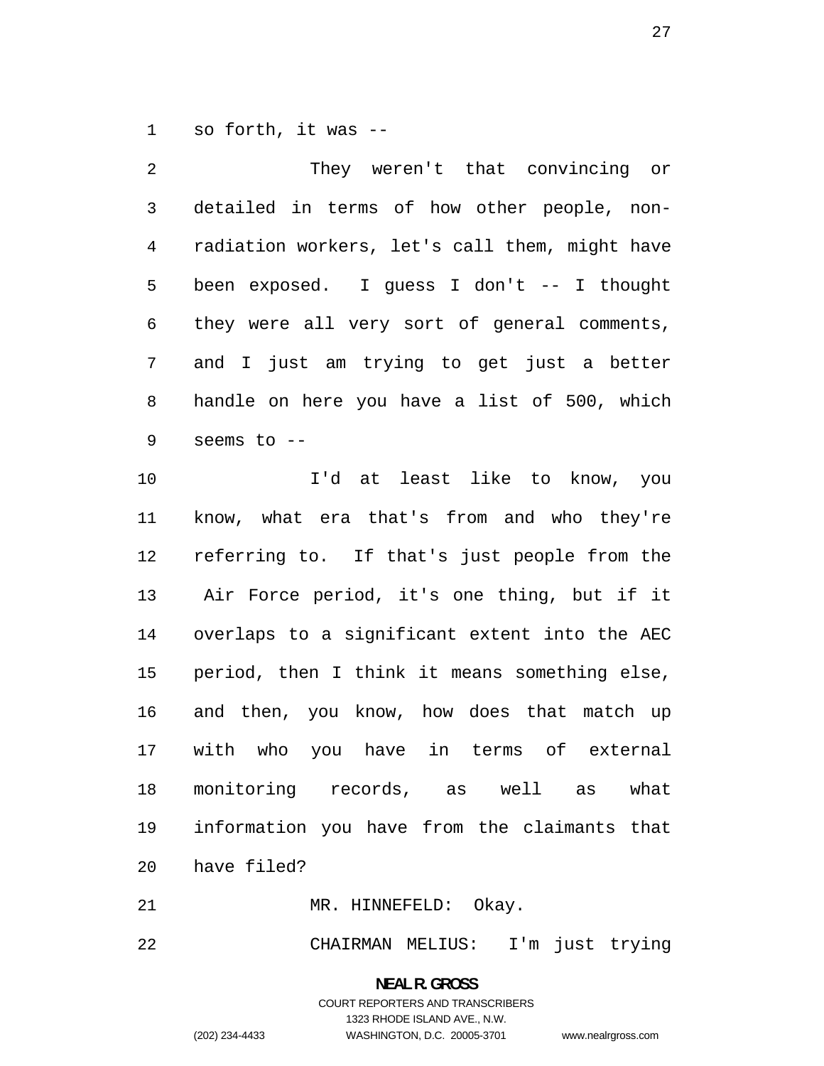so forth, it was --

They weren't that convincing or detailed in terms of how other people, non-radiation workers, let's call them, might have been exposed. I guess I don't -- I thought they were all very sort of general comments, and I just am trying to get just a better handle on here you have a list of 500, which seems to --

I'd at least like to know, you know, what era that's from and who they're referring to. If that's just people from the Air Force period, it's one thing, but if it overlaps to a significant extent into the AEC period, then I think it means something else, and then, you know, how does that match up with who you have in terms of external monitoring records, as well as what information you have from the claimants that have filed?

MR. HINNEFELD: Okay.

CHAIRMAN MELIUS: I'm just trying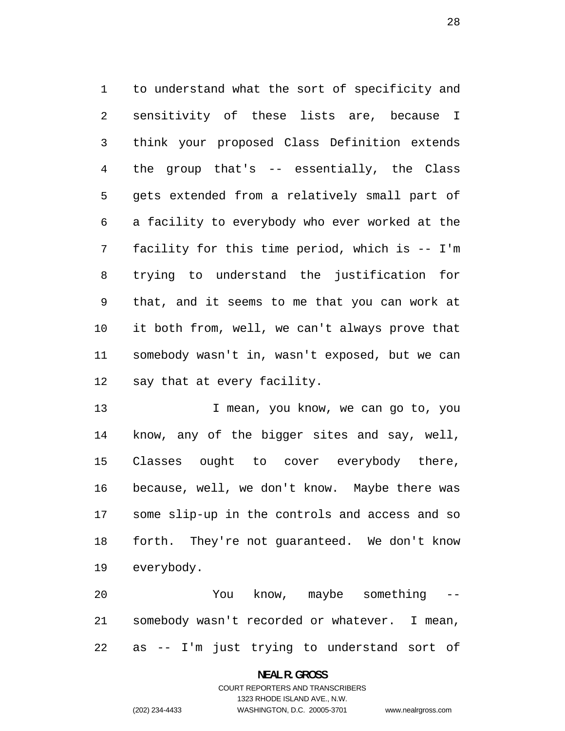to understand what the sort of specificity and sensitivity of these lists are, because I think your proposed Class Definition extends the group that's -- essentially, the Class gets extended from a relatively small part of a facility to everybody who ever worked at the facility for this time period, which is -- I'm trying to understand the justification for that, and it seems to me that you can work at it both from, well, we can't always prove that somebody wasn't in, wasn't exposed, but we can say that at every facility.

I mean, you know, we can go to, you know, any of the bigger sites and say, well, Classes ought to cover everybody there, because, well, we don't know. Maybe there was some slip-up in the controls and access and so forth. They're not guaranteed. We don't know everybody.

You know, maybe something -- somebody wasn't recorded or whatever. I mean, as -- I'm just trying to understand sort of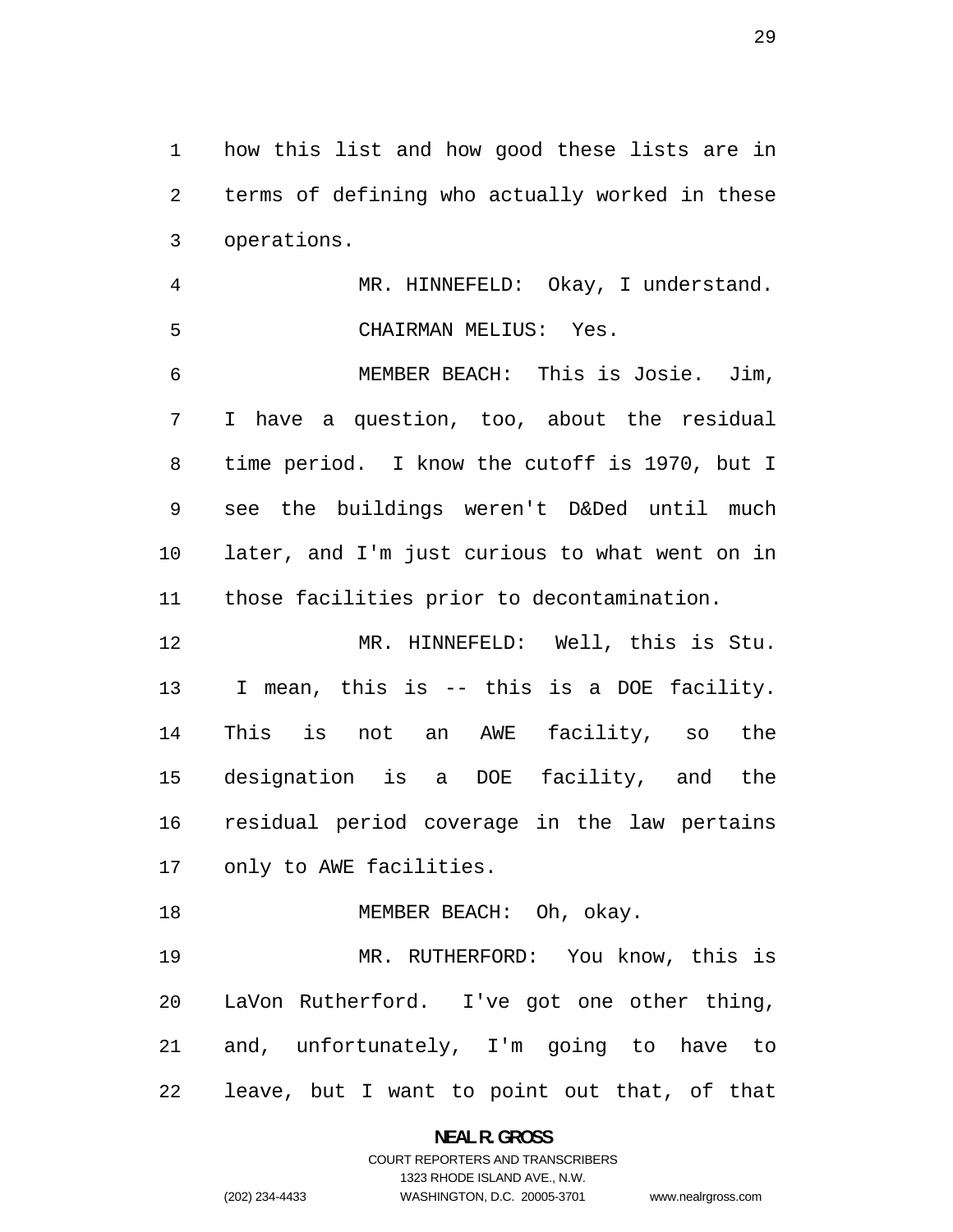how this list and how good these lists are in terms of defining who actually worked in these operations.

MR. HINNEFELD: Okay, I understand.

CHAIRMAN MELIUS: Yes.

MEMBER BEACH: This is Josie. Jim, I have a question, too, about the residual time period. I know the cutoff is 1970, but I see the buildings weren't D&Ded until much later, and I'm just curious to what went on in those facilities prior to decontamination.

MR. HINNEFELD: Well, this is Stu. I mean, this is -- this is a DOE facility. This is not an AWE facility, so the designation is a DOE facility, and the residual period coverage in the law pertains only to AWE facilities.

MEMBER BEACH: Oh, okay.

MR. RUTHERFORD: You know, this is LaVon Rutherford. I've got one other thing, and, unfortunately, I'm going to have to leave, but I want to point out that, of that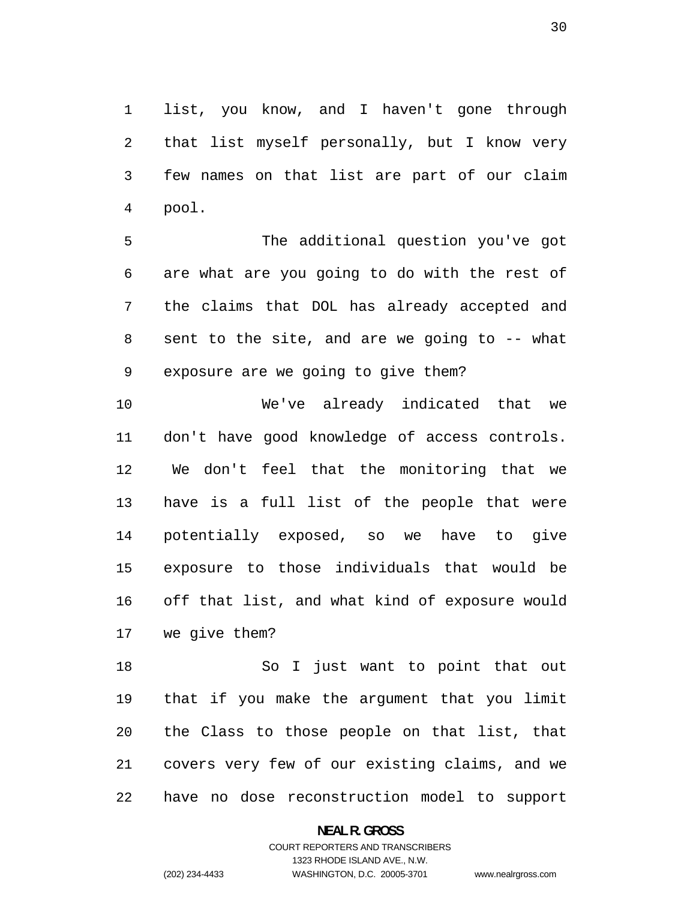list, you know, and I haven't gone through that list myself personally, but I know very few names on that list are part of our claim pool.

The additional question you've got are what are you going to do with the rest of the claims that DOL has already accepted and sent to the site, and are we going to -- what exposure are we going to give them?

We've already indicated that we don't have good knowledge of access controls. We don't feel that the monitoring that we have is a full list of the people that were potentially exposed, so we have to give exposure to those individuals that would be off that list, and what kind of exposure would we give them?

So I just want to point that out that if you make the argument that you limit the Class to those people on that list, that covers very few of our existing claims, and we have no dose reconstruction model to support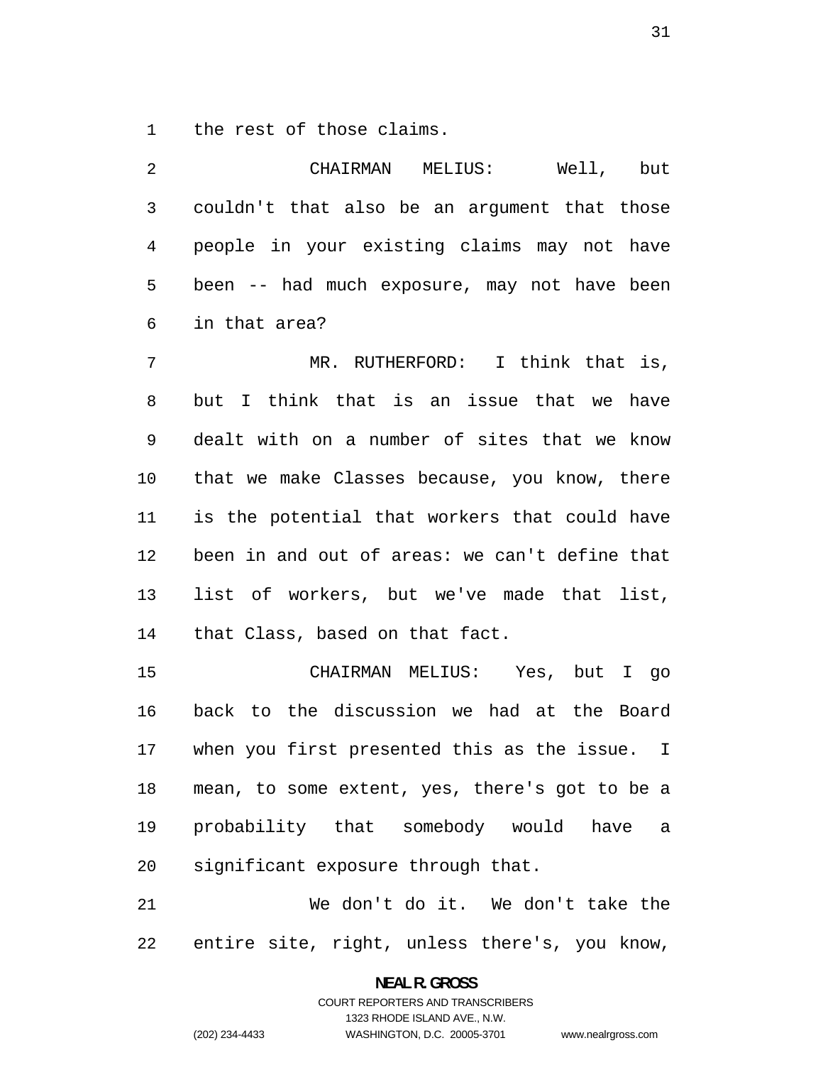the rest of those claims.

CHAIRMAN MELIUS: Well, but couldn't that also be an argument that those people in your existing claims may not have been -- had much exposure, may not have been in that area?

MR. RUTHERFORD: I think that is, but I think that is an issue that we have dealt with on a number of sites that we know that we make Classes because, you know, there is the potential that workers that could have been in and out of areas: we can't define that list of workers, but we've made that list, that Class, based on that fact.

CHAIRMAN MELIUS: Yes, but I go back to the discussion we had at the Board when you first presented this as the issue. I mean, to some extent, yes, there's got to be a probability that somebody would have a significant exposure through that.

We don't do it. We don't take the entire site, right, unless there's, you know,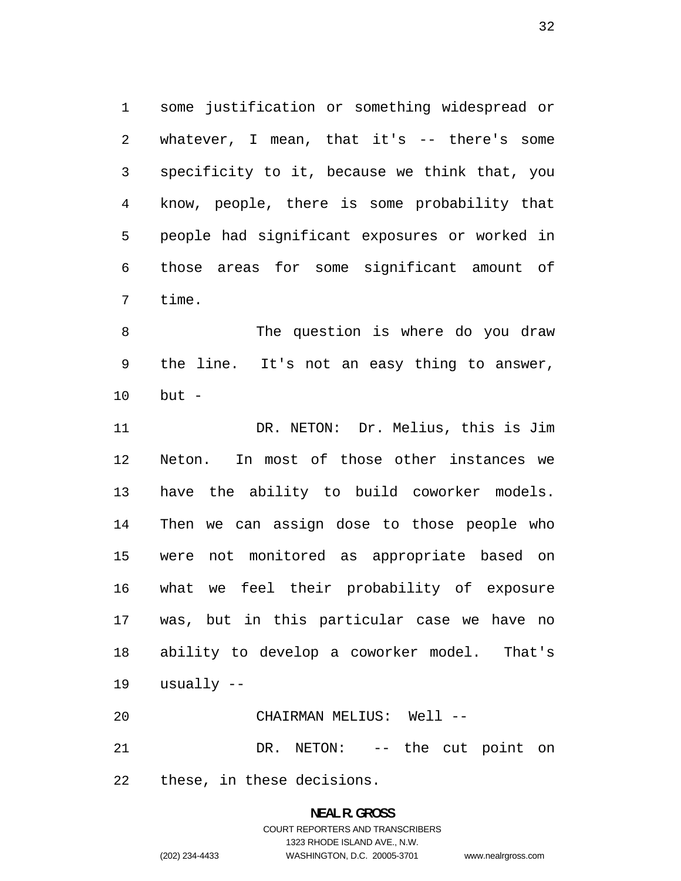some justification or something widespread or whatever, I mean, that it's -- there's some specificity to it, because we think that, you know, people, there is some probability that people had significant exposures or worked in those areas for some significant amount of time.

The question is where do you draw the line. It's not an easy thing to answer, but -

DR. NETON: Dr. Melius, this is Jim Neton. In most of those other instances we have the ability to build coworker models. Then we can assign dose to those people who were not monitored as appropriate based on what we feel their probability of exposure was, but in this particular case we have no ability to develop a coworker model. That's usually --

CHAIRMAN MELIUS: Well --

DR. NETON: -- the cut point on these, in these decisions.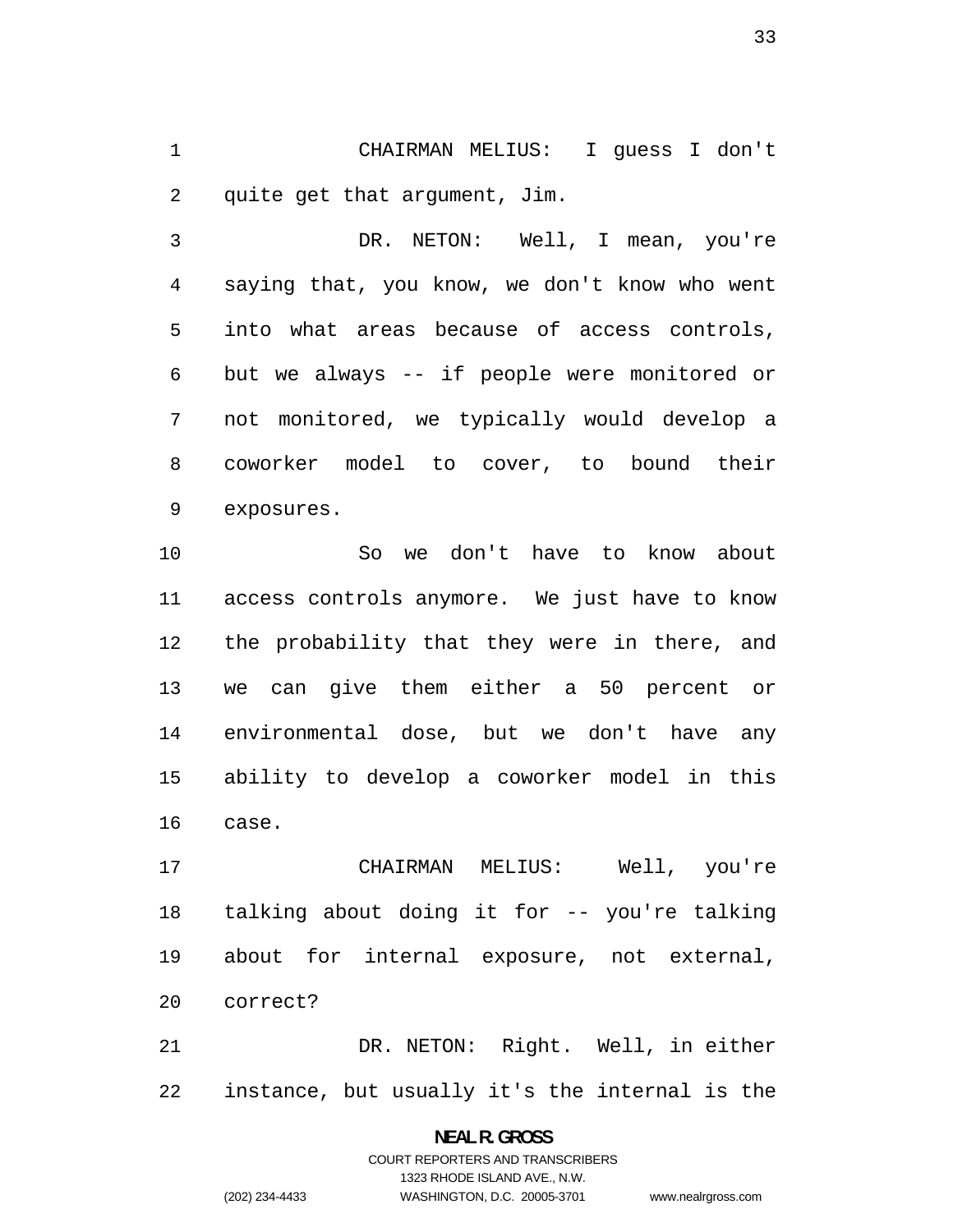CHAIRMAN MELIUS: I guess I don't quite get that argument, Jim.

DR. NETON: Well, I mean, you're saying that, you know, we don't know who went into what areas because of access controls, but we always -- if people were monitored or not monitored, we typically would develop a coworker model to cover, to bound their exposures.

So we don't have to know about access controls anymore. We just have to know the probability that they were in there, and we can give them either a 50 percent or environmental dose, but we don't have any ability to develop a coworker model in this case.

CHAIRMAN MELIUS: Well, you're talking about doing it for -- you're talking about for internal exposure, not external, correct?

DR. NETON: Right. Well, in either instance, but usually it's the internal is the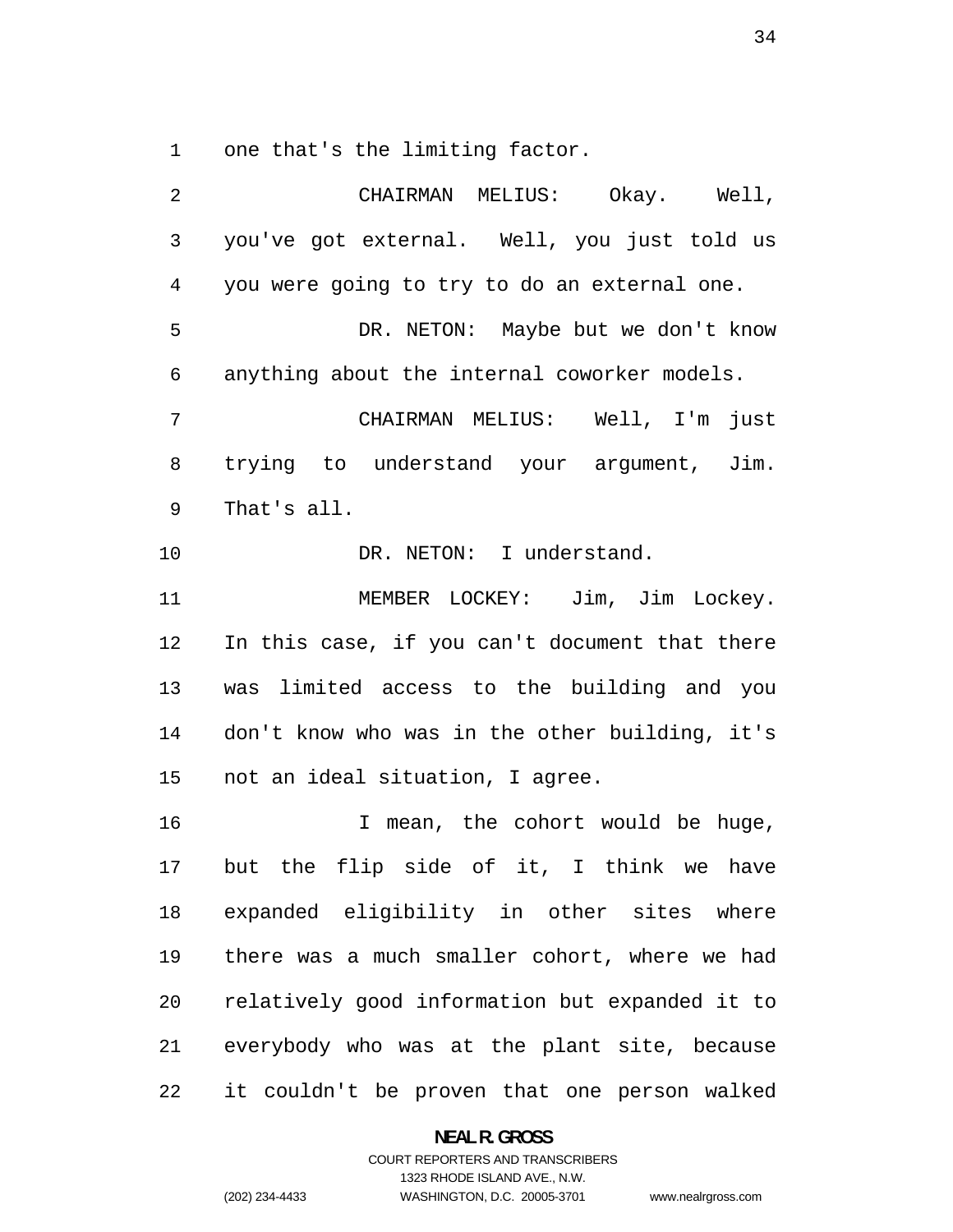one that's the limiting factor.

CHAIRMAN MELIUS: Okay. Well, you've got external. Well, you just told us you were going to try to do an external one.

DR. NETON: Maybe but we don't know anything about the internal coworker models.

CHAIRMAN MELIUS: Well, I'm just trying to understand your argument, Jim. That's all.

DR. NETON: I understand.

MEMBER LOCKEY: Jim, Jim Lockey. In this case, if you can't document that there was limited access to the building and you don't know who was in the other building, it's not an ideal situation, I agree.

I mean, the cohort would be huge, but the flip side of it, I think we have expanded eligibility in other sites where there was a much smaller cohort, where we had relatively good information but expanded it to everybody who was at the plant site, because it couldn't be proven that one person walked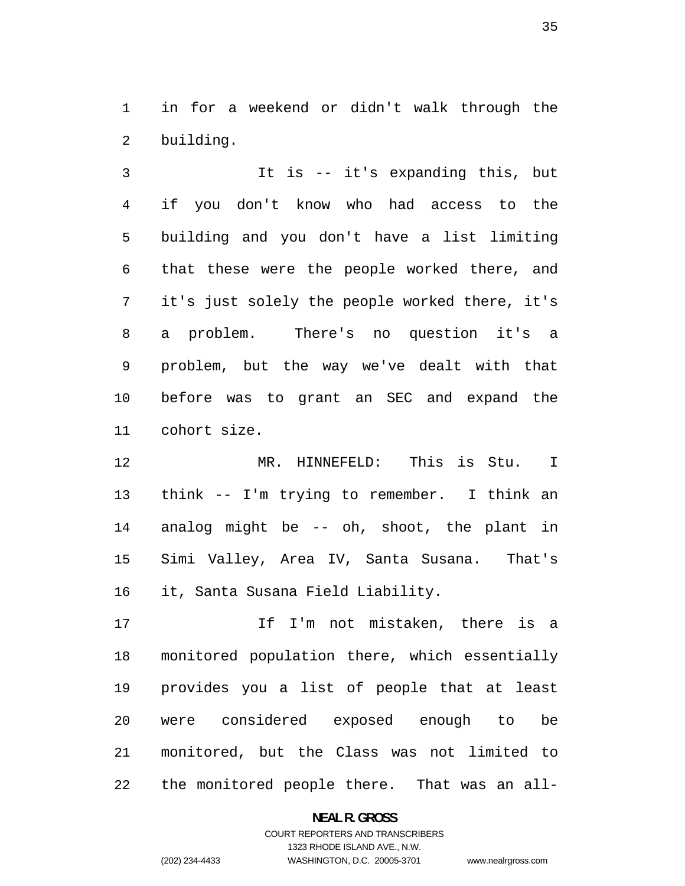in for a weekend or didn't walk through the building.

It is -- it's expanding this, but if you don't know who had access to the building and you don't have a list limiting that these were the people worked there, and it's just solely the people worked there, it's a problem. There's no question it's a problem, but the way we've dealt with that before was to grant an SEC and expand the cohort size.

MR. HINNEFELD: This is Stu. I think -- I'm trying to remember. I think an analog might be -- oh, shoot, the plant in Simi Valley, Area IV, Santa Susana. That's it, Santa Susana Field Liability.

If I'm not mistaken, there is a monitored population there, which essentially provides you a list of people that at least were considered exposed enough to be monitored, but the Class was not limited to the monitored people there. That was an all-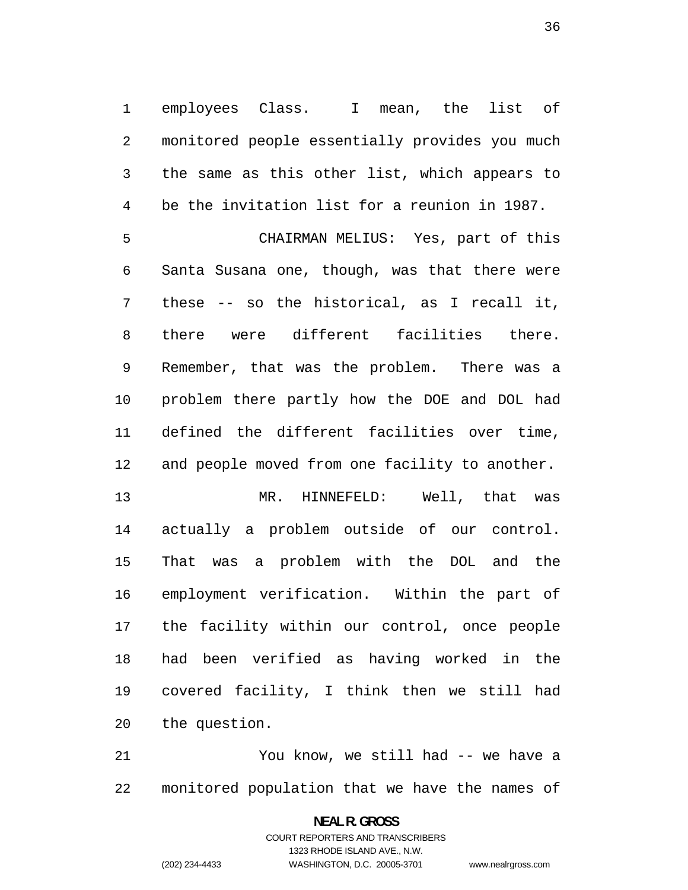employees Class. I mean, the list of monitored people essentially provides you much the same as this other list, which appears to be the invitation list for a reunion in 1987.

CHAIRMAN MELIUS: Yes, part of this Santa Susana one, though, was that there were these -- so the historical, as I recall it, there were different facilities there. Remember, that was the problem. There was a problem there partly how the DOE and DOL had defined the different facilities over time, and people moved from one facility to another.

MR. HINNEFELD: Well, that was actually a problem outside of our control. That was a problem with the DOL and the employment verification. Within the part of the facility within our control, once people had been verified as having worked in the covered facility, I think then we still had the question.

You know, we still had -- we have a monitored population that we have the names of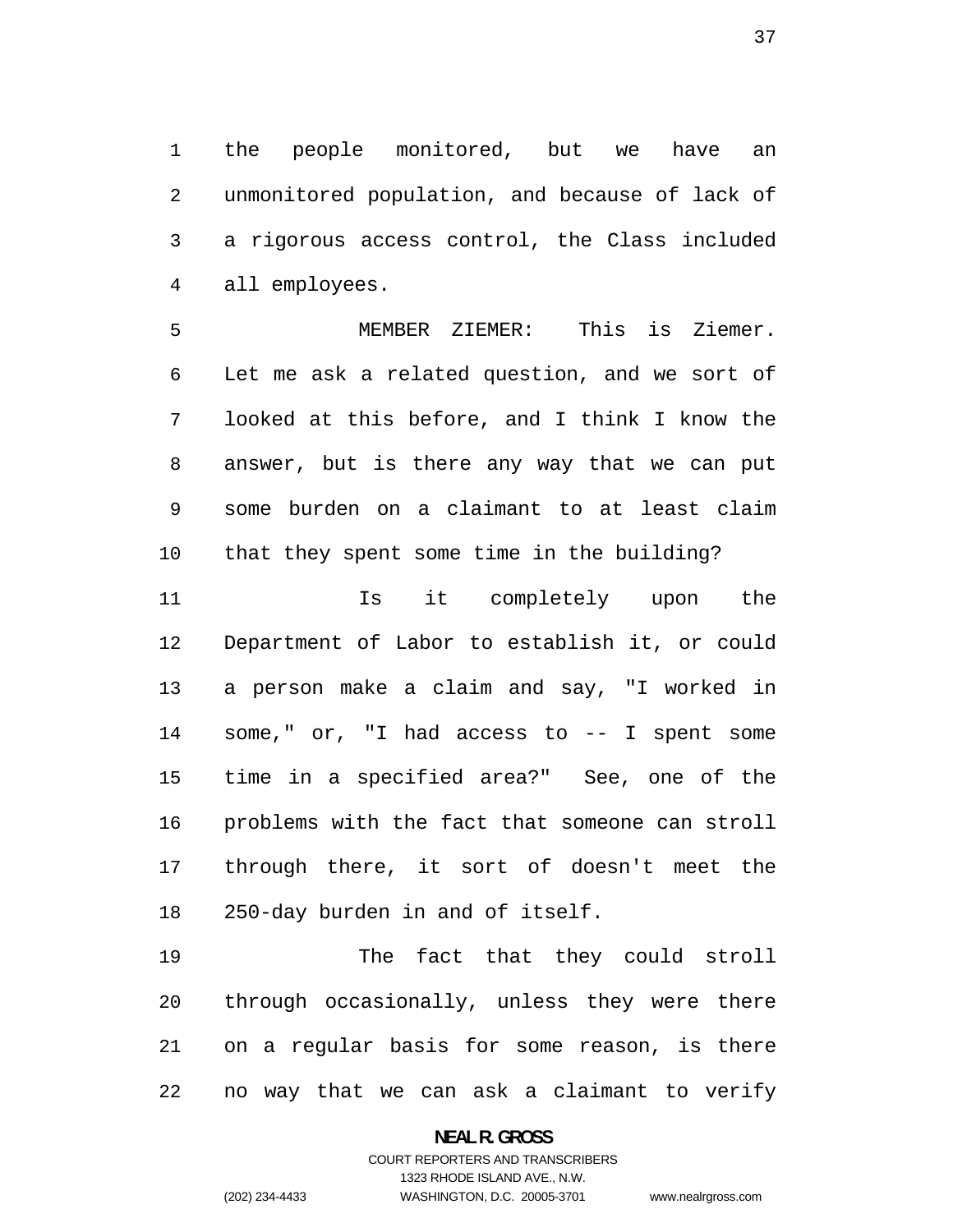the people monitored, but we have an unmonitored population, and because of lack of a rigorous access control, the Class included all employees.

MEMBER ZIEMER: This is Ziemer. Let me ask a related question, and we sort of looked at this before, and I think I know the answer, but is there any way that we can put some burden on a claimant to at least claim that they spent some time in the building?

Is it completely upon the Department of Labor to establish it, or could a person make a claim and say, "I worked in some," or, "I had access to -- I spent some time in a specified area?" See, one of the problems with the fact that someone can stroll through there, it sort of doesn't meet the 250-day burden in and of itself.

The fact that they could stroll through occasionally, unless they were there on a regular basis for some reason, is there no way that we can ask a claimant to verify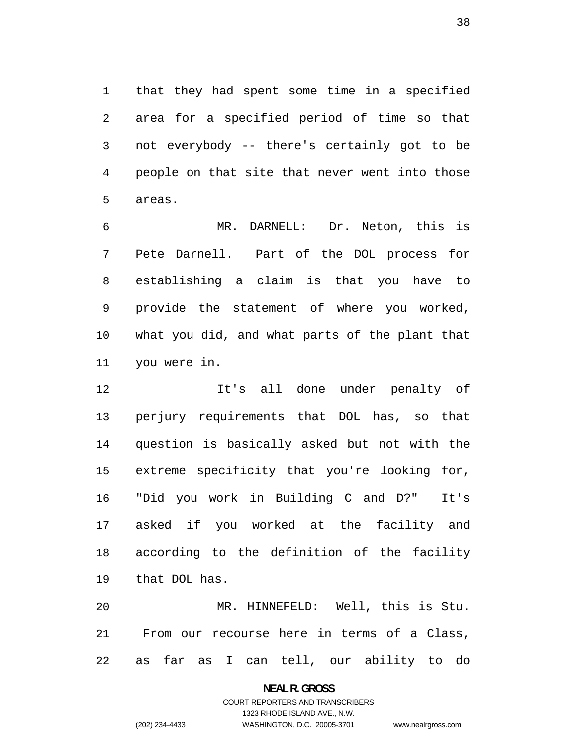that they had spent some time in a specified area for a specified period of time so that not everybody -- there's certainly got to be people on that site that never went into those areas.

MR. DARNELL: Dr. Neton, this is Pete Darnell. Part of the DOL process for establishing a claim is that you have to provide the statement of where you worked, what you did, and what parts of the plant that you were in.

It's all done under penalty of perjury requirements that DOL has, so that question is basically asked but not with the extreme specificity that you're looking for, "Did you work in Building C and D?" It's asked if you worked at the facility and according to the definition of the facility that DOL has.

MR. HINNEFELD: Well, this is Stu. From our recourse here in terms of a Class, as far as I can tell, our ability to do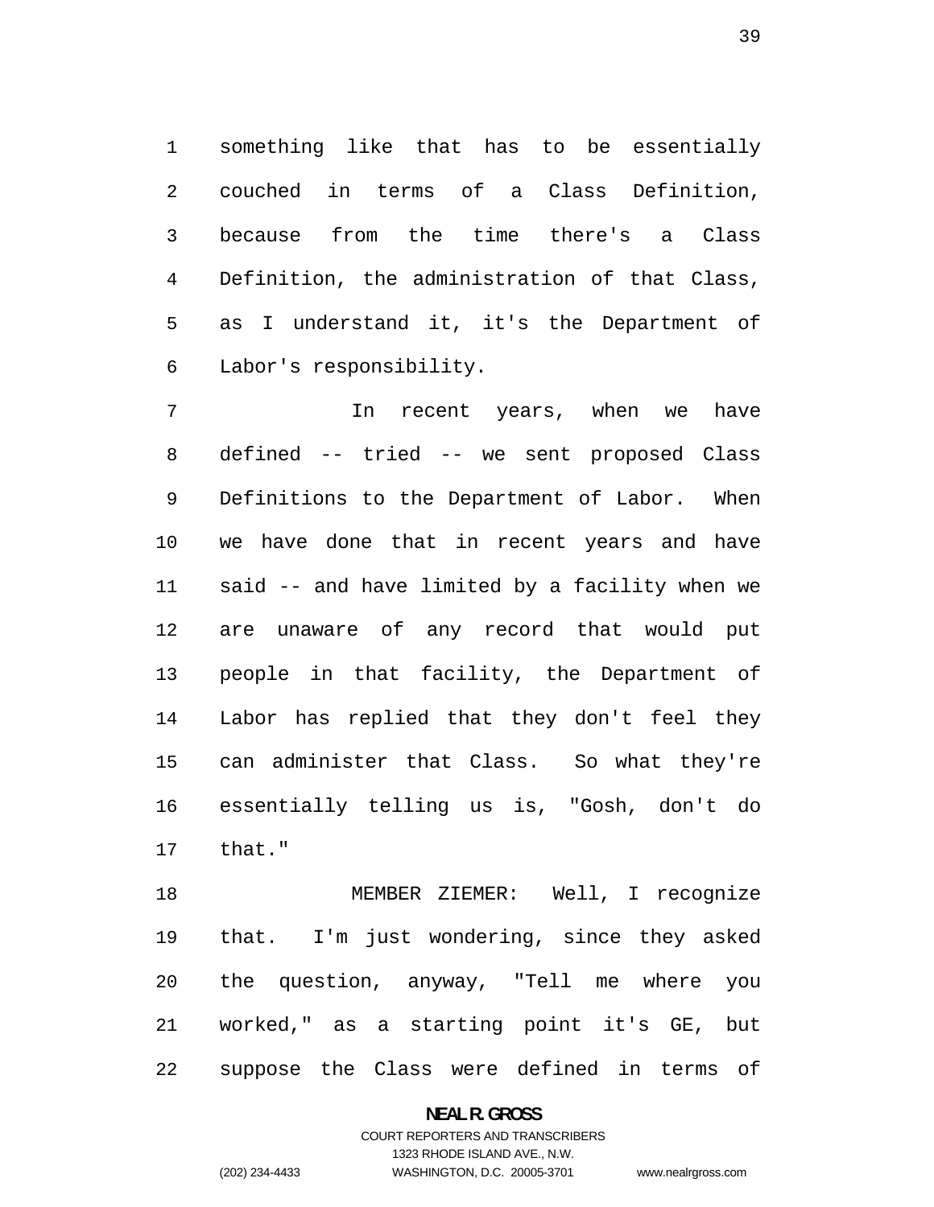something like that has to be essentially couched in terms of a Class Definition, because from the time there's a Class Definition, the administration of that Class, as I understand it, it's the Department of Labor's responsibility.

In recent years, when we have defined -- tried -- we sent proposed Class Definitions to the Department of Labor. When we have done that in recent years and have said -- and have limited by a facility when we are unaware of any record that would put people in that facility, the Department of Labor has replied that they don't feel they can administer that Class. So what they're essentially telling us is, "Gosh, don't do that."

MEMBER ZIEMER: Well, I recognize that. I'm just wondering, since they asked the question, anyway, "Tell me where you worked," as a starting point it's GE, but suppose the Class were defined in terms of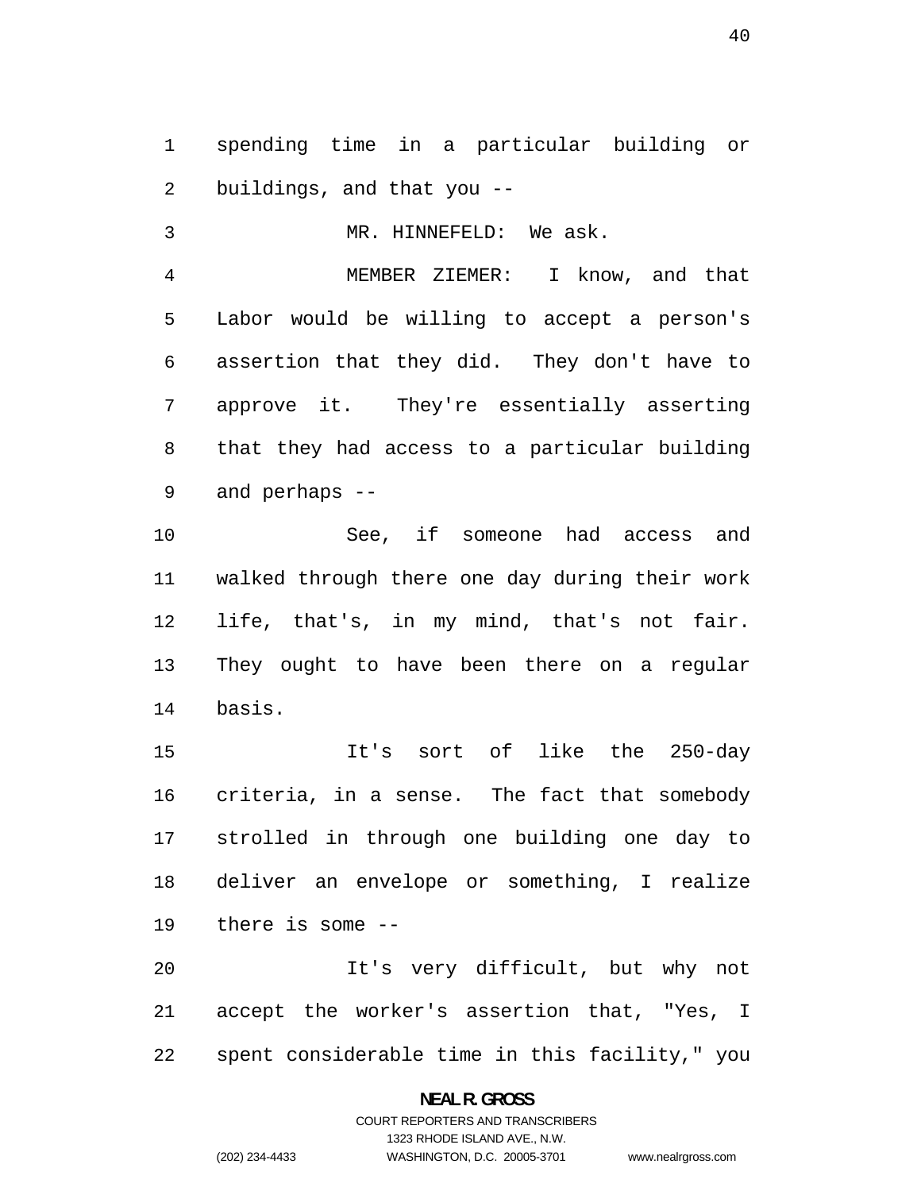spending time in a particular building or buildings, and that you --

MR. HINNEFELD: We ask.

MEMBER ZIEMER: I know, and that Labor would be willing to accept a person's assertion that they did. They don't have to approve it. They're essentially asserting that they had access to a particular building and perhaps --

See, if someone had access and walked through there one day during their work life, that's, in my mind, that's not fair. They ought to have been there on a regular basis.

It's sort of like the 250-day criteria, in a sense. The fact that somebody strolled in through one building one day to deliver an envelope or something, I realize there is some --

It's very difficult, but why not accept the worker's assertion that, "Yes, I spent considerable time in this facility," you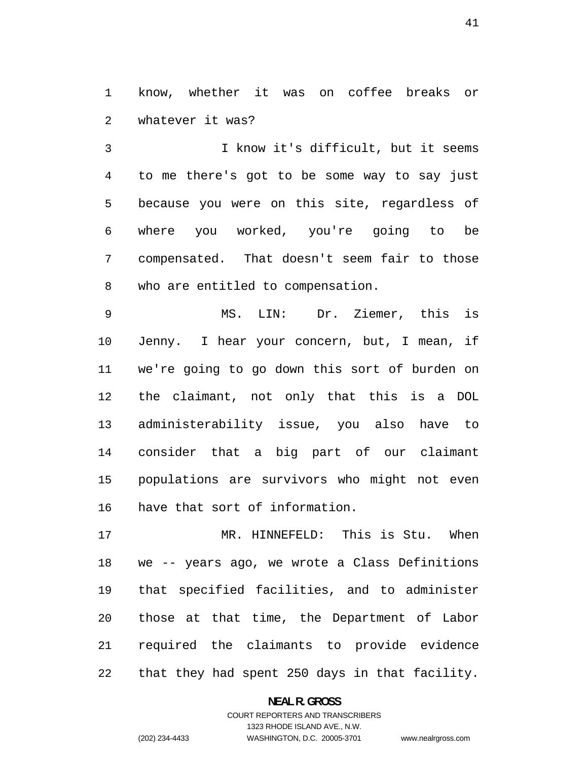know, whether it was on coffee breaks or whatever it was?

I know it's difficult, but it seems to me there's got to be some way to say just because you were on this site, regardless of where you worked, you're going to be compensated. That doesn't seem fair to those who are entitled to compensation.

MS. LIN: Dr. Ziemer, this is Jenny. I hear your concern, but, I mean, if we're going to go down this sort of burden on the claimant, not only that this is a DOL administerability issue, you also have to consider that a big part of our claimant populations are survivors who might not even have that sort of information.

MR. HINNEFELD: This is Stu. When we -- years ago, we wrote a Class Definitions that specified facilities, and to administer those at that time, the Department of Labor required the claimants to provide evidence that they had spent 250 days in that facility.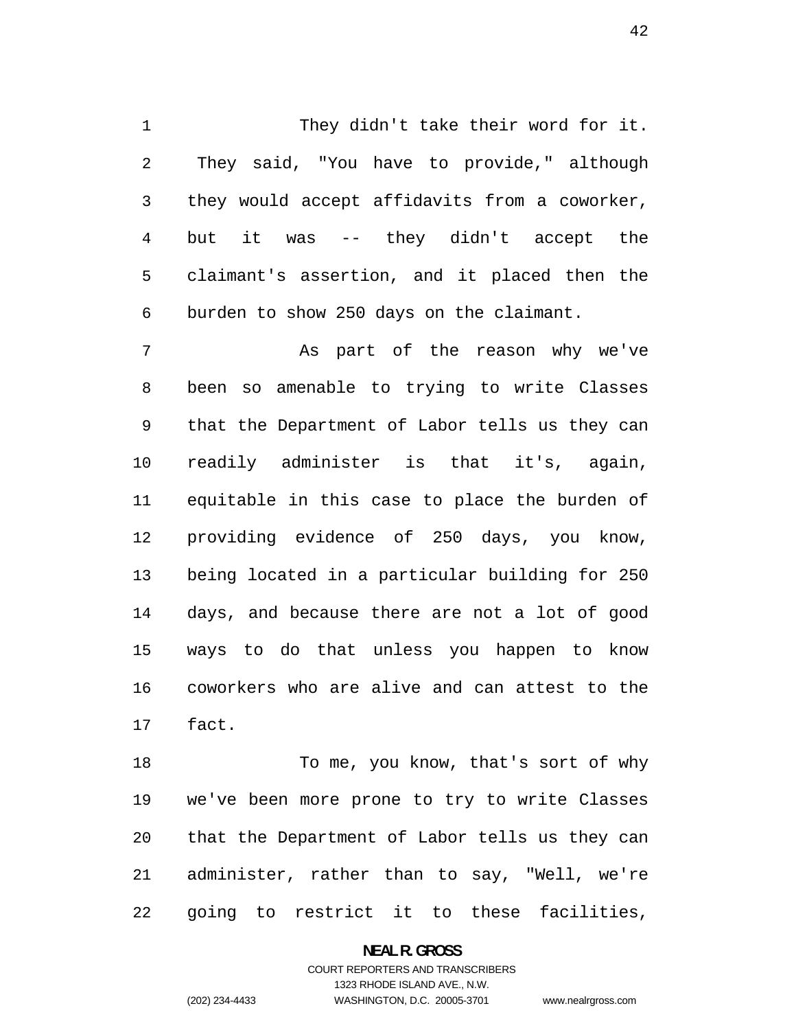They didn't take their word for it. They said, "You have to provide," although they would accept affidavits from a coworker, but it was -- they didn't accept the claimant's assertion, and it placed then the burden to show 250 days on the claimant.

As part of the reason why we've been so amenable to trying to write Classes that the Department of Labor tells us they can readily administer is that it's, again, equitable in this case to place the burden of providing evidence of 250 days, you know, being located in a particular building for 250 days, and because there are not a lot of good ways to do that unless you happen to know coworkers who are alive and can attest to the fact.

To me, you know, that's sort of why we've been more prone to try to write Classes that the Department of Labor tells us they can administer, rather than to say, "Well, we're going to restrict it to these facilities,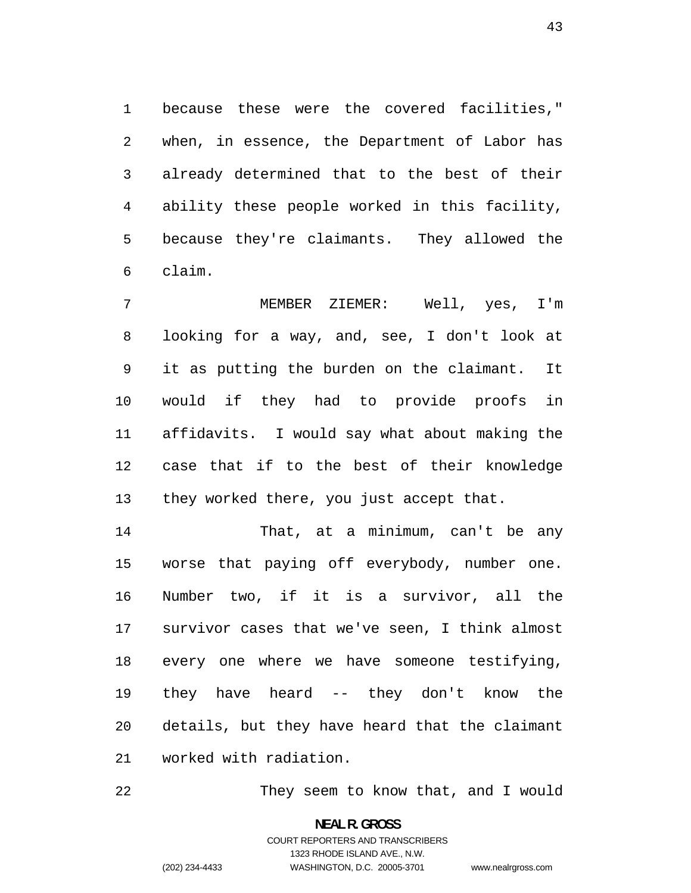because these were the covered facilities," when, in essence, the Department of Labor has already determined that to the best of their ability these people worked in this facility, because they're claimants. They allowed the claim.

MEMBER ZIEMER: Well, yes, I'm looking for a way, and, see, I don't look at it as putting the burden on the claimant. It would if they had to provide proofs in affidavits. I would say what about making the case that if to the best of their knowledge they worked there, you just accept that.

That, at a minimum, can't be any worse that paying off everybody, number one. Number two, if it is a survivor, all the survivor cases that we've seen, I think almost every one where we have someone testifying, they have heard -- they don't know the details, but they have heard that the claimant worked with radiation.

They seem to know that, and I would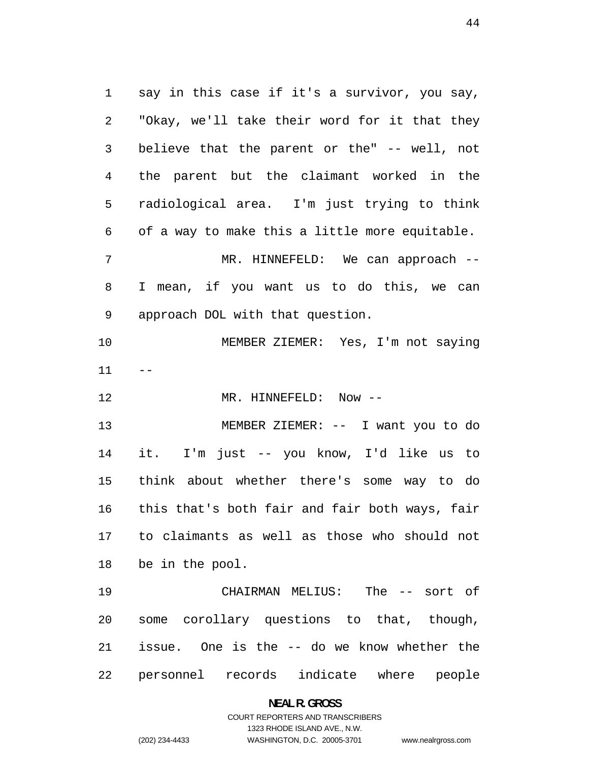say in this case if it's a survivor, you say, "Okay, we'll take their word for it that they believe that the parent or the" -- well, not the parent but the claimant worked in the radiological area. I'm just trying to think of a way to make this a little more equitable.

MR. HINNEFELD: We can approach -- I mean, if you want us to do this, we can approach DOL with that question.

MEMBER ZIEMER: Yes, I'm not saying --

MR. HINNEFELD: Now --

MEMBER ZIEMER: -- I want you to do it. I'm just -- you know, I'd like us to think about whether there's some way to do this that's both fair and fair both ways, fair to claimants as well as those who should not be in the pool.

CHAIRMAN MELIUS: The -- sort of some corollary questions to that, though, issue. One is the -- do we know whether the personnel records indicate where people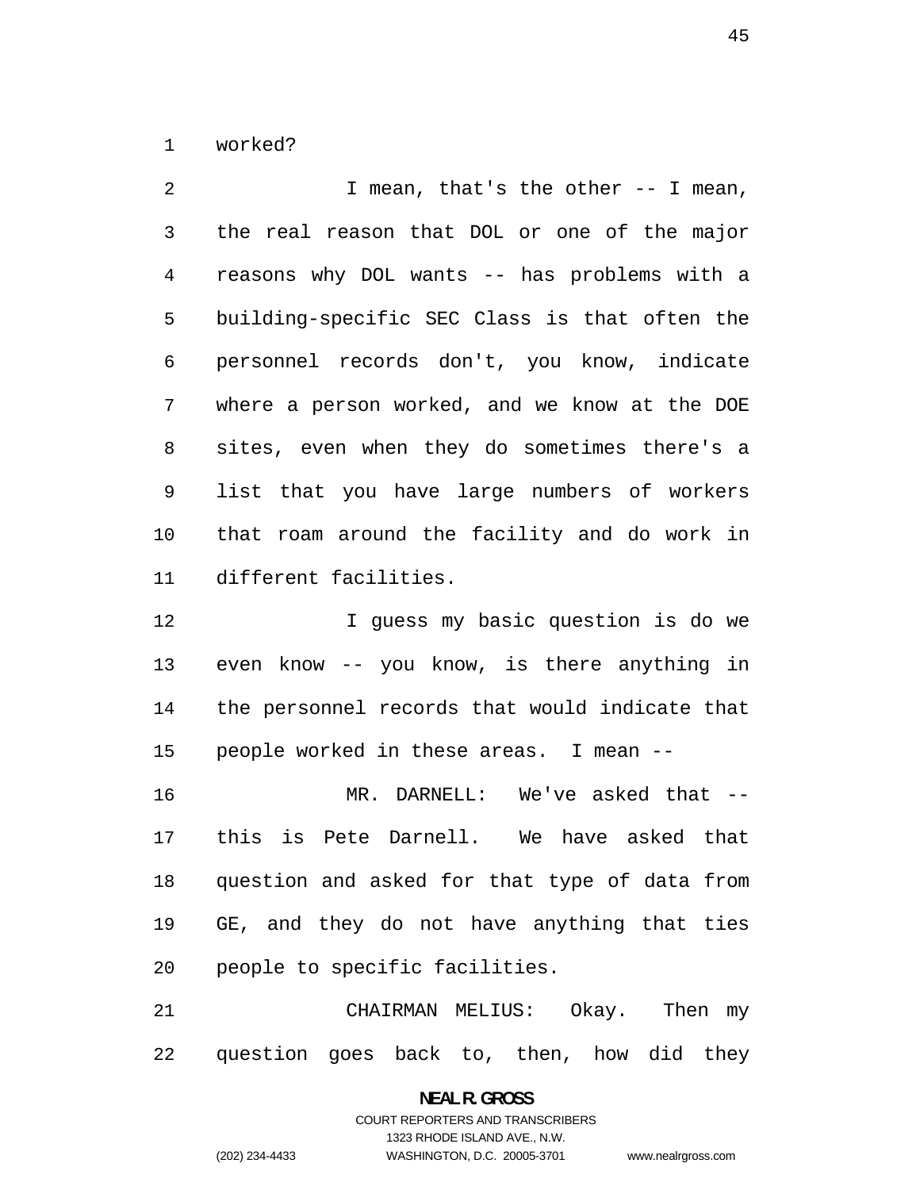worked?

I mean, that's the other -- I mean, the real reason that DOL or one of the major reasons why DOL wants -- has problems with a building-specific SEC Class is that often the personnel records don't, you know, indicate where a person worked, and we know at the DOE sites, even when they do sometimes there's a list that you have large numbers of workers that roam around the facility and do work in different facilities.

I guess my basic question is do we even know -- you know, is there anything in the personnel records that would indicate that people worked in these areas. I mean --

MR. DARNELL: We've asked that -- this is Pete Darnell. We have asked that question and asked for that type of data from GE, and they do not have anything that ties people to specific facilities.

CHAIRMAN MELIUS: Okay. Then my question goes back to, then, how did they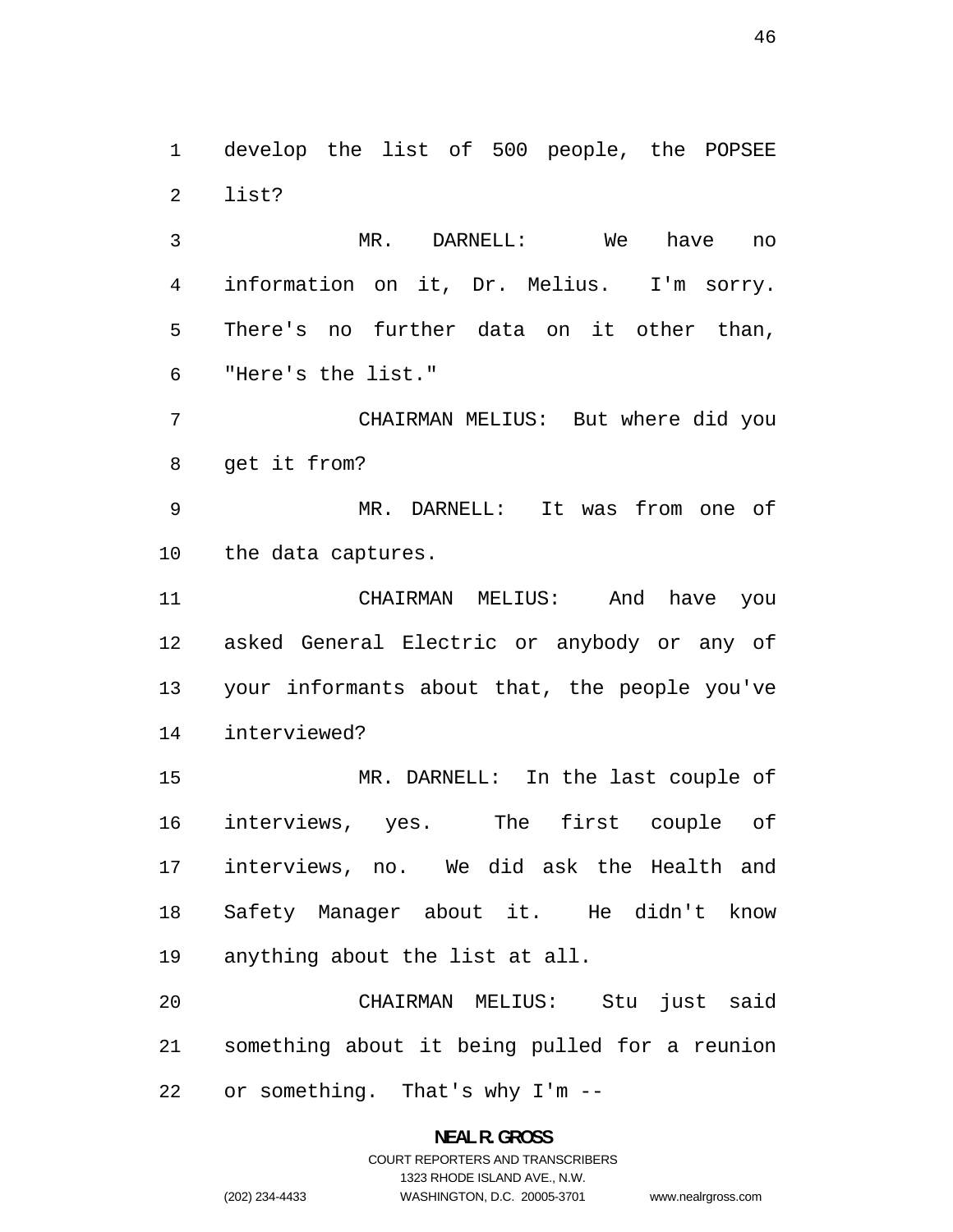develop the list of 500 people, the POPSEE list?

MR. DARNELL: We have no information on it, Dr. Melius. I'm sorry. There's no further data on it other than, "Here's the list."

CHAIRMAN MELIUS: But where did you get it from?

MR. DARNELL: It was from one of the data captures.

CHAIRMAN MELIUS: And have you asked General Electric or anybody or any of your informants about that, the people you've interviewed?

MR. DARNELL: In the last couple of interviews, yes. The first couple of interviews, no. We did ask the Health and Safety Manager about it. He didn't know anything about the list at all.

CHAIRMAN MELIUS: Stu just said something about it being pulled for a reunion or something. That's why I'm --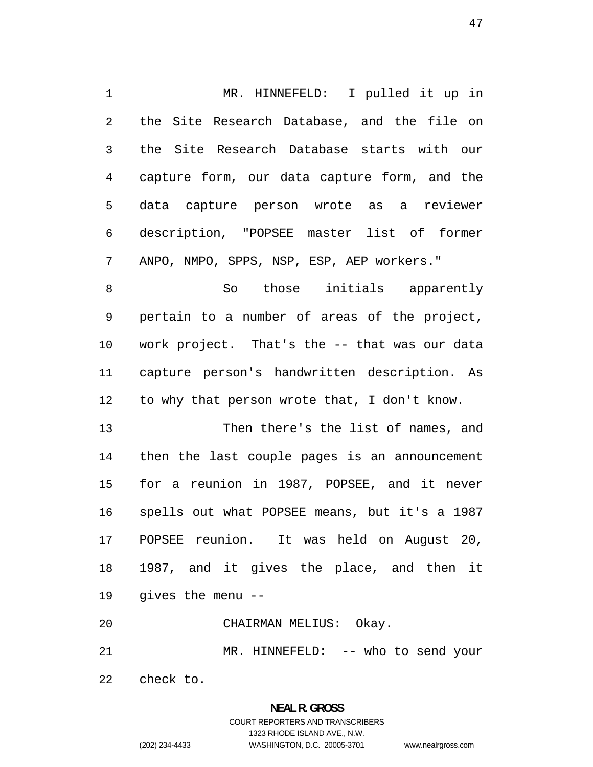MR. HINNEFELD: I pulled it up in the Site Research Database, and the file on the Site Research Database starts with our capture form, our data capture form, and the data capture person wrote as a reviewer description, "POPSEE master list of former ANPO, NMPO, SPPS, NSP, ESP, AEP workers."

So those initials apparently pertain to a number of areas of the project, work project. That's the -- that was our data capture person's handwritten description. As to why that person wrote that, I don't know.

Then there's the list of names, and then the last couple pages is an announcement for a reunion in 1987, POPSEE, and it never spells out what POPSEE means, but it's a 1987 POPSEE reunion. It was held on August 20, 1987, and it gives the place, and then it gives the menu --

CHAIRMAN MELIUS: Okay.

MR. HINNEFELD: -- who to send your check to.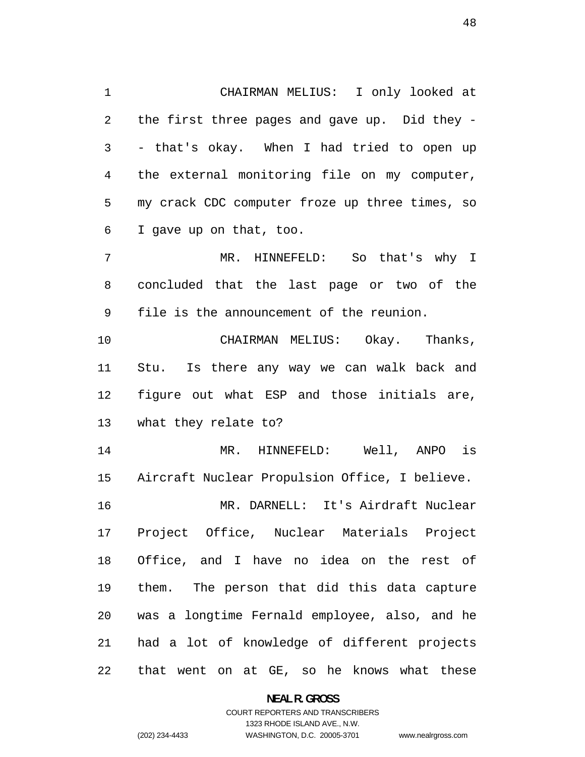CHAIRMAN MELIUS: I only looked at the first three pages and gave up. Did they -- that's okay. When I had tried to open up the external monitoring file on my computer, my crack CDC computer froze up three times, so I gave up on that, too.

MR. HINNEFELD: So that's why I concluded that the last page or two of the file is the announcement of the reunion.

CHAIRMAN MELIUS: Okay. Thanks, Stu. Is there any way we can walk back and figure out what ESP and those initials are, what they relate to?

MR. HINNEFELD: Well, ANPO is Aircraft Nuclear Propulsion Office, I believe.

MR. DARNELL: It's Airdraft Nuclear Project Office, Nuclear Materials Project Office, and I have no idea on the rest of them. The person that did this data capture was a longtime Fernald employee, also, and he had a lot of knowledge of different projects that went on at GE, so he knows what these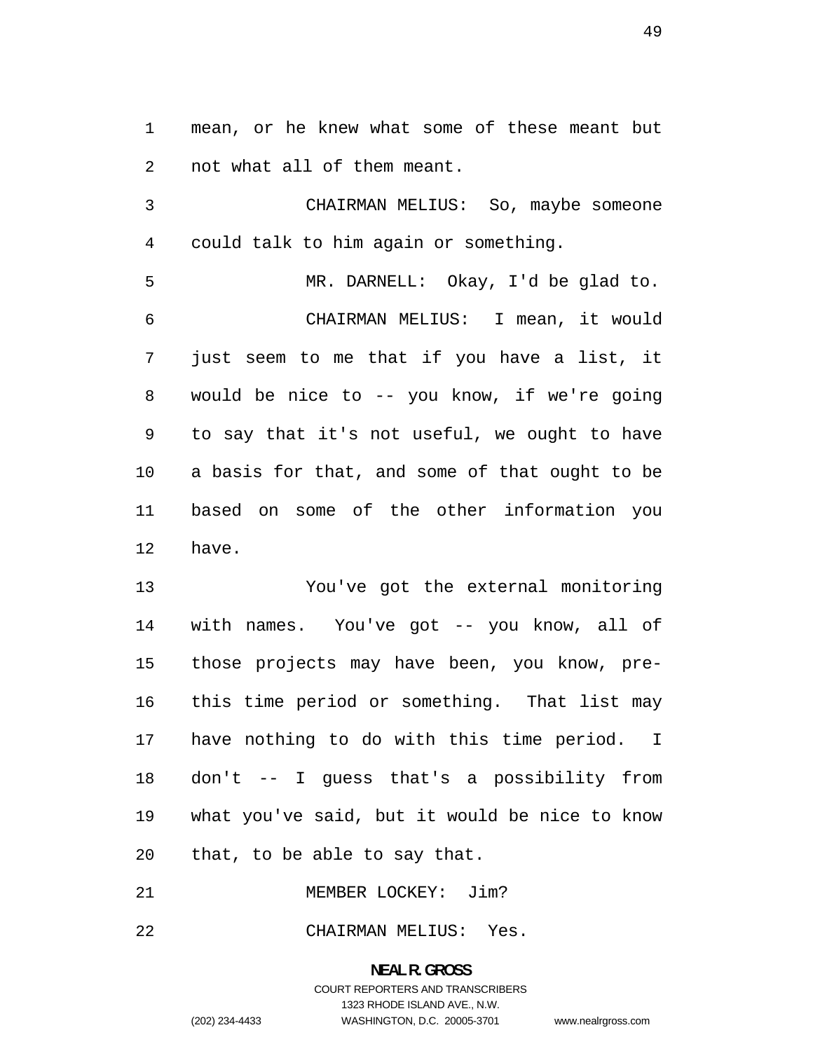mean, or he knew what some of these meant but not what all of them meant.

CHAIRMAN MELIUS: So, maybe someone could talk to him again or something.

MR. DARNELL: Okay, I'd be glad to.

CHAIRMAN MELIUS: I mean, it would just seem to me that if you have a list, it would be nice to -- you know, if we're going to say that it's not useful, we ought to have a basis for that, and some of that ought to be based on some of the other information you have.

You've got the external monitoring with names. You've got -- you know, all of those projects may have been, you know, pre-this time period or something. That list may have nothing to do with this time period. I don't -- I guess that's a possibility from what you've said, but it would be nice to know that, to be able to say that.

MEMBER LOCKEY: Jim?

CHAIRMAN MELIUS: Yes.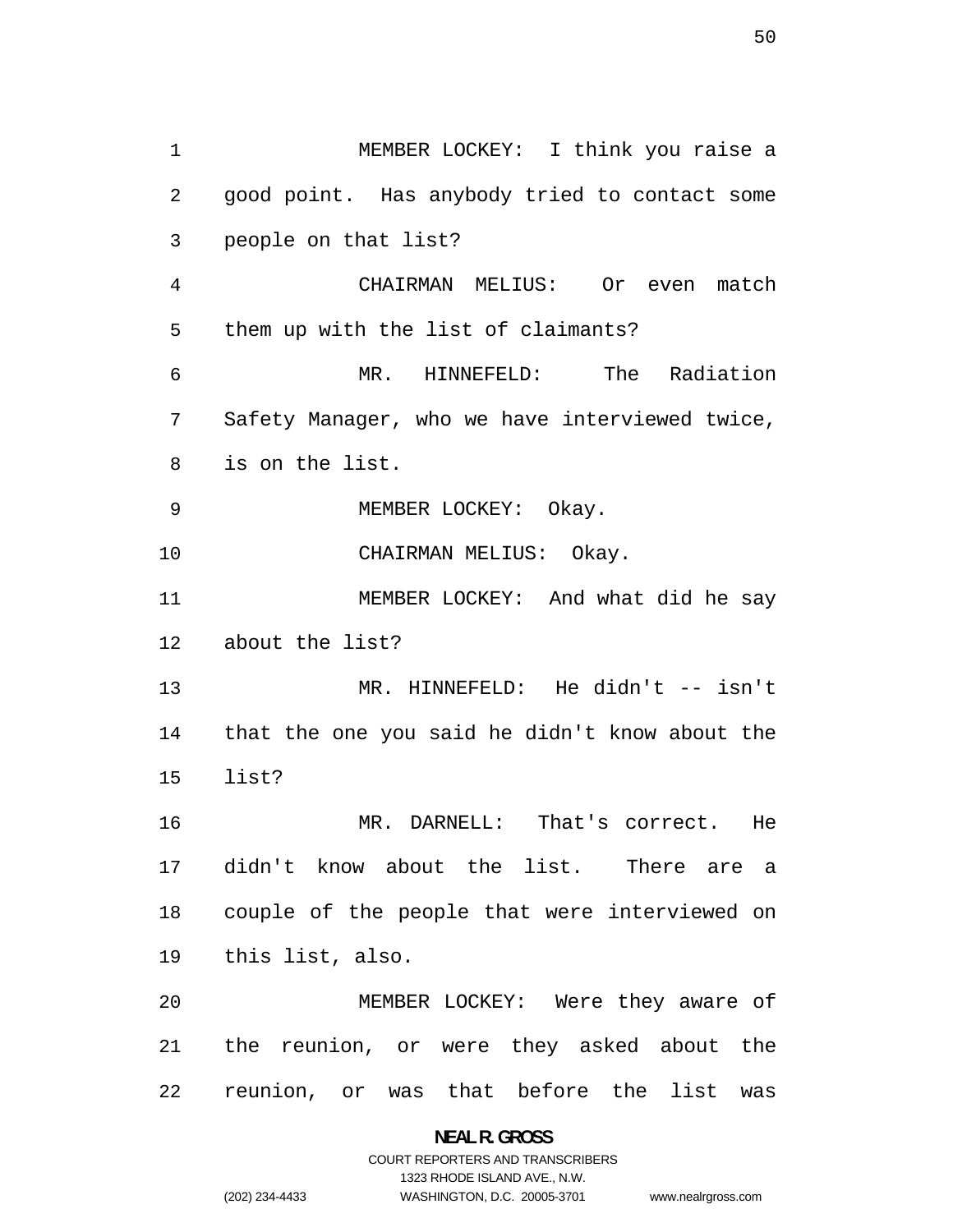MEMBER LOCKEY: I think you raise a good point. Has anybody tried to contact some people on that list?

CHAIRMAN MELIUS: Or even match them up with the list of claimants?

MR. HINNEFELD: The Radiation Safety Manager, who we have interviewed twice, is on the list.

MEMBER LOCKEY: Okay.

CHAIRMAN MELIUS: Okay.

MEMBER LOCKEY: And what did he say about the list?

MR. HINNEFELD: He didn't -- isn't that the one you said he didn't know about the list?

MR. DARNELL: That's correct. He didn't know about the list. There are a couple of the people that were interviewed on this list, also.

MEMBER LOCKEY: Were they aware of the reunion, or were they asked about the reunion, or was that before the list was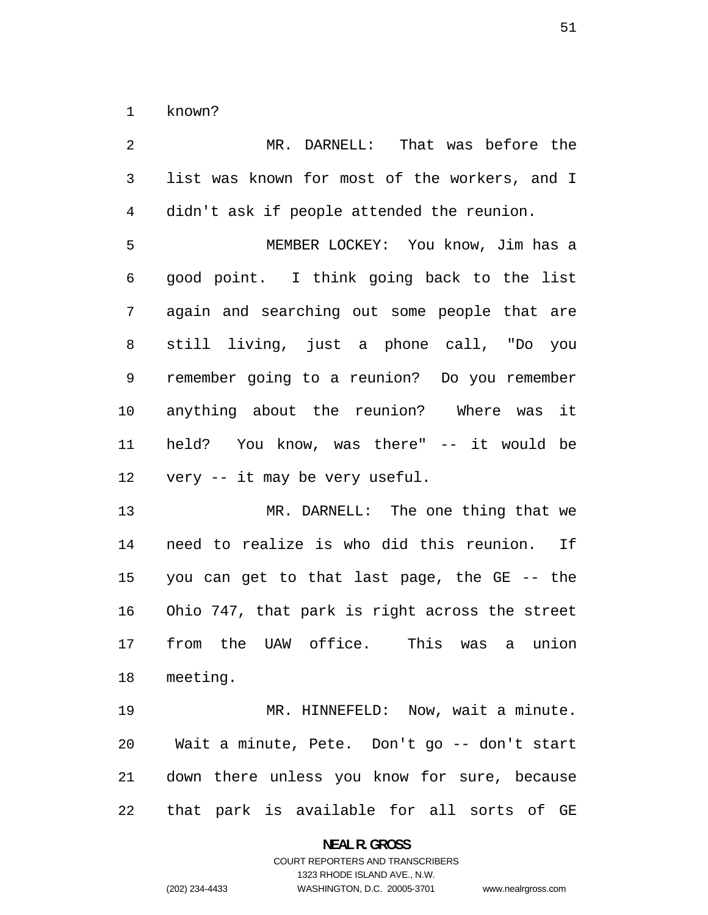known?

MR. DARNELL: That was before the list was known for most of the workers, and I didn't ask if people attended the reunion.

MEMBER LOCKEY: You know, Jim has a good point. I think going back to the list again and searching out some people that are still living, just a phone call, "Do you remember going to a reunion? Do you remember anything about the reunion? Where was it held? You know, was there" -- it would be very -- it may be very useful.

MR. DARNELL: The one thing that we need to realize is who did this reunion. If you can get to that last page, the GE -- the Ohio 747, that park is right across the street from the UAW office. This was a union meeting.

MR. HINNEFELD: Now, wait a minute. Wait a minute, Pete. Don't go -- don't start down there unless you know for sure, because that park is available for all sorts of GE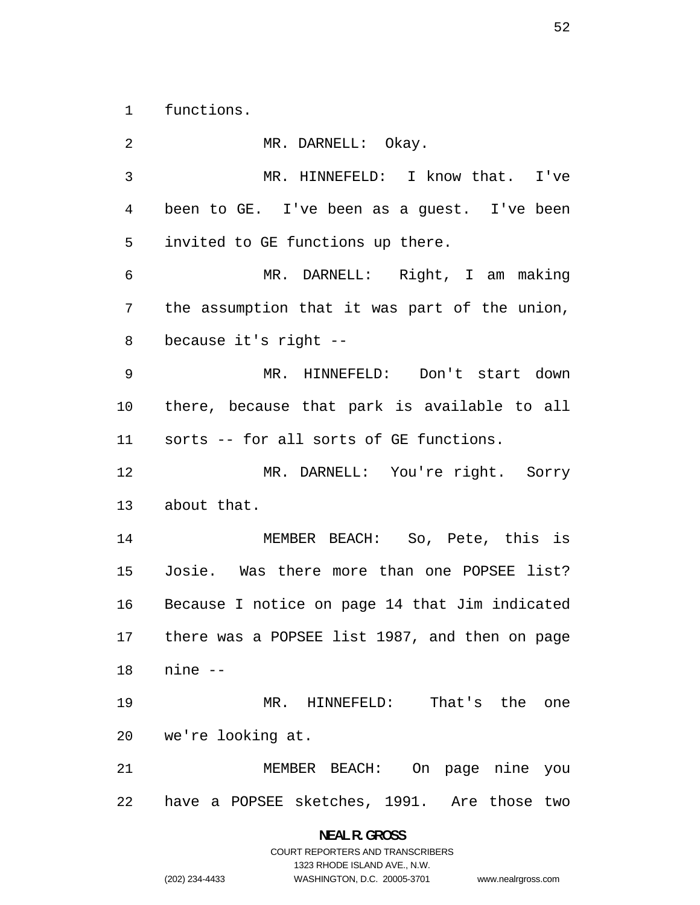functions.

MR. DARNELL: Okay.

MR. HINNEFELD: I know that. I've been to GE. I've been as a guest. I've been invited to GE functions up there.

MR. DARNELL: Right, I am making the assumption that it was part of the union, because it's right --

MR. HINNEFELD: Don't start down there, because that park is available to all sorts -- for all sorts of GE functions.

MR. DARNELL: You're right. Sorry about that.

MEMBER BEACH: So, Pete, this is Josie. Was there more than one POPSEE list? Because I notice on page 14 that Jim indicated there was a POPSEE list 1987, and then on page nine --

MR. HINNEFELD: That's the one we're looking at.

MEMBER BEACH: On page nine you have a POPSEE sketches, 1991. Are those two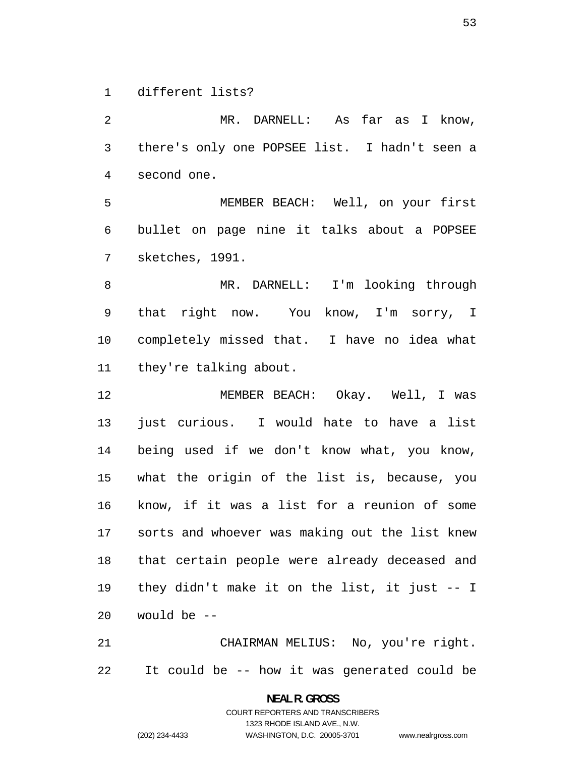different lists?

MR. DARNELL: As far as I know, there's only one POPSEE list. I hadn't seen a second one.

MEMBER BEACH: Well, on your first bullet on page nine it talks about a POPSEE sketches, 1991.

MR. DARNELL: I'm looking through that right now. You know, I'm sorry, I completely missed that. I have no idea what they're talking about.

MEMBER BEACH: Okay. Well, I was just curious. I would hate to have a list being used if we don't know what, you know, what the origin of the list is, because, you know, if it was a list for a reunion of some sorts and whoever was making out the list knew that certain people were already deceased and they didn't make it on the list, it just -- I would be --

CHAIRMAN MELIUS: No, you're right. It could be -- how it was generated could be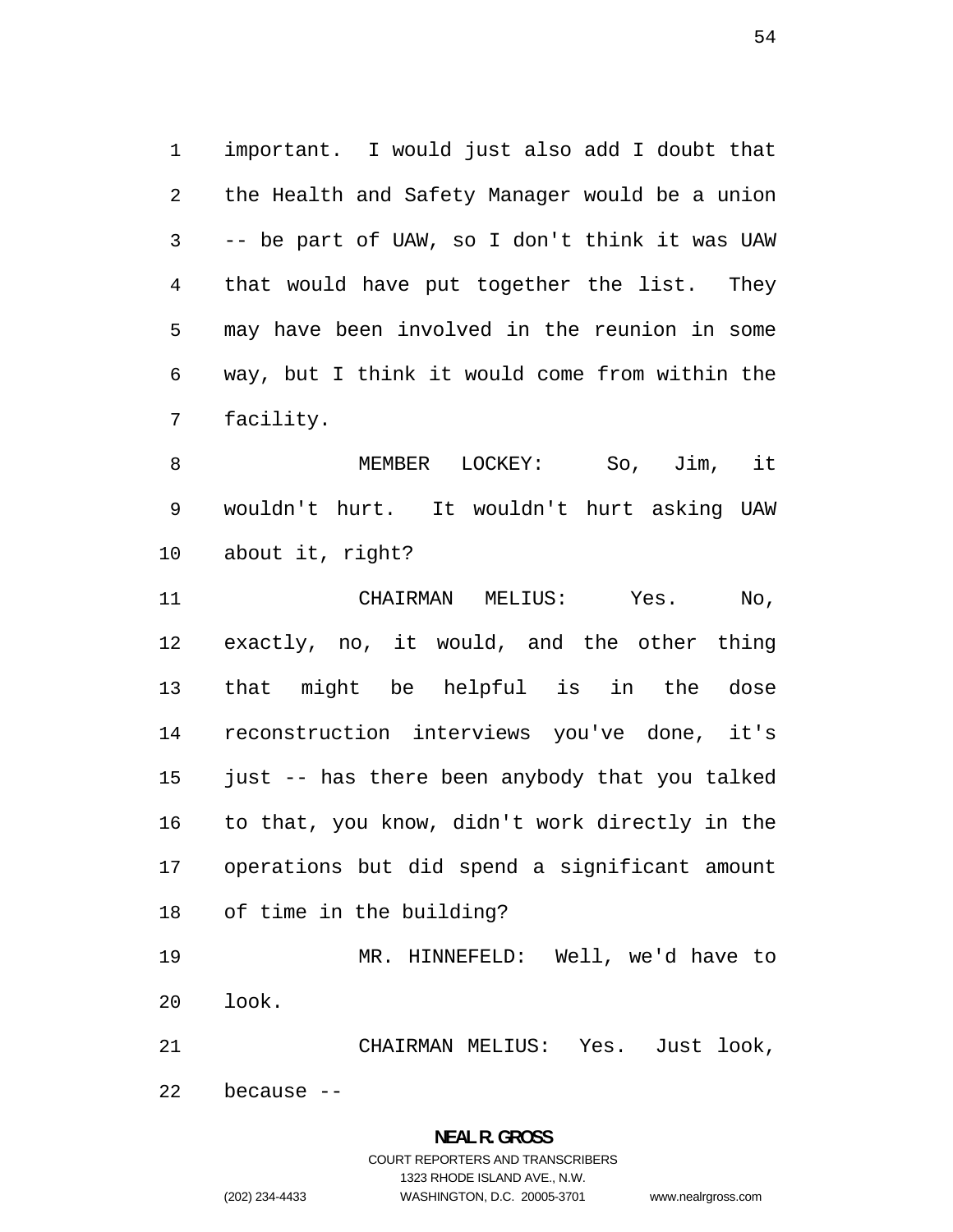important. I would just also add I doubt that the Health and Safety Manager would be a union -- be part of UAW, so I don't think it was UAW that would have put together the list. They may have been involved in the reunion in some way, but I think it would come from within the facility.

MEMBER LOCKEY: So, Jim, it wouldn't hurt. It wouldn't hurt asking UAW about it, right?

CHAIRMAN MELIUS: Yes. No, exactly, no, it would, and the other thing that might be helpful is in the dose reconstruction interviews you've done, it's just -- has there been anybody that you talked to that, you know, didn't work directly in the operations but did spend a significant amount of time in the building?

MR. HINNEFELD: Well, we'd have to look.

CHAIRMAN MELIUS: Yes. Just look, because --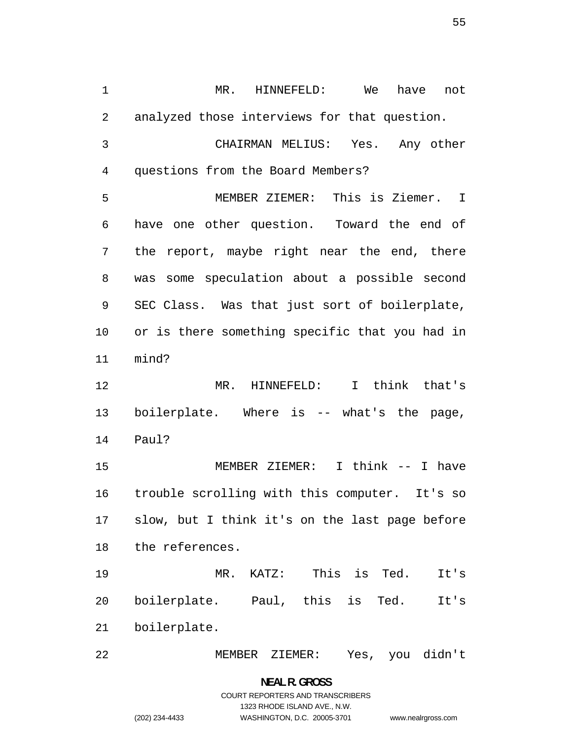MR. HINNEFELD: We have not analyzed those interviews for that question.

CHAIRMAN MELIUS: Yes. Any other questions from the Board Members?

MEMBER ZIEMER: This is Ziemer. I have one other question. Toward the end of the report, maybe right near the end, there was some speculation about a possible second SEC Class. Was that just sort of boilerplate, or is there something specific that you had in mind?

MR. HINNEFELD: I think that's boilerplate. Where is -- what's the page, Paul?

MEMBER ZIEMER: I think -- I have trouble scrolling with this computer. It's so slow, but I think it's on the last page before the references.

MR. KATZ: This is Ted. It's boilerplate. Paul, this is Ted. It's boilerplate.

MEMBER ZIEMER: Yes, you didn't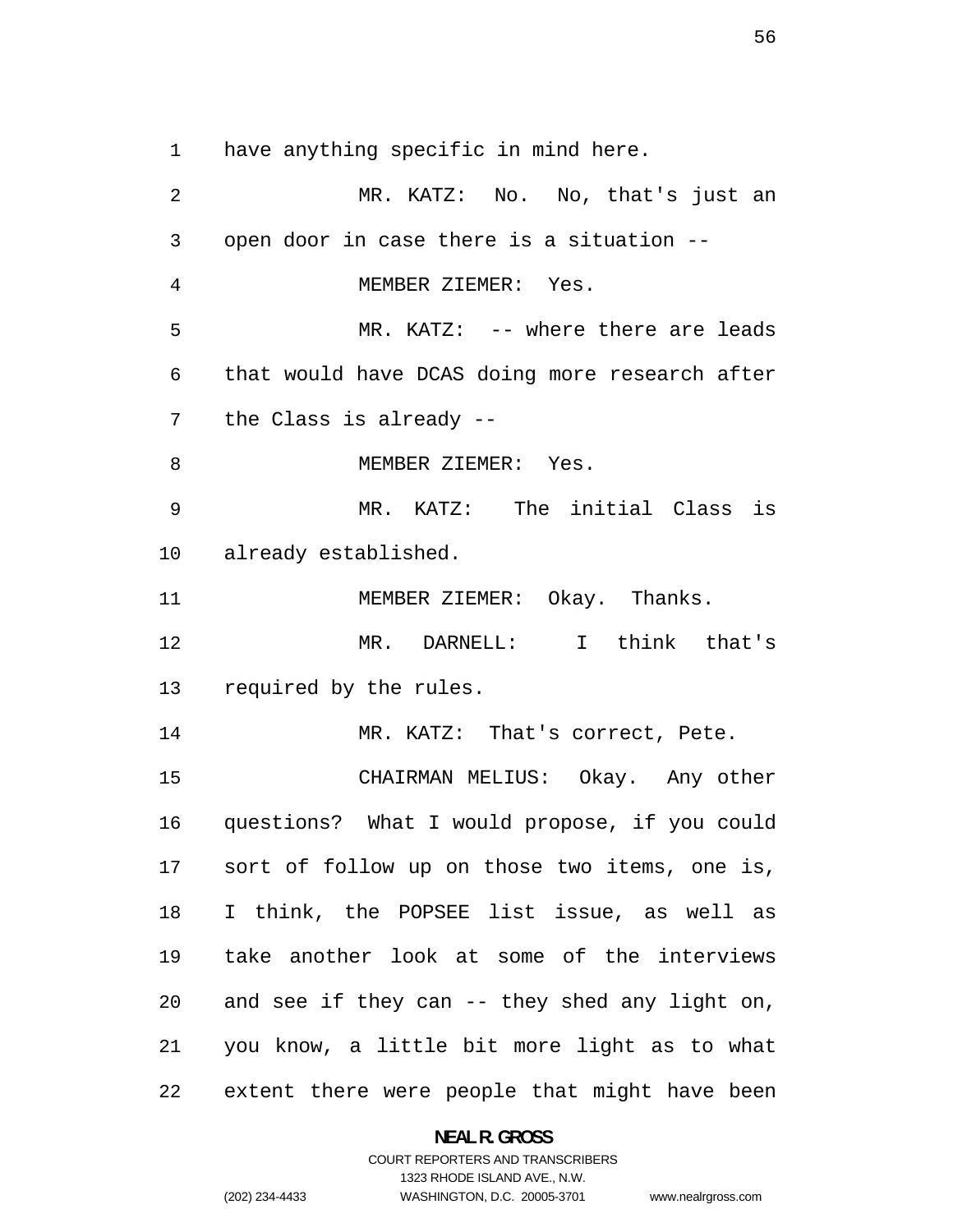have anything specific in mind here.

MR. KATZ: No. No, that's just an open door in case there is a situation --

MEMBER ZIEMER: Yes.

MR. KATZ: -- where there are leads that would have DCAS doing more research after the Class is already --

MEMBER ZIEMER: Yes.

MR. KATZ: The initial Class is already established.

MEMBER ZIEMER: Okay. Thanks.

MR. DARNELL: I think that's required by the rules.

MR. KATZ: That's correct, Pete.

CHAIRMAN MELIUS: Okay. Any other questions? What I would propose, if you could sort of follow up on those two items, one is, I think, the POPSEE list issue, as well as take another look at some of the interviews and see if they can -- they shed any light on, you know, a little bit more light as to what extent there were people that might have been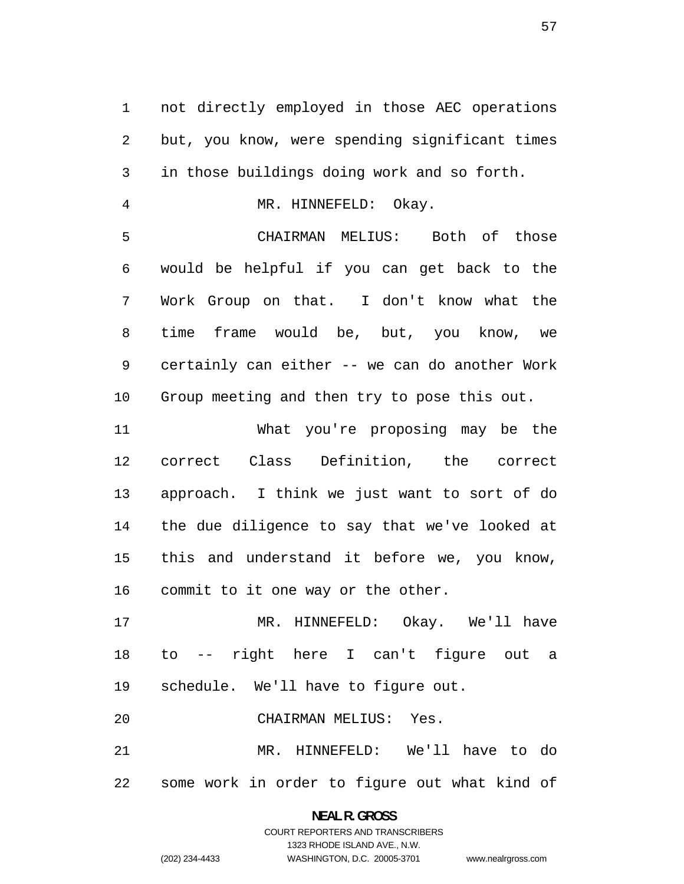not directly employed in those AEC operations but, you know, were spending significant times in those buildings doing work and so forth.

MR. HINNEFELD: Okay.

CHAIRMAN MELIUS: Both of those would be helpful if you can get back to the Work Group on that. I don't know what the time frame would be, but, you know, we certainly can either -- we can do another Work Group meeting and then try to pose this out.

What you're proposing may be the correct Class Definition, the correct approach. I think we just want to sort of do the due diligence to say that we've looked at this and understand it before we, you know, commit to it one way or the other.

MR. HINNEFELD: Okay. We'll have to -- right here I can't figure out a schedule. We'll have to figure out.

CHAIRMAN MELIUS: Yes.

MR. HINNEFELD: We'll have to do some work in order to figure out what kind of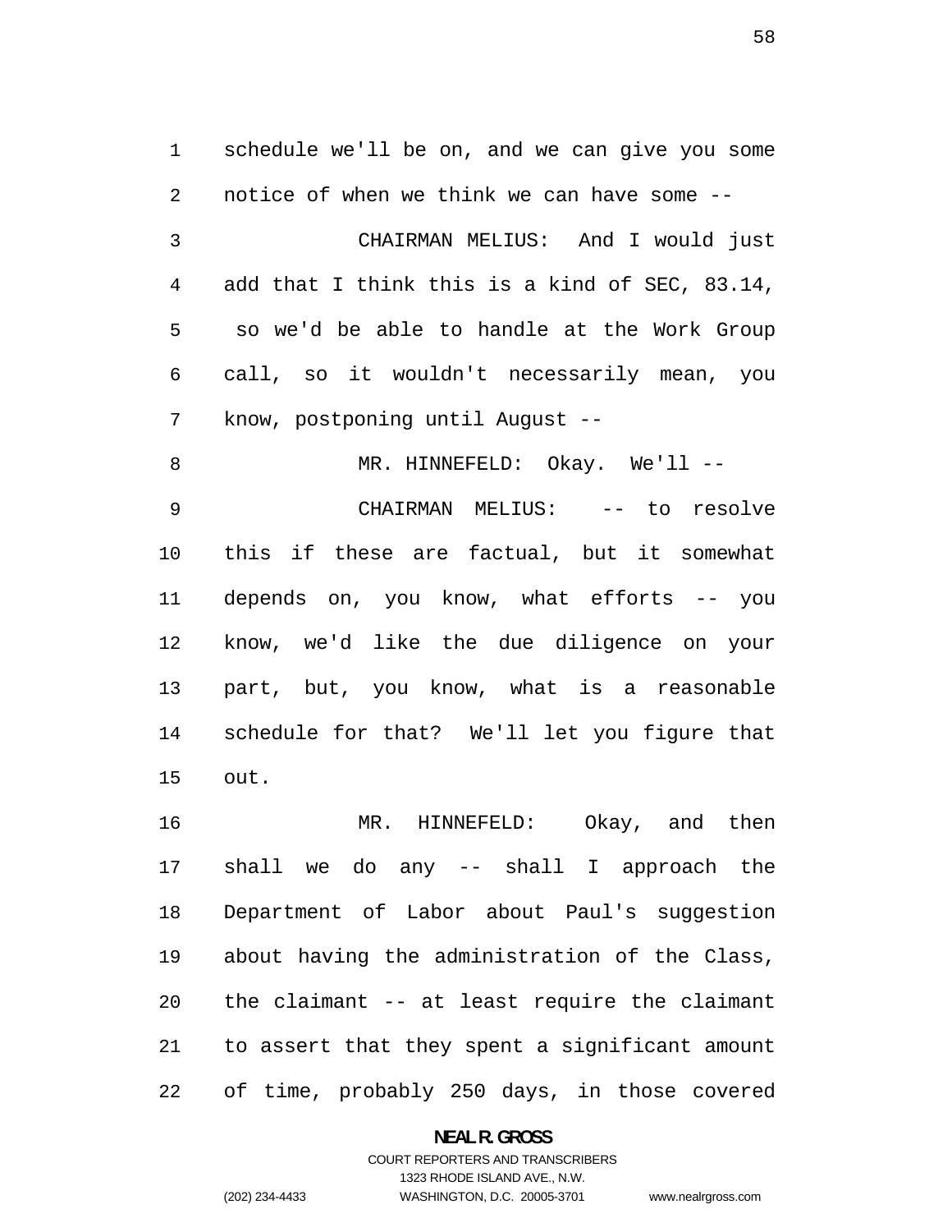schedule we'll be on, and we can give you some notice of when we think we can have some --

CHAIRMAN MELIUS: And I would just add that I think this is a kind of SEC, 83.14, so we'd be able to handle at the Work Group call, so it wouldn't necessarily mean, you know, postponing until August --

MR. HINNEFELD: Okay. We'll --

CHAIRMAN MELIUS: -- to resolve this if these are factual, but it somewhat depends on, you know, what efforts -- you know, we'd like the due diligence on your part, but, you know, what is a reasonable schedule for that? We'll let you figure that out.

MR. HINNEFELD: Okay, and then shall we do any -- shall I approach the Department of Labor about Paul's suggestion about having the administration of the Class, the claimant -- at least require the claimant to assert that they spent a significant amount of time, probably 250 days, in those covered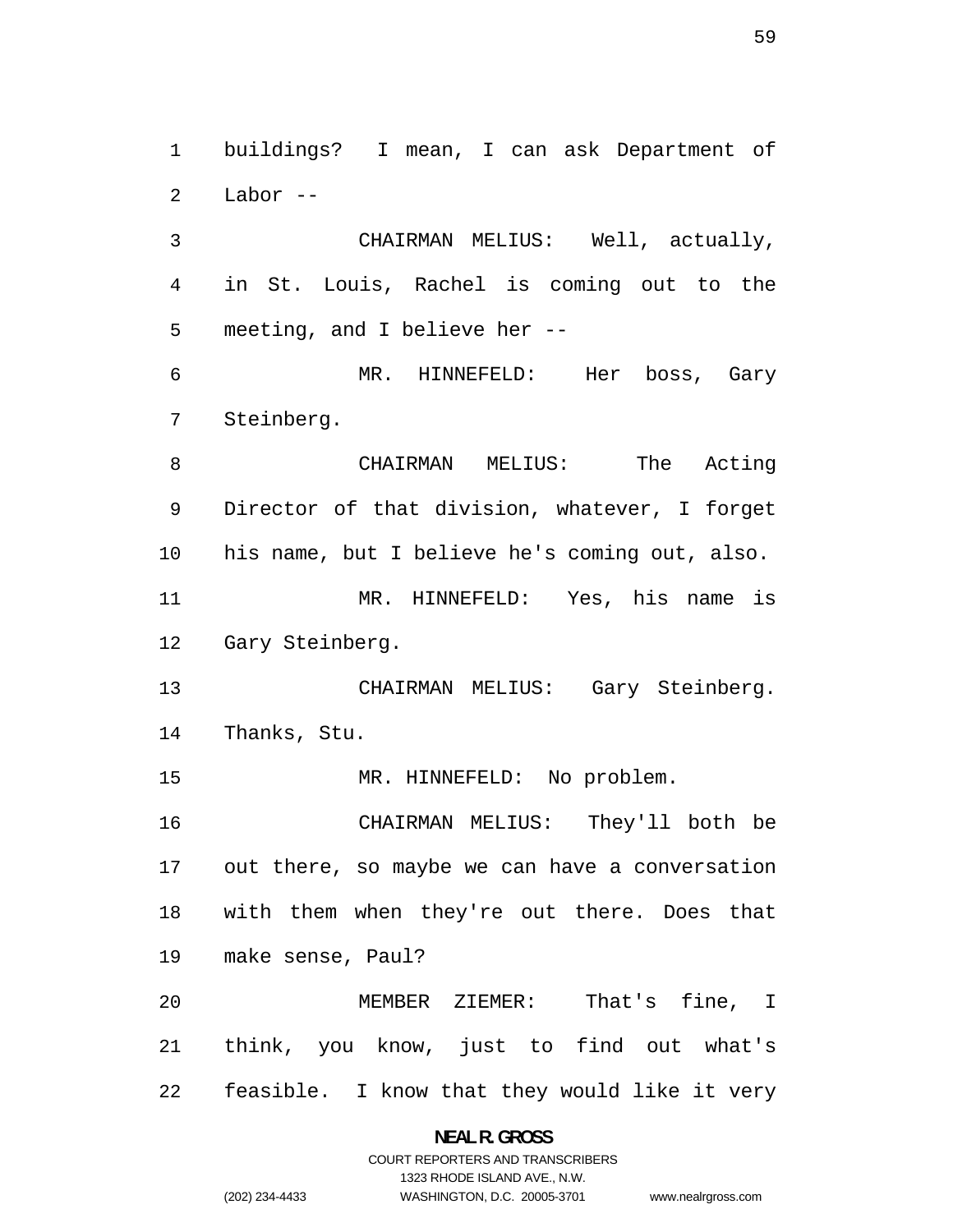buildings? I mean, I can ask Department of Labor --

CHAIRMAN MELIUS: Well, actually, in St. Louis, Rachel is coming out to the meeting, and I believe her --

MR. HINNEFELD: Her boss, Gary Steinberg.

CHAIRMAN MELIUS: The Acting Director of that division, whatever, I forget his name, but I believe he's coming out, also.

MR. HINNEFELD: Yes, his name is Gary Steinberg.

CHAIRMAN MELIUS: Gary Steinberg. Thanks, Stu.

MR. HINNEFELD: No problem.

CHAIRMAN MELIUS: They'll both be out there, so maybe we can have a conversation with them when they're out there. Does that make sense, Paul?

MEMBER ZIEMER: That's fine, I think, you know, just to find out what's feasible. I know that they would like it very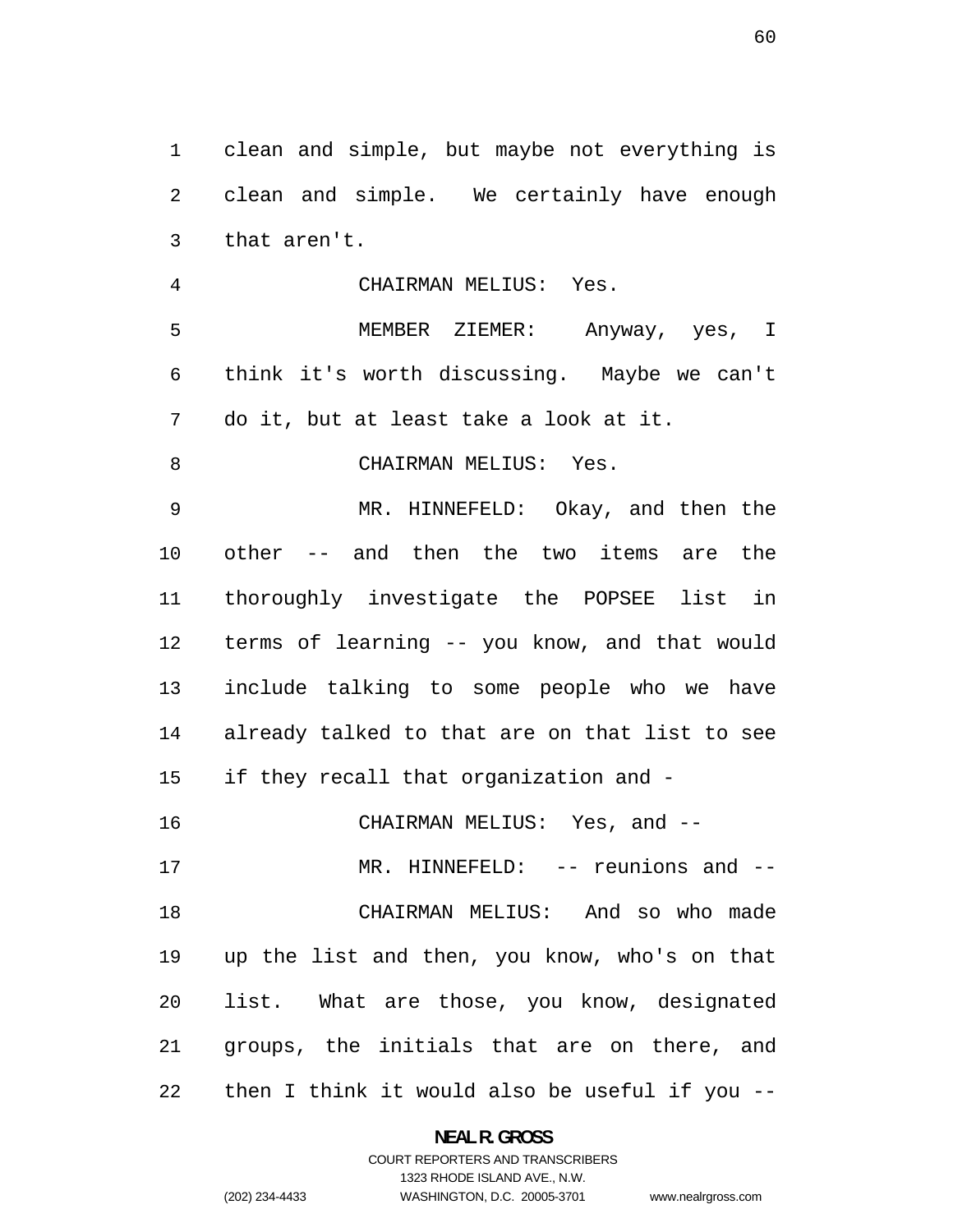clean and simple, but maybe not everything is clean and simple. We certainly have enough that aren't.

CHAIRMAN MELIUS: Yes.

MEMBER ZIEMER: Anyway, yes, I think it's worth discussing. Maybe we can't do it, but at least take a look at it.

CHAIRMAN MELIUS: Yes.

MR. HINNEFELD: Okay, and then the other -- and then the two items are the thoroughly investigate the POPSEE list in terms of learning -- you know, and that would include talking to some people who we have already talked to that are on that list to see if they recall that organization and -

CHAIRMAN MELIUS: Yes, and --

MR. HINNEFELD: -- reunions and --

CHAIRMAN MELIUS: And so who made up the list and then, you know, who's on that list. What are those, you know, designated groups, the initials that are on there, and then I think it would also be useful if you --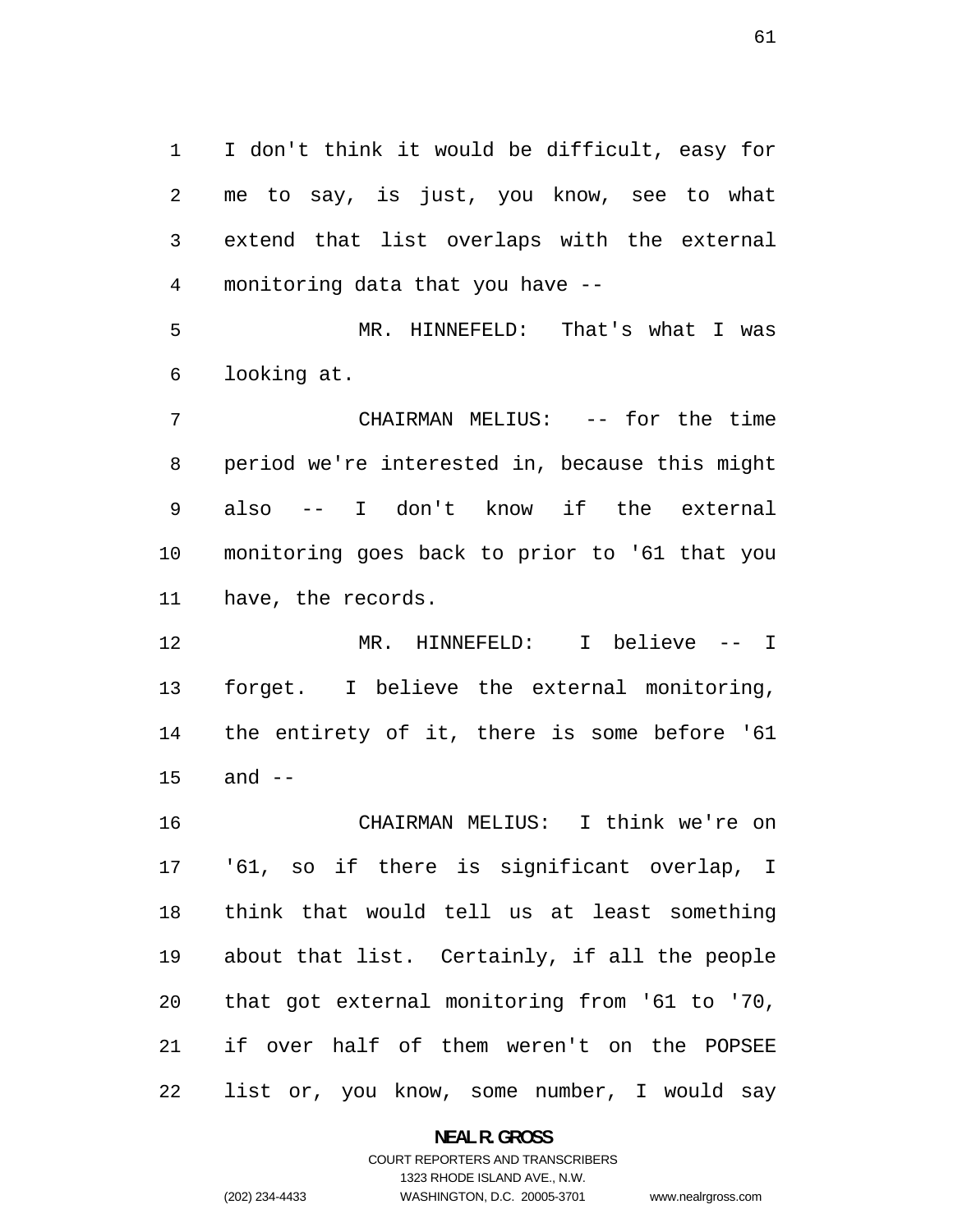I don't think it would be difficult, easy for me to say, is just, you know, see to what extend that list overlaps with the external monitoring data that you have --

MR. HINNEFELD: That's what I was looking at.

CHAIRMAN MELIUS: -- for the time period we're interested in, because this might also -- I don't know if the external monitoring goes back to prior to '61 that you have, the records.

MR. HINNEFELD: I believe -- I forget. I believe the external monitoring, the entirety of it, there is some before '61 and --

CHAIRMAN MELIUS: I think we're on '61, so if there is significant overlap, I think that would tell us at least something about that list. Certainly, if all the people that got external monitoring from '61 to '70, if over half of them weren't on the POPSEE list or, you know, some number, I would say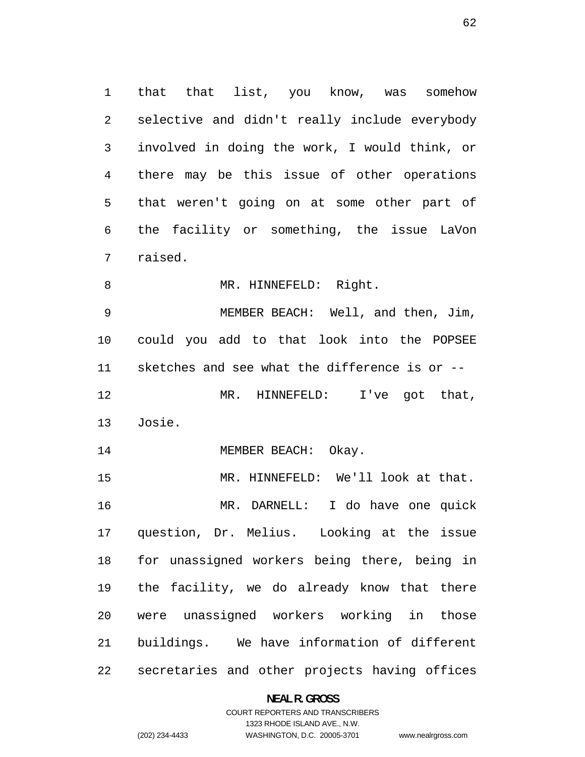that that list, you know, was somehow selective and didn't really include everybody involved in doing the work, I would think, or there may be this issue of other operations that weren't going on at some other part of the facility or something, the issue LaVon raised.

MR. HINNEFELD: Right.

MEMBER BEACH: Well, and then, Jim, could you add to that look into the POPSEE sketches and see what the difference is or --

MR. HINNEFELD: I've got that, Josie.

MEMBER BEACH: Okay.

MR. HINNEFELD: We'll look at that.

MR. DARNELL: I do have one quick question, Dr. Melius. Looking at the issue for unassigned workers being there, being in the facility, we do already know that there were unassigned workers working in those buildings. We have information of different secretaries and other projects having offices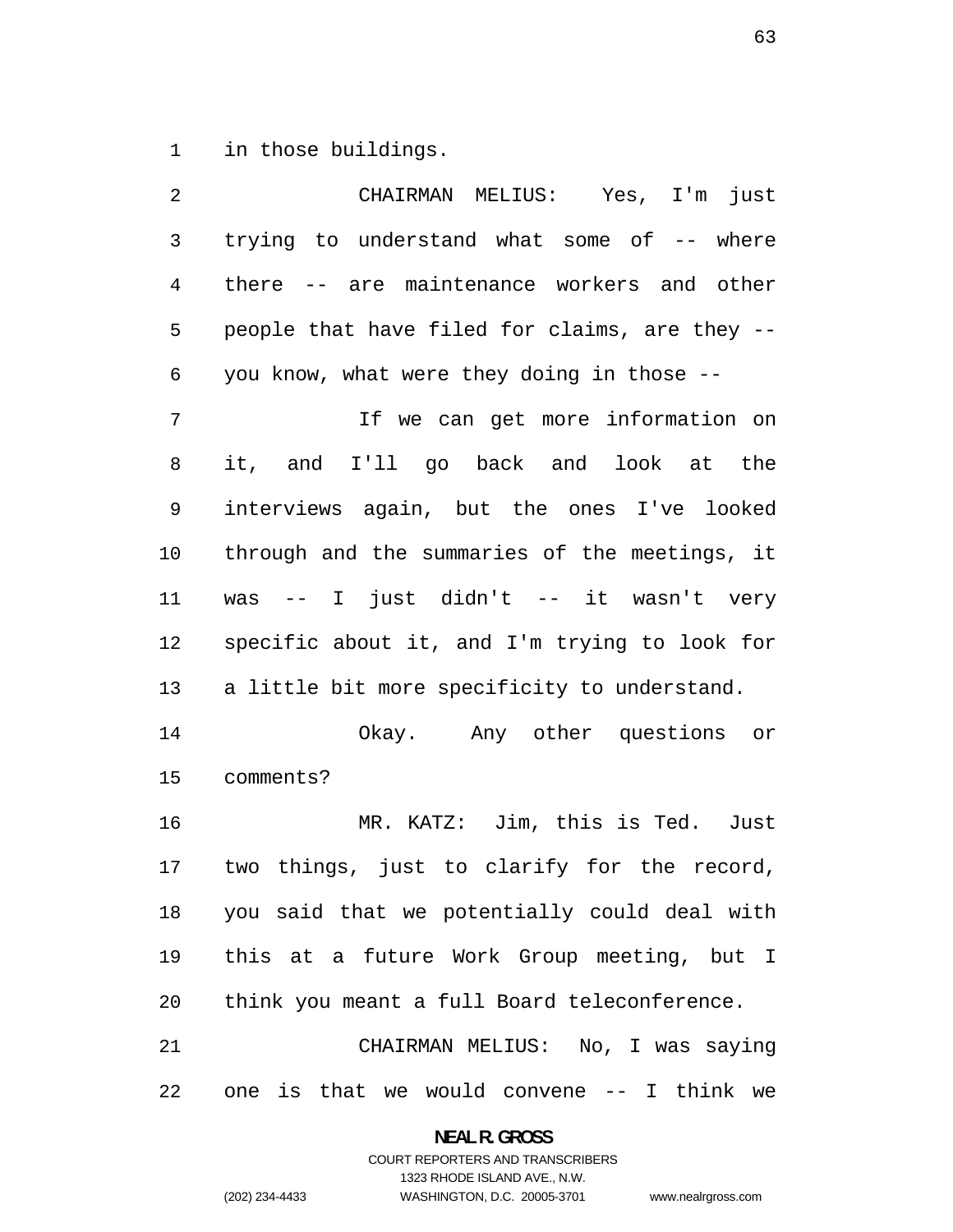in those buildings.

CHAIRMAN MELIUS: Yes, I'm just trying to understand what some of -- where there -- are maintenance workers and other people that have filed for claims, are they -- you know, what were they doing in those --

If we can get more information on it, and I'll go back and look at the interviews again, but the ones I've looked through and the summaries of the meetings, it was -- I just didn't -- it wasn't very specific about it, and I'm trying to look for a little bit more specificity to understand.

Okay. Any other questions or comments?

MR. KATZ: Jim, this is Ted. Just two things, just to clarify for the record, you said that we potentially could deal with this at a future Work Group meeting, but I think you meant a full Board teleconference.

CHAIRMAN MELIUS: No, I was saying one is that we would convene -- I think we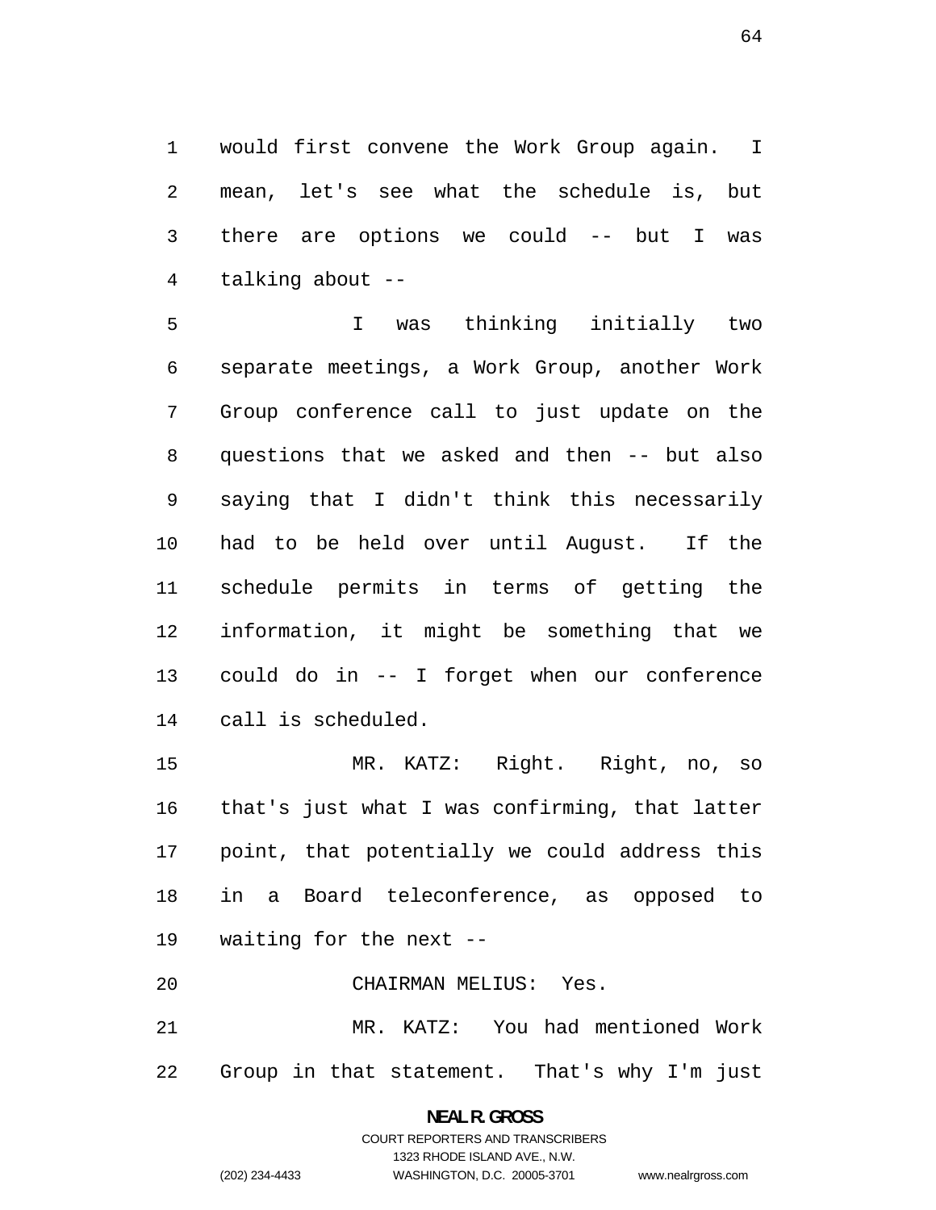would first convene the Work Group again. I mean, let's see what the schedule is, but there are options we could -- but I was talking about --

I was thinking initially two separate meetings, a Work Group, another Work Group conference call to just update on the questions that we asked and then -- but also saying that I didn't think this necessarily had to be held over until August. If the schedule permits in terms of getting the information, it might be something that we could do in -- I forget when our conference call is scheduled.

MR. KATZ: Right. Right, no, so that's just what I was confirming, that latter point, that potentially we could address this in a Board teleconference, as opposed to waiting for the next --

CHAIRMAN MELIUS: Yes.

MR. KATZ: You had mentioned Work Group in that statement. That's why I'm just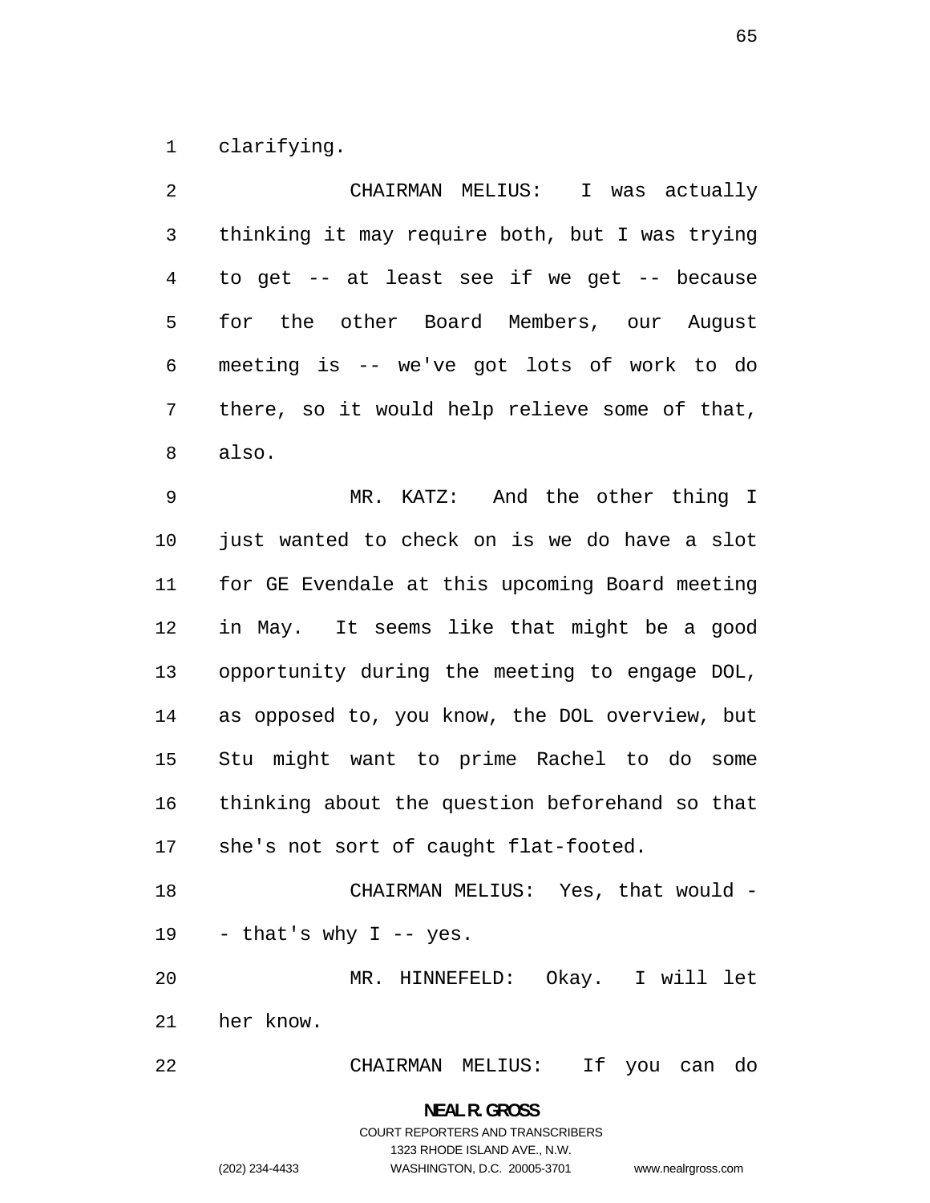clarifying.

CHAIRMAN MELIUS: I was actually thinking it may require both, but I was trying to get -- at least see if we get -- because for the other Board Members, our August meeting is -- we've got lots of work to do there, so it would help relieve some of that, also.

MR. KATZ: And the other thing I just wanted to check on is we do have a slot for GE Evendale at this upcoming Board meeting in May. It seems like that might be a good opportunity during the meeting to engage DOL, as opposed to, you know, the DOL overview, but Stu might want to prime Rachel to do some thinking about the question beforehand so that she's not sort of caught flat-footed.

CHAIRMAN MELIUS: Yes, that would -- that's why I -- yes.

MR. HINNEFELD: Okay. I will let her know.

CHAIRMAN MELIUS: If you can do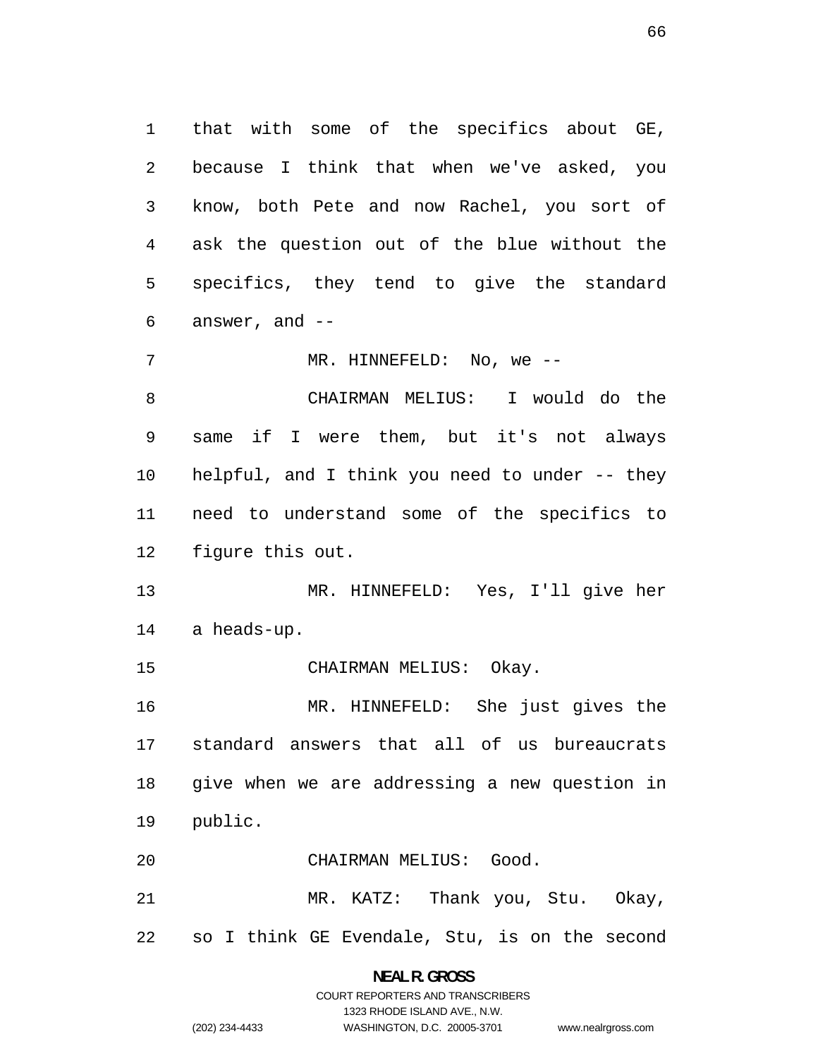that with some of the specifics about GE, because I think that when we've asked, you know, both Pete and now Rachel, you sort of ask the question out of the blue without the specifics, they tend to give the standard answer, and --

MR. HINNEFELD: No, we --

CHAIRMAN MELIUS: I would do the same if I were them, but it's not always helpful, and I think you need to under -- they need to understand some of the specifics to figure this out.

MR. HINNEFELD: Yes, I'll give her a heads-up.

CHAIRMAN MELIUS: Okay.

MR. HINNEFELD: She just gives the standard answers that all of us bureaucrats give when we are addressing a new question in public.

CHAIRMAN MELIUS: Good.

MR. KATZ: Thank you, Stu. Okay, so I think GE Evendale, Stu, is on the second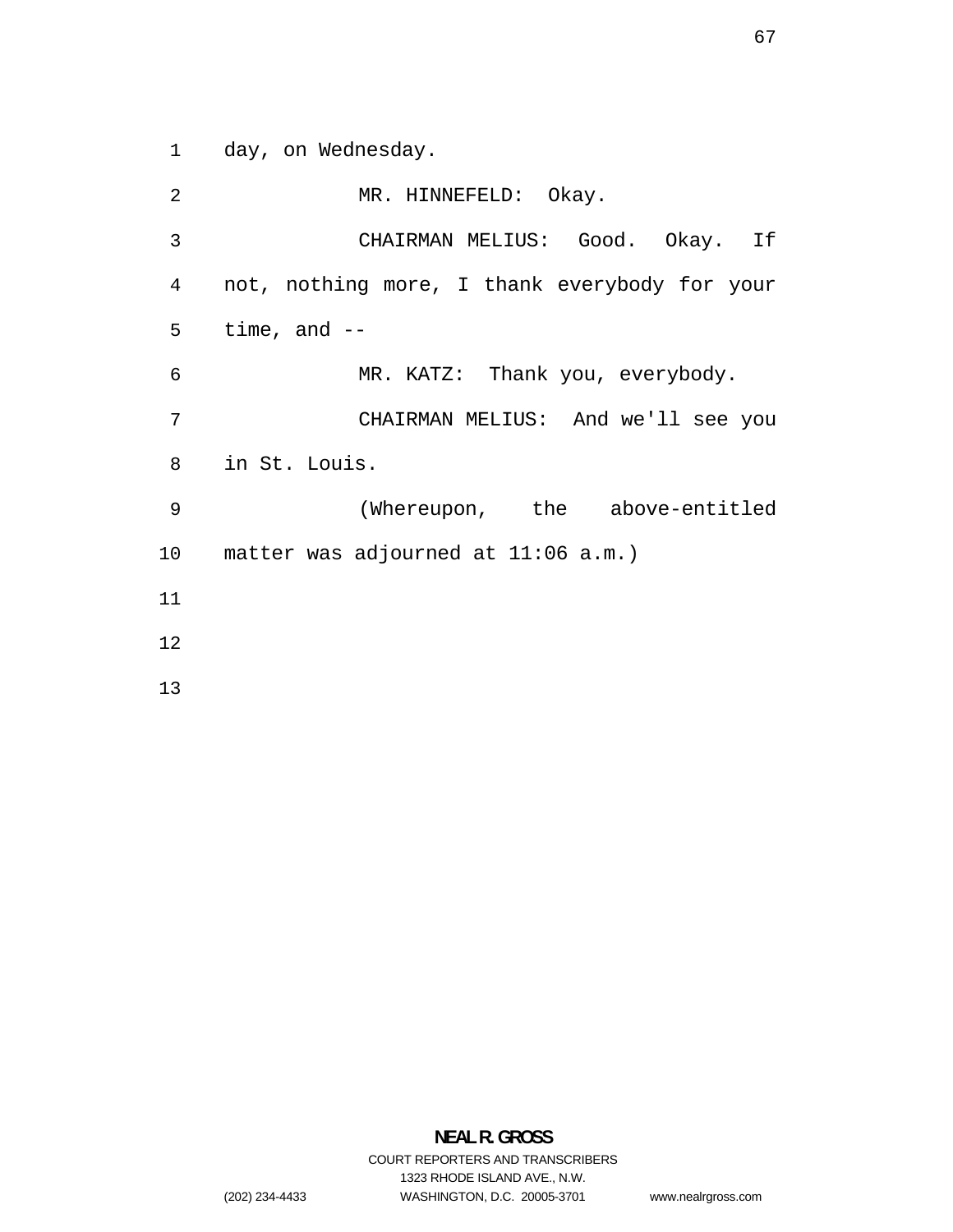day, on Wednesday.

MR. HINNEFELD: Okay.

CHAIRMAN MELIUS: Good. Okay. If not, nothing more, I thank everybody for your time, and --

MR. KATZ: Thank you, everybody.

CHAIRMAN MELIUS: And we'll see you in St. Louis.

(Whereupon, the above-entitled matter was adjourned at 11:06 a.m.)